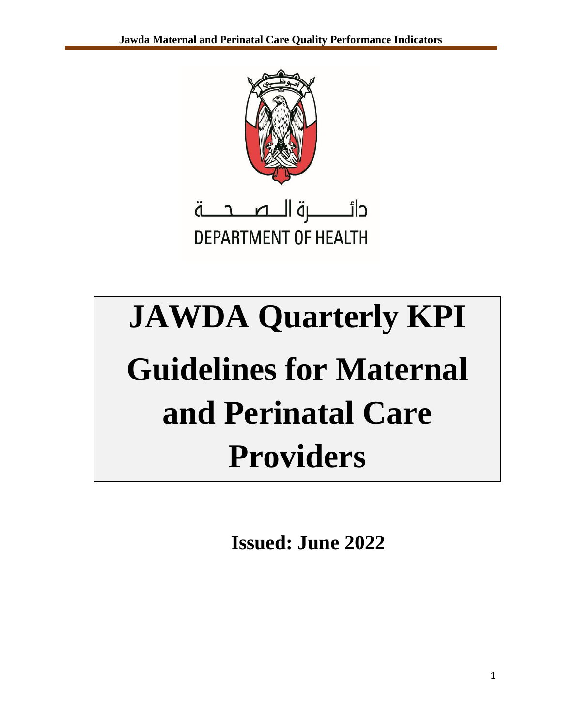دائـــــرة الـصـحـــة
DEPARTMENT OF HEALTH

# JAWDA Quarterly KPI Guidelines for Maternal and Perinatal Care Providers

**Issued: June 2022**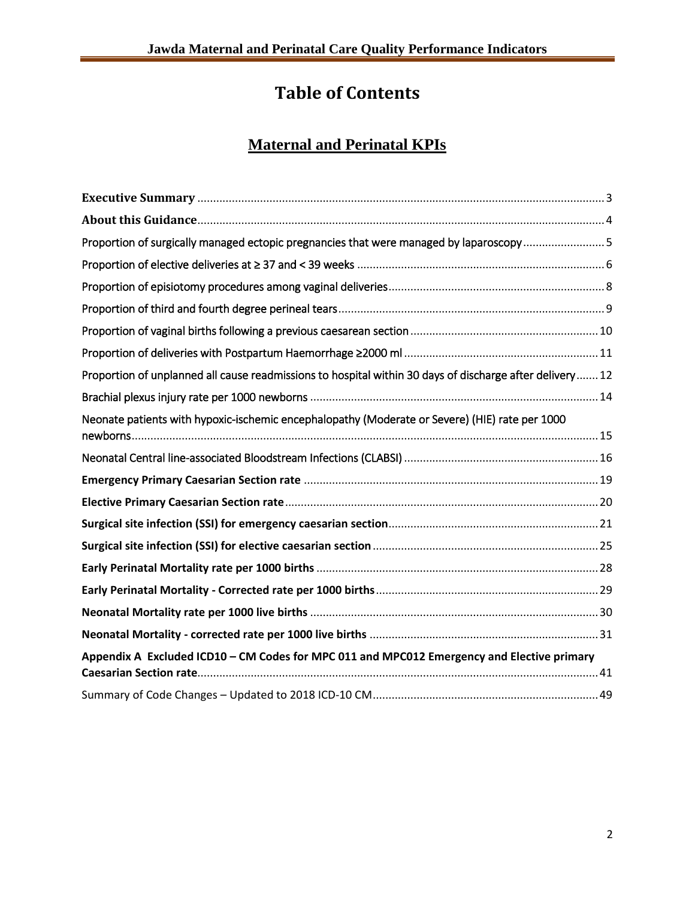# Table of Contents

## Maternal and Perinatal KPIs

**Executive Summary** ........ 3

**About this Guidance** ........ 4

Proportion of surgically managed ectopic pregnancies that were managed by laparoscopy ........ 5

Proportion of elective deliveries at ≥ 37 and < 39 weeks ........ 6

Proportion of episiotomy procedures among vaginal deliveries ........ 8

Proportion of third and fourth degree perineal tears ........ 9

Proportion of vaginal births following a previous caesarean section ........ 10

Proportion of deliveries with Postpartum Haemorrhage ≥2000 ml ........ 11

Proportion of unplanned all cause readmissions to hospital within 30 days of discharge after delivery ........ 12

Brachial plexus injury rate per 1000 newborns ........ 14

Neonate patients with hypoxic-ischemic encephalopathy (Moderate or Severe) (HIE) rate per 1000 newborns ........ 15

Neonatal Central line-associated Bloodstream Infections (CLABSI) ........ 16

**Emergency Primary Caesarian Section rate** ........ 19

**Elective Primary Caesarian Section rate** ........ 20

**Surgical site infection (SSI) for emergency caesarian section** ........ 21

**Surgical site infection (SSI) for elective caesarian section** ........ 25

**Early Perinatal Mortality rate per 1000 births** ........ 28

**Early Perinatal Mortality - Corrected rate per 1000 births** ........ 29

**Neonatal Mortality rate per 1000 live births** ........ 30

**Neonatal Mortality - corrected rate per 1000 live births** ........ 31

**Appendix A Excluded ICD10 – CM Codes for MPC 011 and MPC012 Emergency and Elective primary Caesarian Section rate** ........ 41

Summary of Code Changes – Updated to 2018 ICD-10 CM ........ 49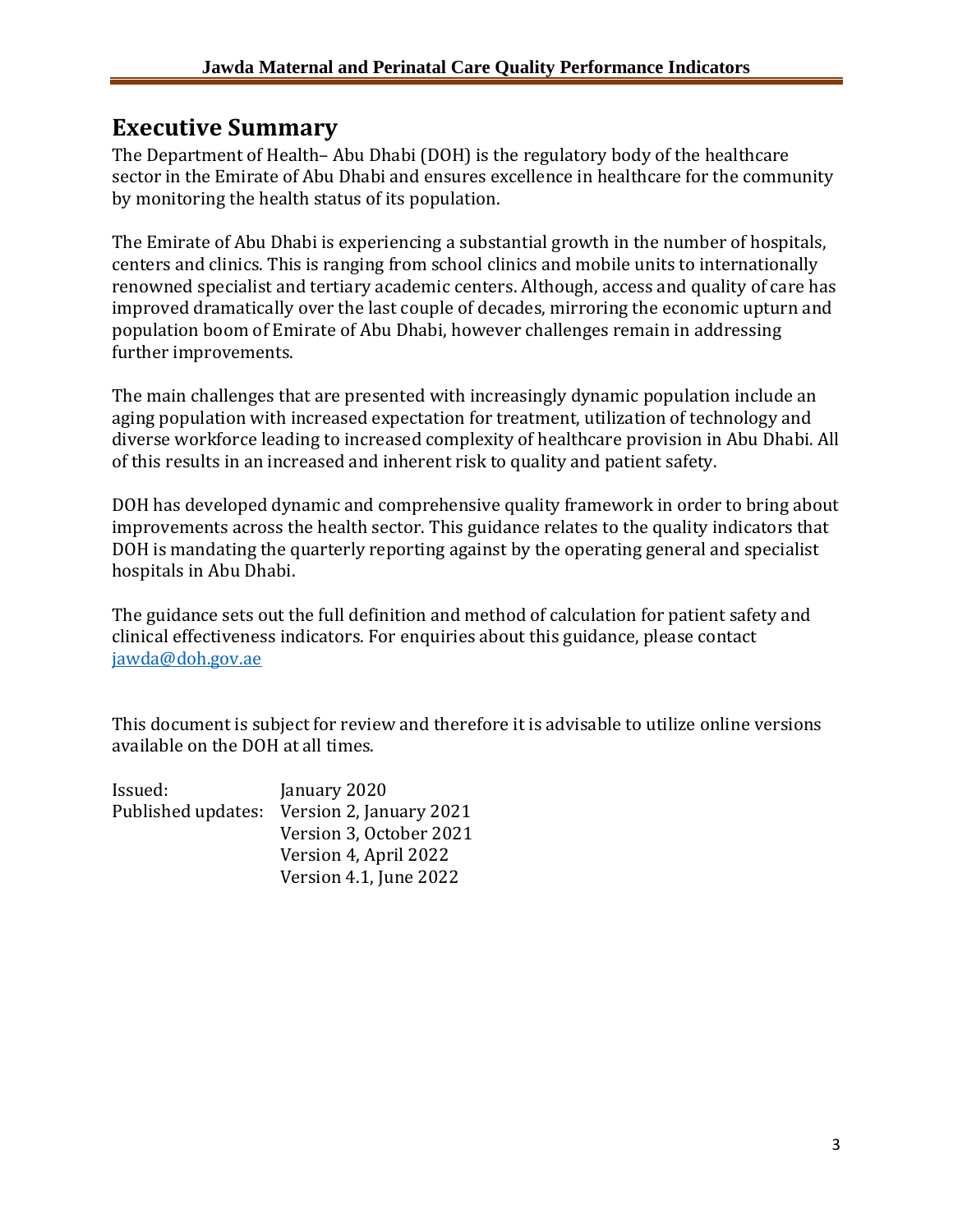# Executive Summary

The Department of Health– Abu Dhabi (DOH) is the regulatory body of the healthcare sector in the Emirate of Abu Dhabi and ensures excellence in healthcare for the community by monitoring the health status of its population.

The Emirate of Abu Dhabi is experiencing a substantial growth in the number of hospitals, centers and clinics. This is ranging from school clinics and mobile units to internationally renowned specialist and tertiary academic centers. Although, access and quality of care has improved dramatically over the last couple of decades, mirroring the economic upturn and population boom of Emirate of Abu Dhabi, however challenges remain in addressing further improvements.

The main challenges that are presented with increasingly dynamic population include an aging population with increased expectation for treatment, utilization of technology and diverse workforce leading to increased complexity of healthcare provision in Abu Dhabi. All of this results in an increased and inherent risk to quality and patient safety.

DOH has developed dynamic and comprehensive quality framework in order to bring about improvements across the health sector. This guidance relates to the quality indicators that DOH is mandating the quarterly reporting against by the operating general and specialist hospitals in Abu Dhabi.

The guidance sets out the full definition and method of calculation for patient safety and clinical effectiveness indicators. For enquiries about this guidance, please contact jawda@doh.gov.ae

This document is subject for review and therefore it is advisable to utilize online versions available on the DOH at all times.

Issued: January 2020

Published updates: Version 2, January 2021
Version 3, October 2021
Version 4, April 2022
Version 4.1, June 2022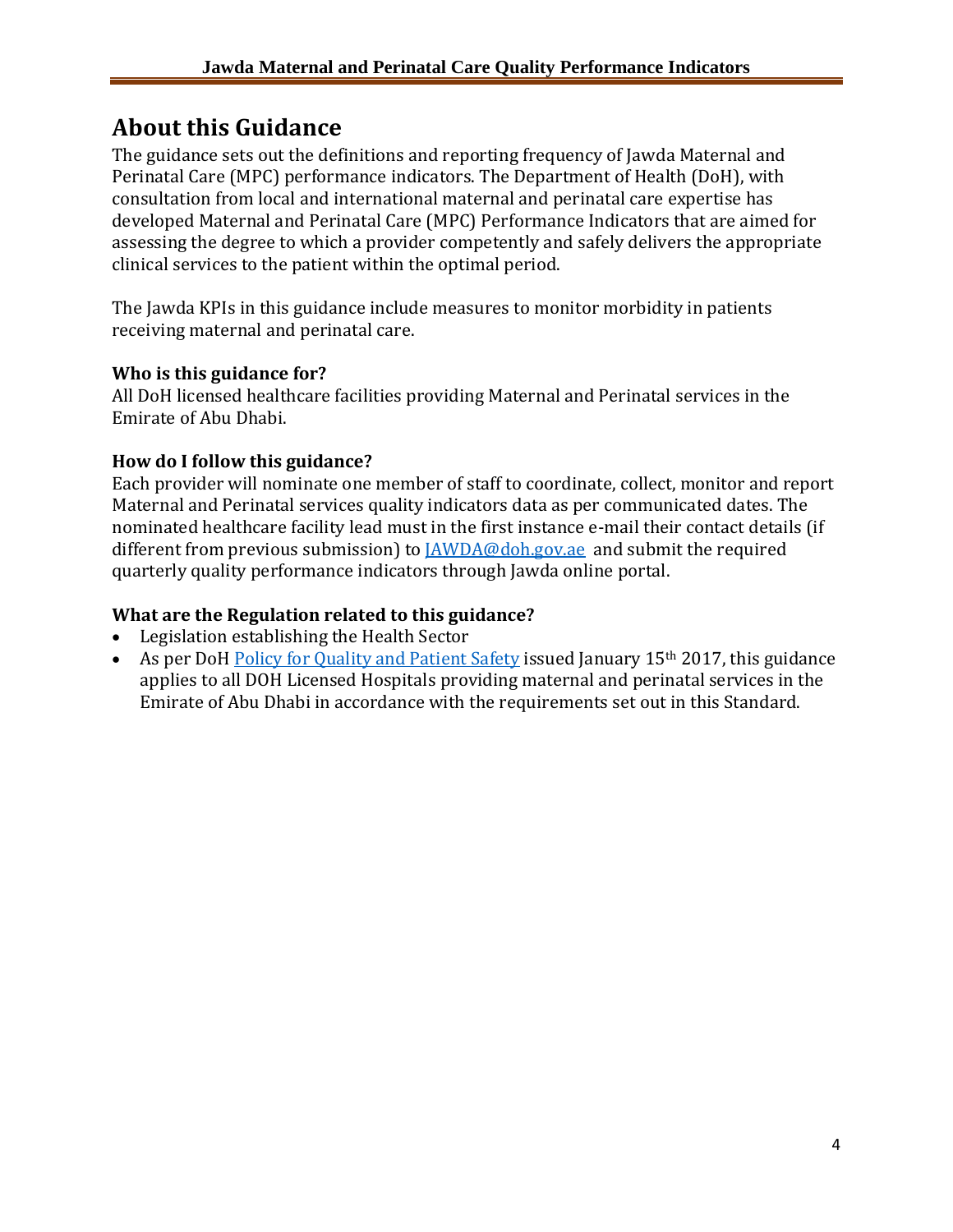# About this Guidance

The guidance sets out the definitions and reporting frequency of Jawda Maternal and Perinatal Care (MPC) performance indicators. The Department of Health (DoH), with consultation from local and international maternal and perinatal care expertise has developed Maternal and Perinatal Care (MPC) Performance Indicators that are aimed for assessing the degree to which a provider competently and safely delivers the appropriate clinical services to the patient within the optimal period.

The Jawda KPIs in this guidance include measures to monitor morbidity in patients receiving maternal and perinatal care.

### Who is this guidance for?

All DoH licensed healthcare facilities providing Maternal and Perinatal services in the Emirate of Abu Dhabi.

### How do I follow this guidance?

Each provider will nominate one member of staff to coordinate, collect, monitor and report Maternal and Perinatal services quality indicators data as per communicated dates. The nominated healthcare facility lead must in the first instance e-mail their contact details (if different from previous submission) to JAWDA@doh.gov.ae and submit the required quarterly quality performance indicators through Jawda online portal.

### What are the Regulation related to this guidance?

- Legislation establishing the Health Sector
- As per DoH Policy for Quality and Patient Safety issued January 15th 2017, this guidance applies to all DOH Licensed Hospitals providing maternal and perinatal services in the Emirate of Abu Dhabi in accordance with the requirements set out in this Standard.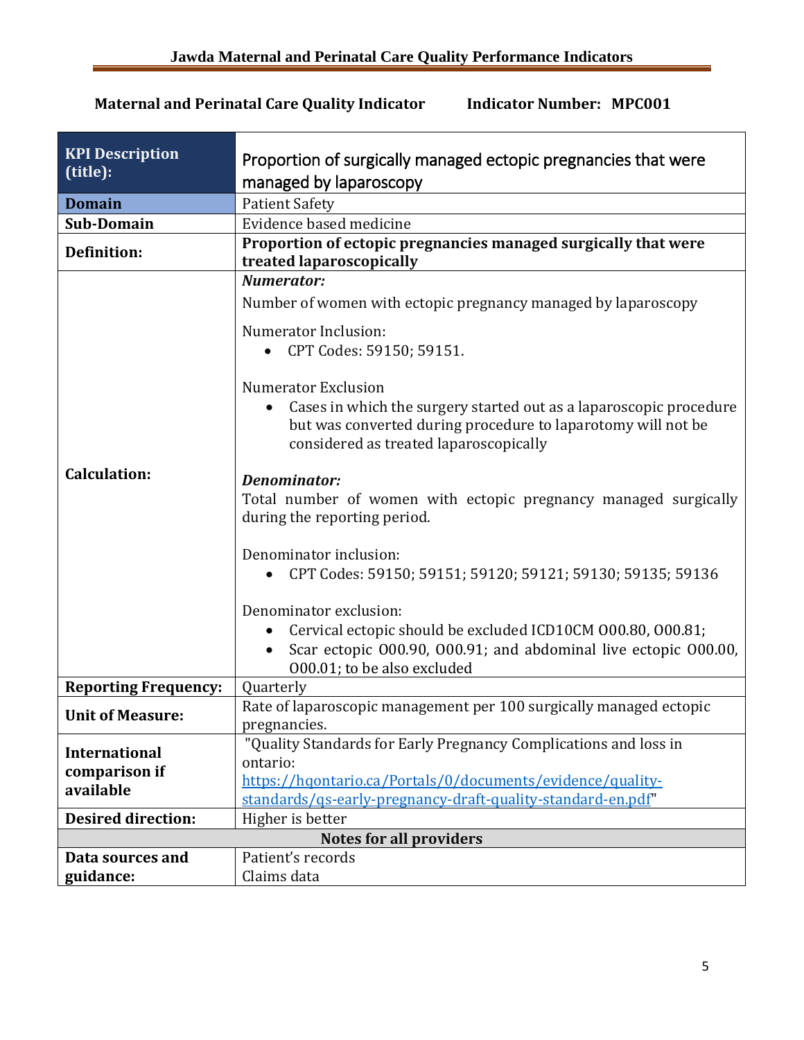**Maternal and Perinatal Care Quality Indicator** **Indicator Number: MPC001**

| **KPI Description (title):** | Proportion of surgically managed ectopic pregnancies that were managed by laparoscopy |
|---|---|
| **Domain** | Patient Safety |
| **Sub-Domain** | Evidence based medicine |
| **Definition:** | **Proportion of ectopic pregnancies managed surgically that were treated laparoscopically** |
| **Calculation:** | ***Numerator:*** <br> Number of women with ectopic pregnancy managed by laparoscopy <br><br> Numerator Inclusion: <br> • CPT Codes: 59150; 59151. <br><br> Numerator Exclusion <br> • Cases in which the surgery started out as a laparoscopic procedure but was converted during procedure to laparotomy will not be considered as treated laparoscopically <br><br> ***Denominator:*** <br> Total number of women with ectopic pregnancy managed surgically during the reporting period. <br><br> Denominator inclusion: <br> • CPT Codes: 59150; 59151; 59120; 59121; 59130; 59135; 59136 <br><br> Denominator exclusion: <br> • Cervical ectopic should be excluded ICD10CM O00.80, O00.81; <br> • Scar ectopic O00.90, O00.91; and abdominal live ectopic O00.00, O00.01; to be also excluded |
| **Reporting Frequency:** | Quarterly |
| **Unit of Measure:** | Rate of laparoscopic management per 100 surgically managed ectopic pregnancies. |
| **International comparison if available** | "Quality Standards for Early Pregnancy Complications and loss in ontario: https://hqontario.ca/Portals/0/documents/evidence/quality-standards/qs-early-pregnancy-draft-quality-standard-en.pdf" |
| **Desired direction:** | Higher is better |
| **Notes for all providers** | |
| **Data sources and guidance:** | Patient's records <br> Claims data |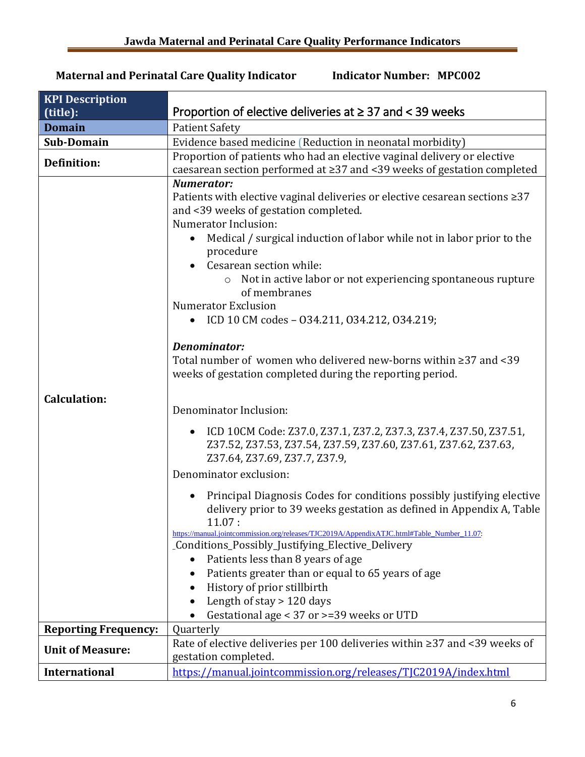**Maternal and Perinatal Care Quality Indicator** **Indicator Number: MPC002**

| **KPI Description (title):** | Proportion of elective deliveries at ≥ 37 and < 39 weeks |
|---|---|
| **Domain** | Patient Safety |
| **Sub-Domain** | Evidence based medicine (Reduction in neonatal morbidity) |
| **Definition:** | Proportion of patients who had an elective vaginal delivery or elective caesarean section performed at ≥37 and <39 weeks of gestation completed |
| **Calculation:** | ***Numerator:***<br>Patients with elective vaginal deliveries or elective cesarean sections ≥37 and <39 weeks of gestation completed.<br>Numerator Inclusion:<br>• Medical / surgical induction of labor while not in labor prior to the procedure<br>• Cesarean section while:<br>&nbsp;&nbsp;&nbsp;&nbsp;○ Not in active labor or not experiencing spontaneous rupture of membranes<br>Numerator Exclusion<br>• ICD 10 CM codes – O34.211, O34.212, O34.219;<br><br>***Denominator:***<br>Total number of women who delivered new-borns within ≥37 and <39 weeks of gestation completed during the reporting period.<br><br>Denominator Inclusion:<br>• ICD 10CM Code: Z37.0, Z37.1, Z37.2, Z37.3, Z37.4, Z37.50, Z37.51, Z37.52, Z37.53, Z37.54, Z37.59, Z37.60, Z37.61, Z37.62, Z37.63, Z37.64, Z37.69, Z37.7, Z37.9,<br>Denominator exclusion:<br>• Principal Diagnosis Codes for conditions possibly justifying elective delivery prior to 39 weeks gestation as defined in Appendix A, Table 11.07 : https://manual.jointcommission.org/releases/TJC2019A/AppendixATJC.html#Table_Number_11.07: _Conditions_Possibly_Justifying_Elective_Delivery<br>• Patients less than 8 years of age<br>• Patients greater than or equal to 65 years of age<br>• History of prior stillbirth<br>• Length of stay > 120 days<br>• Gestational age < 37 or >=39 weeks or UTD |
| **Reporting Frequency:** | Quarterly |
| **Unit of Measure:** | Rate of elective deliveries per 100 deliveries within ≥37 and <39 weeks of gestation completed. |
| **International** | https://manual.jointcommission.org/releases/TJC2019A/index.html |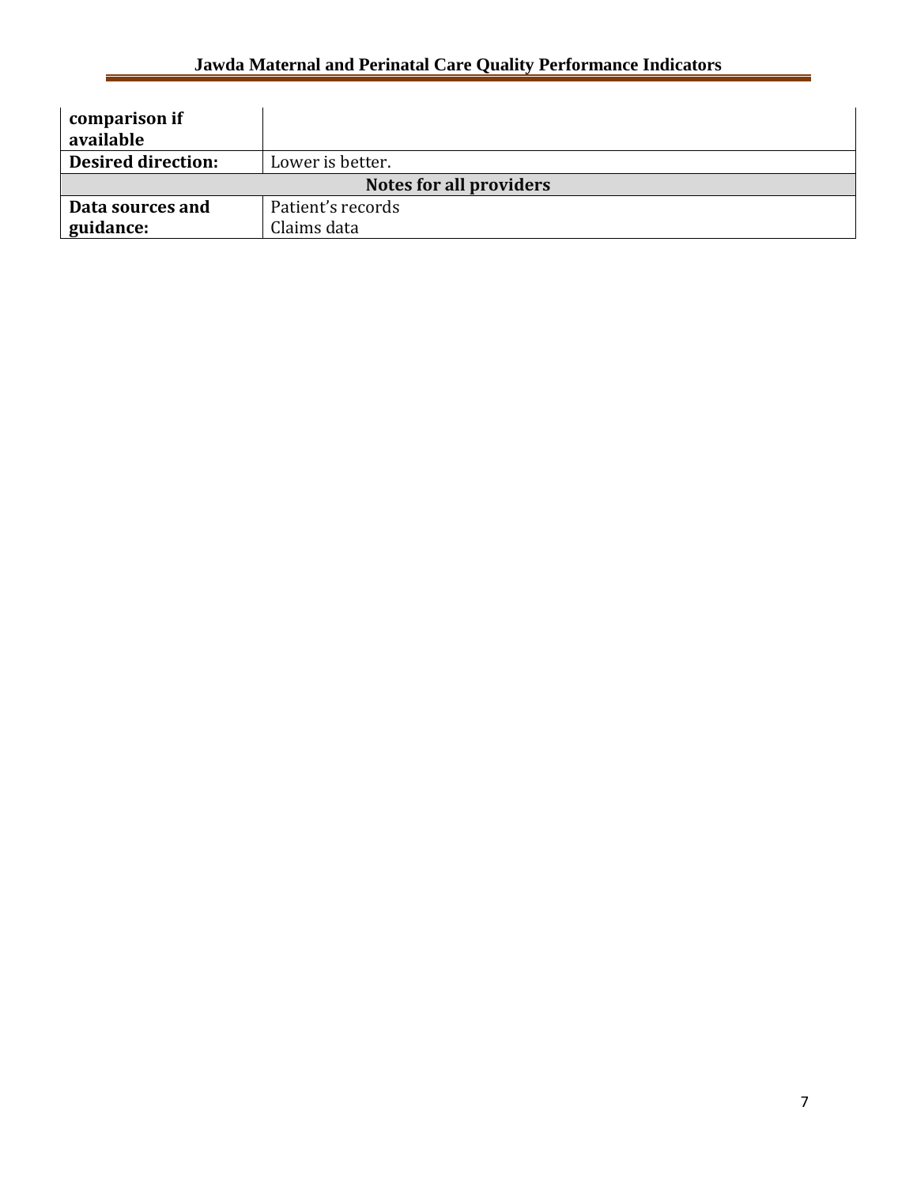| comparison if available | |
|---|---|
| **Desired direction:** | Lower is better. |
| **Notes for all providers** | |
| **Data sources and guidance:** | Patient's records<br>Claims data |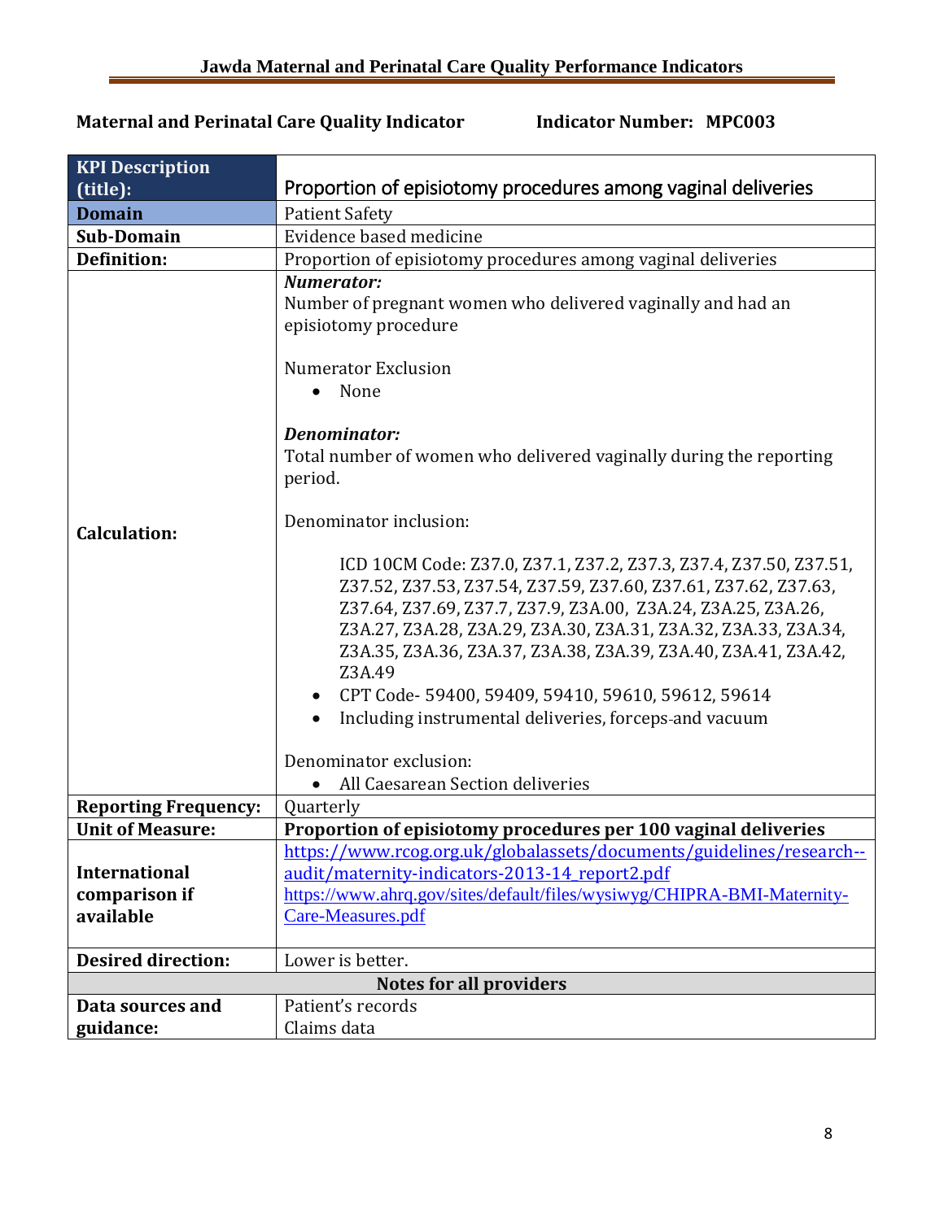**Maternal and Perinatal Care Quality Indicator** **Indicator Number: MPC003**

| **KPI Description (title):** | Proportion of episiotomy procedures among vaginal deliveries |
|---|---|
| **Domain** | Patient Safety |
| **Sub-Domain** | Evidence based medicine |
| **Definition:** | Proportion of episiotomy procedures among vaginal deliveries |
| **Calculation:** | ***Numerator:***<br>Number of pregnant women who delivered vaginally and had an episiotomy procedure<br><br>Numerator Exclusion<br>• None<br><br>***Denominator:***<br>Total number of women who delivered vaginally during the reporting period.<br><br>Denominator inclusion:<br><br>ICD 10CM Code: Z37.0, Z37.1, Z37.2, Z37.3, Z37.4, Z37.50, Z37.51, Z37.52, Z37.53, Z37.54, Z37.59, Z37.60, Z37.61, Z37.62, Z37.63, Z37.64, Z37.69, Z37.7, Z37.9, Z3A.00, Z3A.24, Z3A.25, Z3A.26, Z3A.27, Z3A.28, Z3A.29, Z3A.30, Z3A.31, Z3A.32, Z3A.33, Z3A.34, Z3A.35, Z3A.36, Z3A.37, Z3A.38, Z3A.39, Z3A.40, Z3A.41, Z3A.42, Z3A.49<br>• CPT Code- 59400, 59409, 59410, 59610, 59612, 59614<br>• Including instrumental deliveries, forceps and vacuum<br><br>Denominator exclusion:<br>• All Caesarean Section deliveries |
| **Reporting Frequency:** | Quarterly |
| **Unit of Measure:** | **Proportion of episiotomy procedures per 100 vaginal deliveries** |
| **International comparison if available** | https://www.rcog.org.uk/globalassets/documents/guidelines/research--audit/maternity-indicators-2013-14_report2.pdf<br>https://www.ahrq.gov/sites/default/files/wysiwyg/CHIPRA-BMI-Maternity-Care-Measures.pdf |
| **Desired direction:** | Lower is better. |
| **Notes for all providers** | |
| **Data sources and guidance:** | Patient's records<br>Claims data |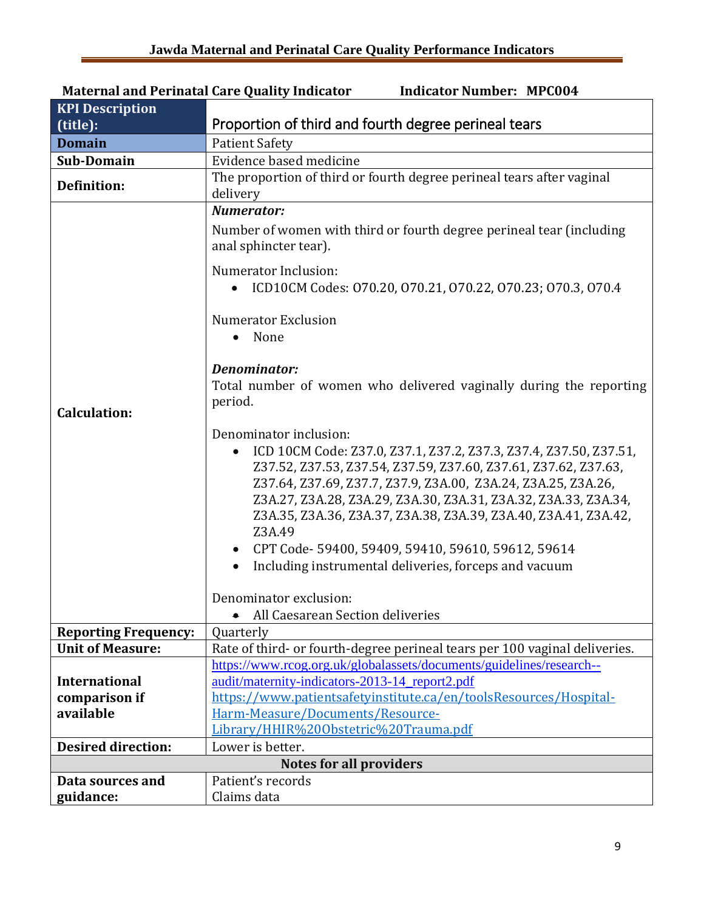**Maternal and Perinatal Care Quality Indicator Indicator Number: MPC004**

| KPI Description (title): | Proportion of third and fourth degree perineal tears |
|---|---|
| **Domain** | Patient Safety |
| **Sub-Domain** | Evidence based medicine |
| **Definition:** | The proportion of third or fourth degree perineal tears after vaginal delivery |
| **Calculation:** | ***Numerator:***<br>Number of women with third or fourth degree perineal tear (including anal sphincter tear).<br><br>Numerator Inclusion:<br>• ICD10CM Codes: O70.20, O70.21, O70.22, O70.23; O70.3, O70.4<br><br>Numerator Exclusion<br>• None<br><br>***Denominator:***<br>Total number of women who delivered vaginally during the reporting period.<br><br>Denominator inclusion:<br>• ICD 10CM Code: Z37.0, Z37.1, Z37.2, Z37.3, Z37.4, Z37.50, Z37.51, Z37.52, Z37.53, Z37.54, Z37.59, Z37.60, Z37.61, Z37.62, Z37.63, Z37.64, Z37.69, Z37.7, Z37.9, Z3A.00, Z3A.24, Z3A.25, Z3A.26, Z3A.27, Z3A.28, Z3A.29, Z3A.30, Z3A.31, Z3A.32, Z3A.33, Z3A.34, Z3A.35, Z3A.36, Z3A.37, Z3A.38, Z3A.39, Z3A.40, Z3A.41, Z3A.42, Z3A.49<br>• CPT Code- 59400, 59409, 59410, 59610, 59612, 59614<br>• Including instrumental deliveries, forceps and vacuum<br><br>Denominator exclusion:<br>• All Caesarean Section deliveries |
| **Reporting Frequency:** | Quarterly |
| **Unit of Measure:** | Rate of third- or fourth-degree perineal tears per 100 vaginal deliveries. |
| **International comparison if available** | https://www.rcog.org.uk/globalassets/documents/guidelines/research--audit/maternity-indicators-2013-14_report2.pdf<br>https://www.patientsafetyinstitute.ca/en/toolsResources/Hospital-Harm-Measure/Documents/Resource-Library/HHIR%20Obstetric%20Trauma.pdf |
| **Desired direction:** | Lower is better. |
| **Notes for all providers** | |
| **Data sources and guidance:** | Patient's records<br>Claims data |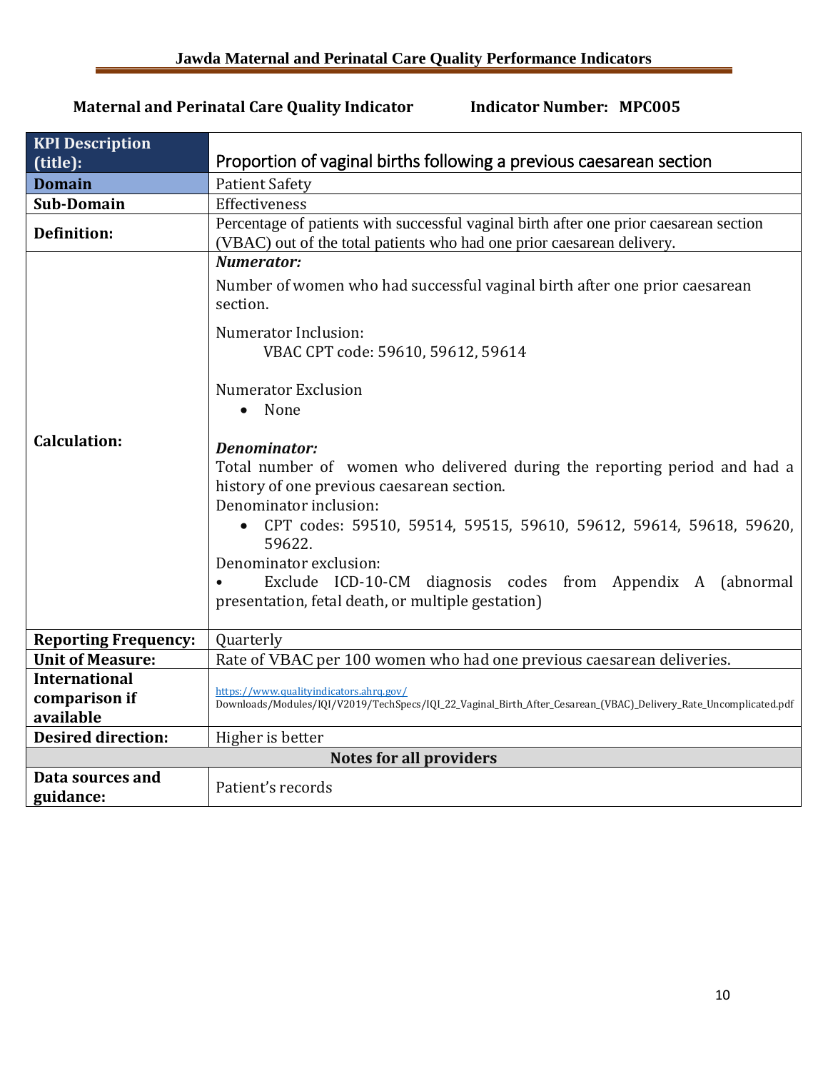**Maternal and Perinatal Care Quality Indicator Indicator Number: MPC005**

| **KPI Description (title):** | Proportion of vaginal births following a previous caesarean section |
|---|---|
| **Domain** | Patient Safety |
| **Sub-Domain** | Effectiveness |
| **Definition:** | Percentage of patients with successful vaginal birth after one prior caesarean section (VBAC) out of the total patients who had one prior caesarean delivery. |
| **Calculation:** | ***Numerator:*** <br> Number of women who had successful vaginal birth after one prior caesarean section. <br><br> Numerator Inclusion: <br> VBAC CPT code: 59610, 59612, 59614 <br><br> Numerator Exclusion <br> • None <br><br> ***Denominator:*** <br> Total number of women who delivered during the reporting period and had a history of one previous caesarean section. <br> Denominator inclusion: <br> • CPT codes: 59510, 59514, 59515, 59610, 59612, 59614, 59618, 59620, 59622. <br> Denominator exclusion: <br> • Exclude ICD-10-CM diagnosis codes from Appendix A (abnormal presentation, fetal death, or multiple gestation) |
| **Reporting Frequency:** | Quarterly |
| **Unit of Measure:** | Rate of VBAC per 100 women who had one previous caesarean deliveries. |
| **International comparison if available** | https://www.qualityindicators.ahrq.gov/ Downloads/Modules/IQI/V2019/TechSpecs/IQI_22_Vaginal_Birth_After_Cesarean_(VBAC)_Delivery_Rate_Uncomplicated.pdf |
| **Desired direction:** | Higher is better |
| **Notes for all providers** | |
| **Data sources and guidance:** | Patient's records |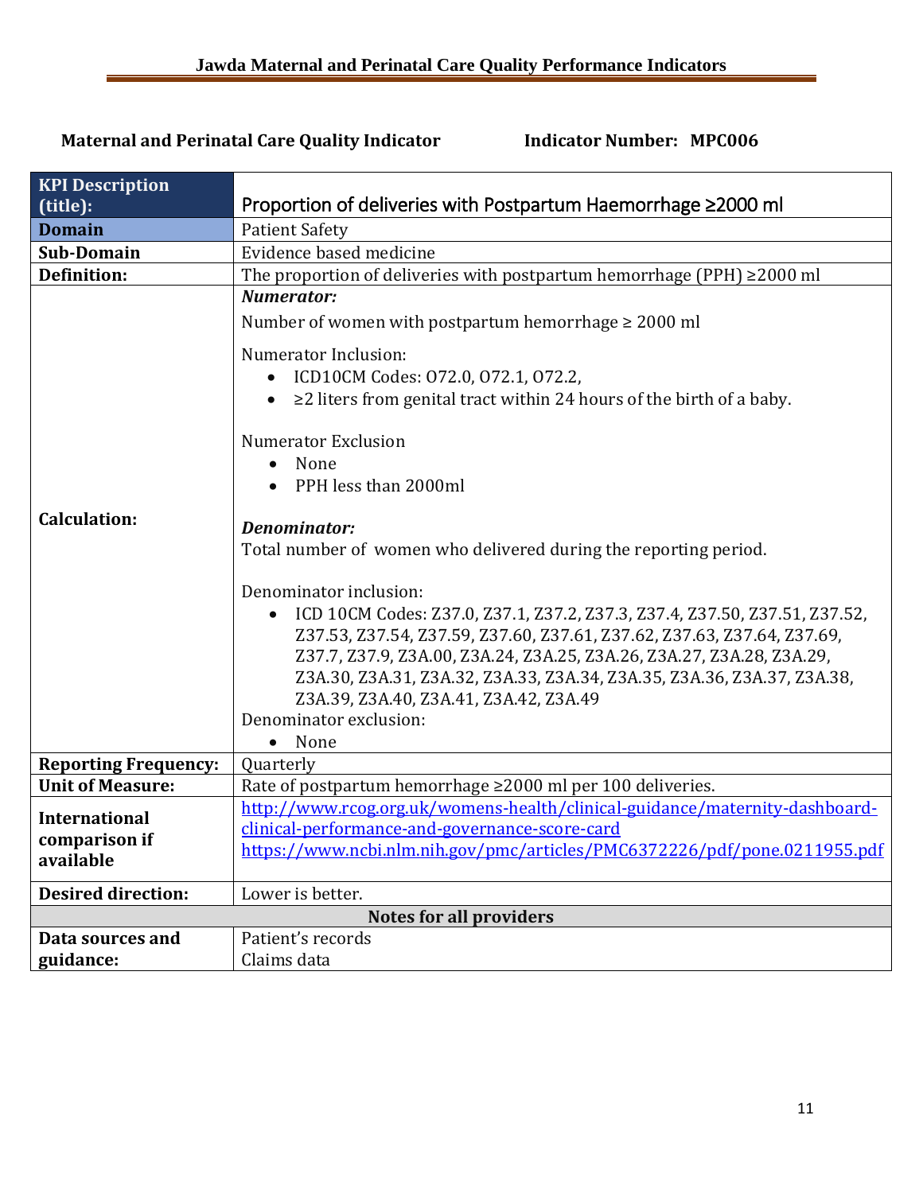**Maternal and Perinatal Care Quality Indicator** **Indicator Number: MPC006**

| KPI Description (title): | Proportion of deliveries with Postpartum Haemorrhage ≥2000 ml |
|---|---|
| Domain | Patient Safety |
| Sub-Domain | Evidence based medicine |
| Definition: | The proportion of deliveries with postpartum hemorrhage (PPH) ≥2000 ml |
| Calculation: | ***Numerator:***<br>Number of women with postpartum hemorrhage ≥ 2000 ml<br><br>Numerator Inclusion:<br>• ICD10CM Codes: O72.0, O72.1, O72.2,<br>• ≥2 liters from genital tract within 24 hours of the birth of a baby.<br><br>Numerator Exclusion<br>• None<br>• PPH less than 2000ml<br><br>***Denominator:***<br>Total number of women who delivered during the reporting period.<br><br>Denominator inclusion:<br>• ICD 10CM Codes: Z37.0, Z37.1, Z37.2, Z37.3, Z37.4, Z37.50, Z37.51, Z37.52, Z37.53, Z37.54, Z37.59, Z37.60, Z37.61, Z37.62, Z37.63, Z37.64, Z37.69, Z37.7, Z37.9, Z3A.00, Z3A.24, Z3A.25, Z3A.26, Z3A.27, Z3A.28, Z3A.29, Z3A.30, Z3A.31, Z3A.32, Z3A.33, Z3A.34, Z3A.35, Z3A.36, Z3A.37, Z3A.38, Z3A.39, Z3A.40, Z3A.41, Z3A.42, Z3A.49<br>Denominator exclusion:<br>• None |
| Reporting Frequency: | Quarterly |
| Unit of Measure: | Rate of postpartum hemorrhage ≥2000 ml per 100 deliveries. |
| International comparison if available | http://www.rcog.org.uk/womens-health/clinical-guidance/maternity-dashboard-clinical-performance-and-governance-score-card<br>https://www.ncbi.nlm.nih.gov/pmc/articles/PMC6372226/pdf/pone.0211955.pdf |
| Desired direction: | Lower is better. |
| **Notes for all providers** | |
| Data sources and guidance: | Patient's records<br>Claims data |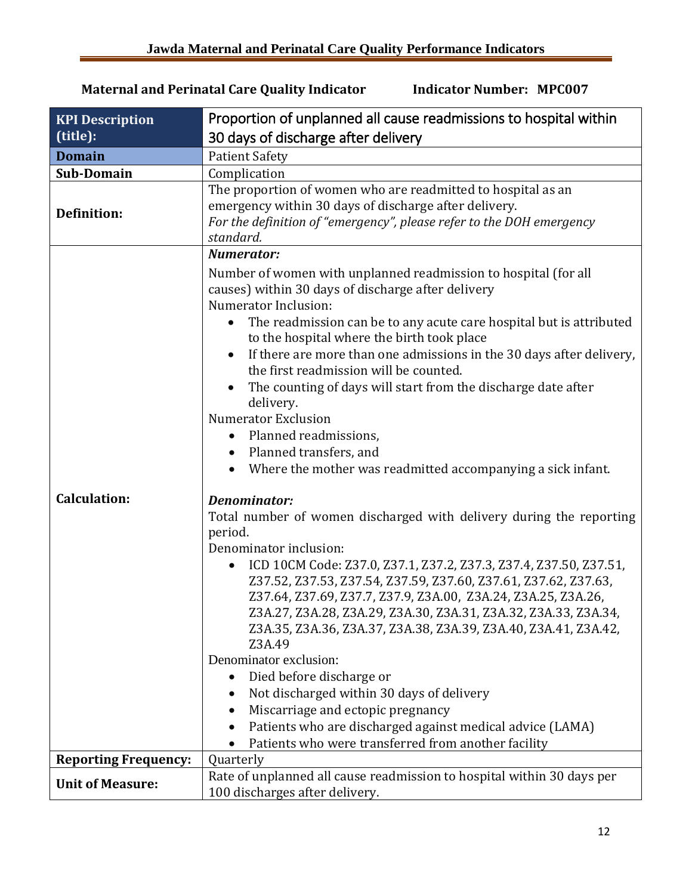**Maternal and Perinatal Care Quality Indicator** **Indicator Number: MPC007**

| | |
|---|---|
| **KPI Description (title):** | Proportion of unplanned all cause readmissions to hospital within 30 days of discharge after delivery |
| **Domain** | Patient Safety |
| **Sub-Domain** | Complication |
| **Definition:** | The proportion of women who are readmitted to hospital as an emergency within 30 days of discharge after delivery. *For the definition of "emergency", please refer to the DOH emergency standard.* |
| **Calculation:** | ***Numerator:*** <br> Number of women with unplanned readmission to hospital (for all causes) within 30 days of discharge after delivery <br> Numerator Inclusion: <br> • The readmission can be to any acute care hospital but is attributed to the hospital where the birth took place <br> • If there are more than one admissions in the 30 days after delivery, the first readmission will be counted. <br> • The counting of days will start from the discharge date after delivery. <br> Numerator Exclusion <br> • Planned readmissions, <br> • Planned transfers, and <br> • Where the mother was readmitted accompanying a sick infant. <br><br> ***Denominator:*** <br> Total number of women discharged with delivery during the reporting period. <br> Denominator inclusion: <br> • ICD 10CM Code: Z37.0, Z37.1, Z37.2, Z37.3, Z37.4, Z37.50, Z37.51, Z37.52, Z37.53, Z37.54, Z37.59, Z37.60, Z37.61, Z37.62, Z37.63, Z37.64, Z37.69, Z37.7, Z37.9, Z3A.00, Z3A.24, Z3A.25, Z3A.26, Z3A.27, Z3A.28, Z3A.29, Z3A.30, Z3A.31, Z3A.32, Z3A.33, Z3A.34, Z3A.35, Z3A.36, Z3A.37, Z3A.38, Z3A.39, Z3A.40, Z3A.41, Z3A.42, Z3A.49 <br> Denominator exclusion: <br> • Died before discharge or <br> • Not discharged within 30 days of delivery <br> • Miscarriage and ectopic pregnancy <br> • Patients who are discharged against medical advice (LAMA) <br> • Patients who were transferred from another facility |
| **Reporting Frequency:** | Quarterly |
| **Unit of Measure:** | Rate of unplanned all cause readmission to hospital within 30 days per 100 discharges after delivery. |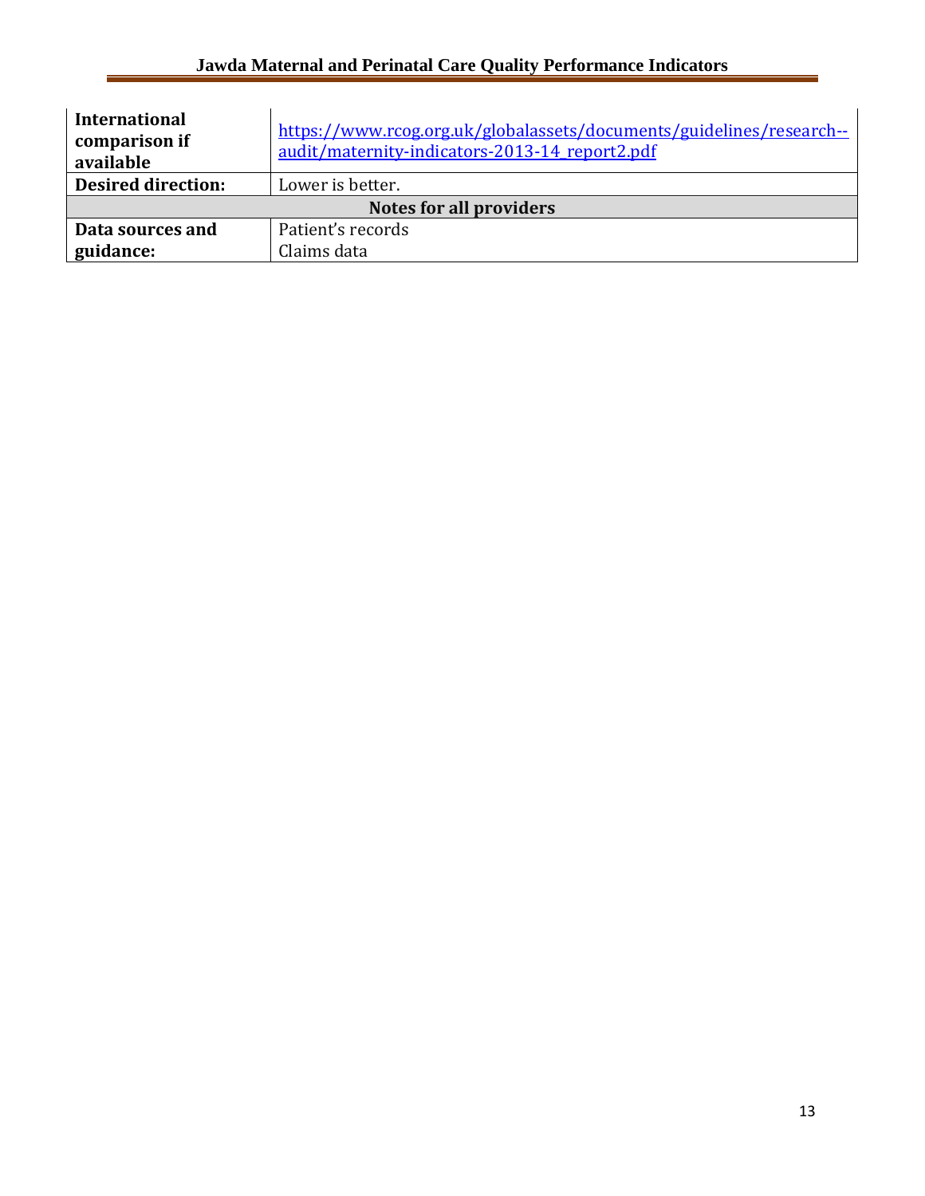| International comparison if available | https://www.rcog.org.uk/globalassets/documents/guidelines/research--audit/maternity-indicators-2013-14_report2.pdf |
|---|---|
| **Desired direction:** | Lower is better. |
| **Notes for all providers** | |
| **Data sources and guidance:** | Patient's records<br>Claims data |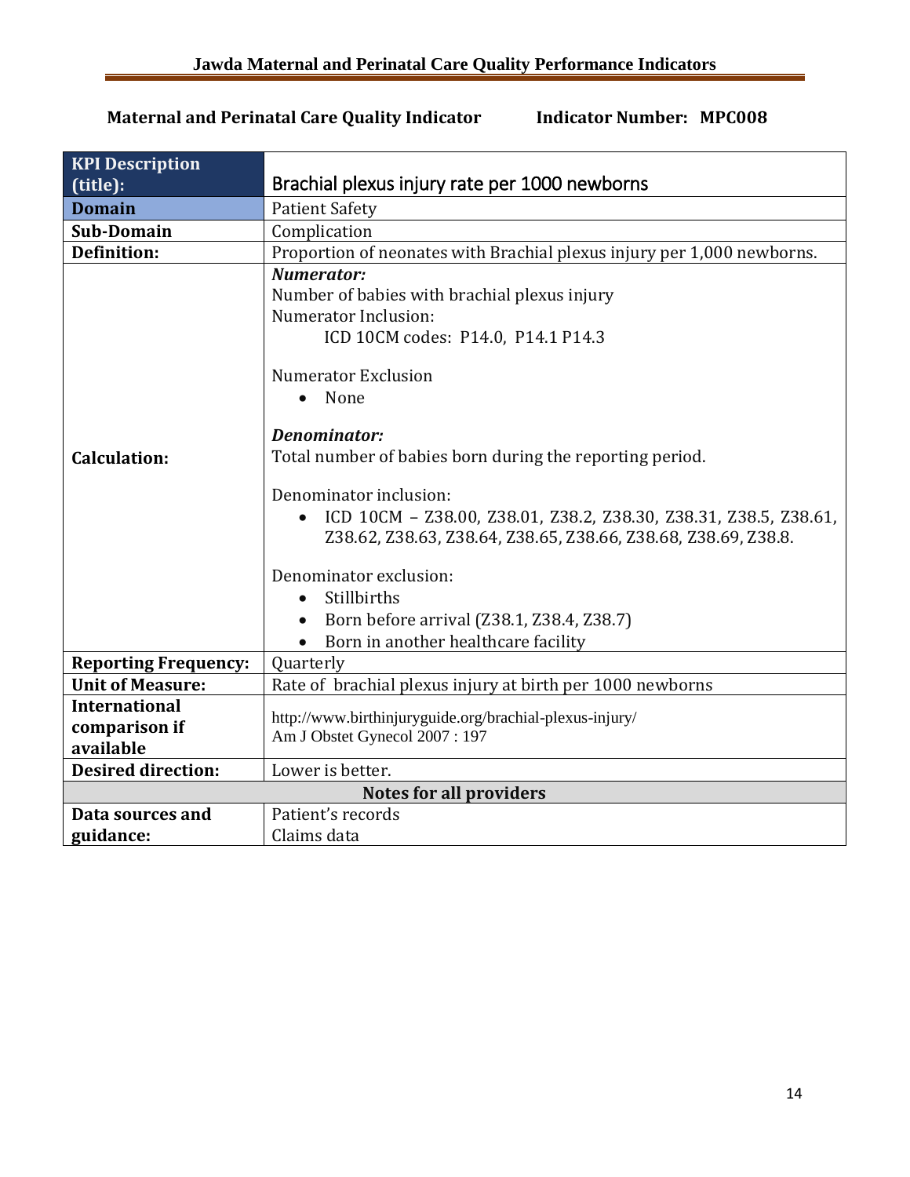**Maternal and Perinatal Care Quality Indicator**          **Indicator Number: MPC008**

| **KPI Description (title):** | Brachial plexus injury rate per 1000 newborns |
|---|---|
| **Domain** | Patient Safety |
| **Sub-Domain** | Complication |
| **Definition:** | Proportion of neonates with Brachial plexus injury per 1,000 newborns. |
| **Calculation:** | ***Numerator:***<br>Number of babies with brachial plexus injury<br>Numerator Inclusion:<br>ICD 10CM codes: P14.0, P14.1 P14.3<br><br>Numerator Exclusion<br>• None<br><br>***Denominator:***<br>Total number of babies born during the reporting period.<br><br>Denominator inclusion:<br>• ICD 10CM – Z38.00, Z38.01, Z38.2, Z38.30, Z38.31, Z38.5, Z38.61, Z38.62, Z38.63, Z38.64, Z38.65, Z38.66, Z38.68, Z38.69, Z38.8.<br><br>Denominator exclusion:<br>• Stillbirths<br>• Born before arrival (Z38.1, Z38.4, Z38.7)<br>• Born in another healthcare facility |
| **Reporting Frequency:** | Quarterly |
| **Unit of Measure:** | Rate of brachial plexus injury at birth per 1000 newborns |
| **International comparison if available** | http://www.birthinjuryguide.org/brachial-plexus-injury/<br>Am J Obstet Gynecol 2007 : 197 |
| **Desired direction:** | Lower is better. |
| **Notes for all providers** | |
| **Data sources and guidance:** | Patient's records<br>Claims data |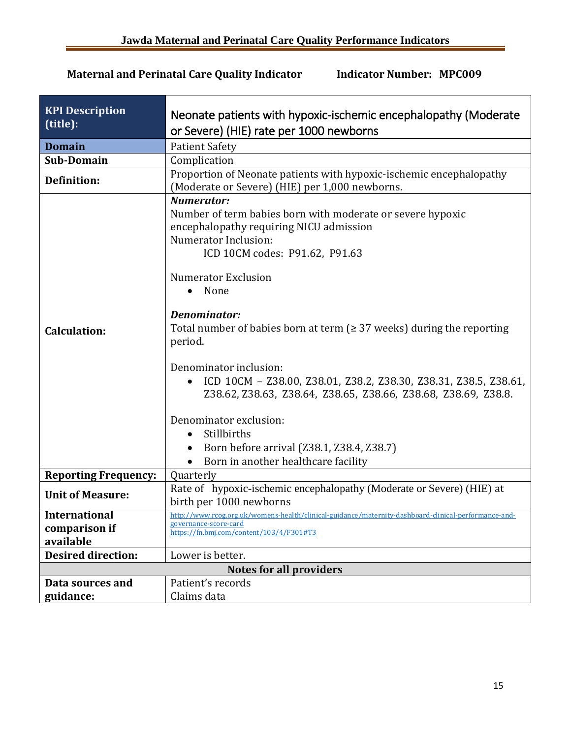**Maternal and Perinatal Care Quality Indicator** **Indicator Number: MPC009**

| KPI Description (title): | Neonate patients with hypoxic-ischemic encephalopathy (Moderate or Severe) (HIE) rate per 1000 newborns |
|---|---|
| **Domain** | Patient Safety |
| **Sub-Domain** | Complication |
| **Definition:** | Proportion of Neonate patients with hypoxic-ischemic encephalopathy (Moderate or Severe) (HIE) per 1,000 newborns. |
| **Calculation:** | ***Numerator:*** <br> Number of term babies born with moderate or severe hypoxic encephalopathy requiring NICU admission <br> Numerator Inclusion: <br> ICD 10CM codes: P91.62, P91.63 <br><br> Numerator Exclusion <br> • None <br><br> ***Denominator:*** <br> Total number of babies born at term (≥ 37 weeks) during the reporting period. <br><br> Denominator inclusion: <br> • ICD 10CM – Z38.00, Z38.01, Z38.2, Z38.30, Z38.31, Z38.5, Z38.61, Z38.62, Z38.63, Z38.64, Z38.65, Z38.66, Z38.68, Z38.69, Z38.8. <br><br> Denominator exclusion: <br> • Stillbirths <br> • Born before arrival (Z38.1, Z38.4, Z38.7) <br> • Born in another healthcare facility |
| **Reporting Frequency:** | Quarterly |
| **Unit of Measure:** | Rate of hypoxic-ischemic encephalopathy (Moderate or Severe) (HIE) at birth per 1000 newborns |
| **International comparison if available** | http://www.rcog.org.uk/womens-health/clinical-guidance/maternity-dashboard-clinical-performance-and-governance-score-card <br> https://fn.bmj.com/content/103/4/F301#T3 |
| **Desired direction:** | Lower is better. |
| **Notes for all providers** | |
| **Data sources and guidance:** | Patient's records <br> Claims data |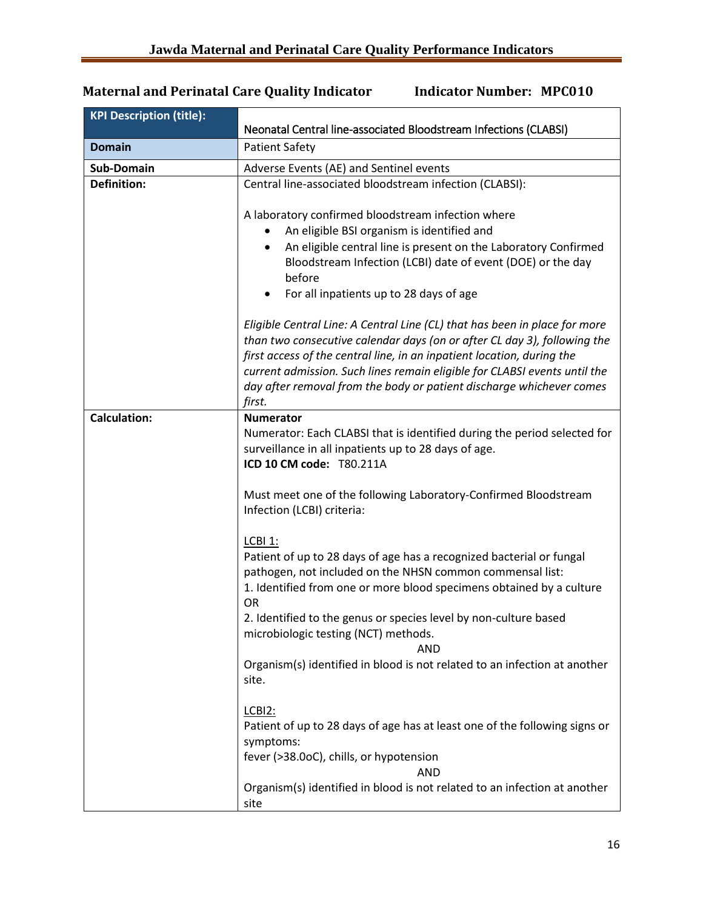**Maternal and Perinatal Care Quality Indicator Indicator Number: MPC010**

| KPI Description (title): | Neonatal Central line-associated Bloodstream Infections (CLABSI) |
|---|---|
| **Domain** | Patient Safety |
| **Sub-Domain** | Adverse Events (AE) and Sentinel events |
| **Definition:** | Central line-associated bloodstream infection (CLABSI):<br><br>A laboratory confirmed bloodstream infection where<br>• An eligible BSI organism is identified and<br>• An eligible central line is present on the Laboratory Confirmed Bloodstream Infection (LCBI) date of event (DOE) or the day before<br>• For all inpatients up to 28 days of age<br><br>*Eligible Central Line: A Central Line (CL) that has been in place for more than two consecutive calendar days (on or after CL day 3), following the first access of the central line, in an inpatient location, during the current admission. Such lines remain eligible for CLABSI events until the day after removal from the body or patient discharge whichever comes first.* |
| **Calculation:** | **Numerator**<br>Numerator: Each CLABSI that is identified during the period selected for surveillance in all inpatients up to 28 days of age.<br>**ICD 10 CM code:** T80.211A<br><br>Must meet one of the following Laboratory-Confirmed Bloodstream Infection (LCBI) criteria:<br><br><u>LCBI 1:</u><br>Patient of up to 28 days of age has a recognized bacterial or fungal pathogen, not included on the NHSN common commensal list:<br>1. Identified from one or more blood specimens obtained by a culture OR<br>2. Identified to the genus or species level by non-culture based microbiologic testing (NCT) methods.<br>AND<br>Organism(s) identified in blood is not related to an infection at another site.<br><br><u>LCBI2:</u><br>Patient of up to 28 days of age has at least one of the following signs or symptoms:<br>fever (>38.0oC), chills, or hypotension<br>AND<br>Organism(s) identified in blood is not related to an infection at another site |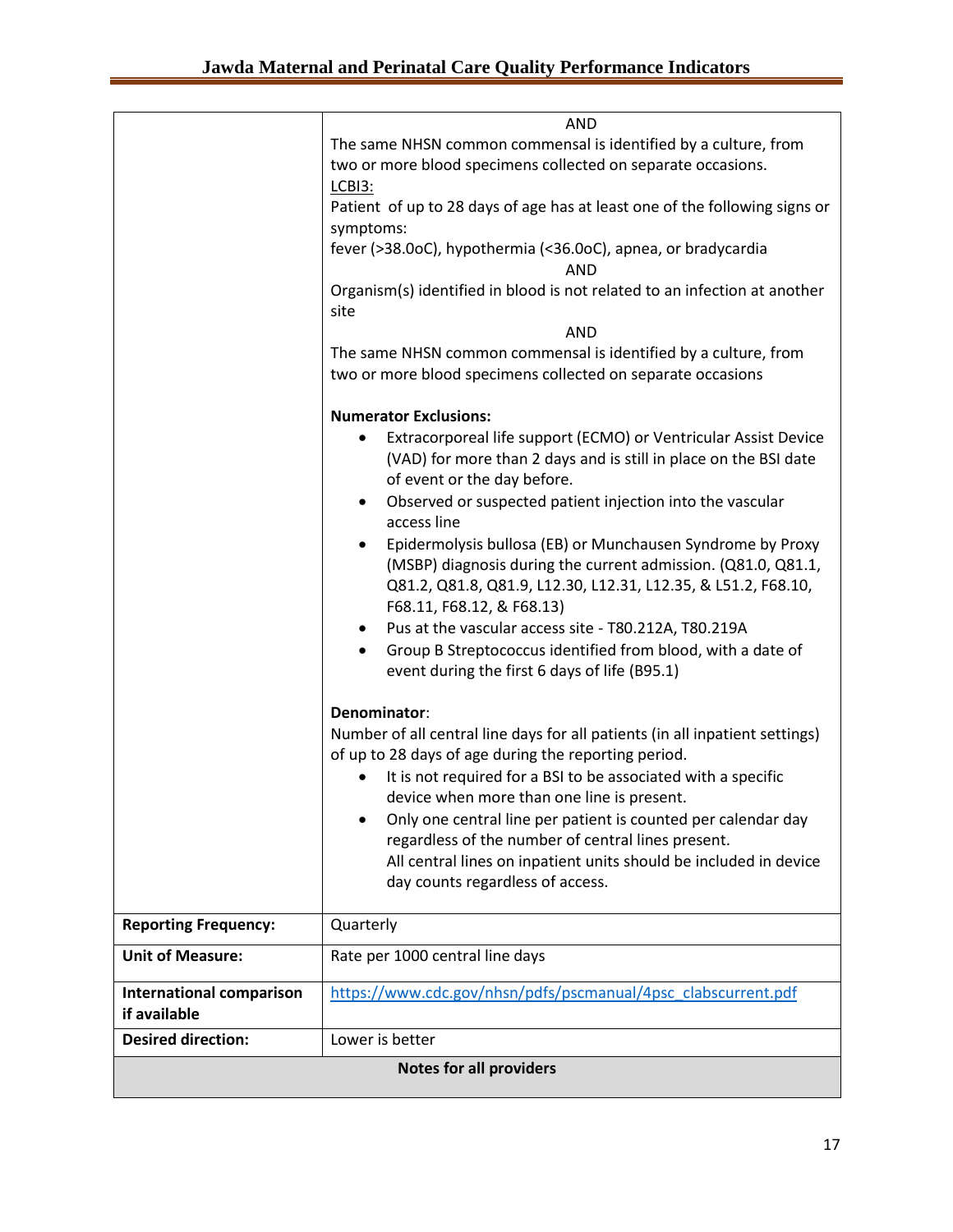| | |
|---|---|
| | AND<br>The same NHSN common commensal is identified by a culture, from two or more blood specimens collected on separate occasions.<br>LCBI3:<br>Patient of up to 28 days of age has at least one of the following signs or symptoms:<br>fever (>38.0oC), hypothermia (<36.0oC), apnea, or bradycardia<br>AND<br>Organism(s) identified in blood is not related to an infection at another site<br>AND<br>The same NHSN common commensal is identified by a culture, from two or more blood specimens collected on separate occasions<br><br>**Numerator Exclusions:**<br>• Extracorporeal life support (ECMO) or Ventricular Assist Device (VAD) for more than 2 days and is still in place on the BSI date of event or the day before.<br>• Observed or suspected patient injection into the vascular access line<br>• Epidermolysis bullosa (EB) or Munchausen Syndrome by Proxy (MSBP) diagnosis during the current admission. (Q81.0, Q81.1, Q81.2, Q81.8, Q81.9, L12.30, L12.31, L12.35, & L51.2, F68.10, F68.11, F68.12, & F68.13)<br>• Pus at the vascular access site - T80.212A, T80.219A<br>• Group B Streptococcus identified from blood, with a date of event during the first 6 days of life (B95.1)<br><br>**Denominator**:<br>Number of all central line days for all patients (in all inpatient settings) of up to 28 days of age during the reporting period.<br>• It is not required for a BSI to be associated with a specific device when more than one line is present.<br>• Only one central line per patient is counted per calendar day regardless of the number of central lines present.<br>All central lines on inpatient units should be included in device day counts regardless of access. |
| **Reporting Frequency:** | Quarterly |
| **Unit of Measure:** | Rate per 1000 central line days |
| **International comparison if available** | https://www.cdc.gov/nhsn/pdfs/pscmanual/4psc_clabscurrent.pdf |
| **Desired direction:** | Lower is better |
| **Notes for all providers** | |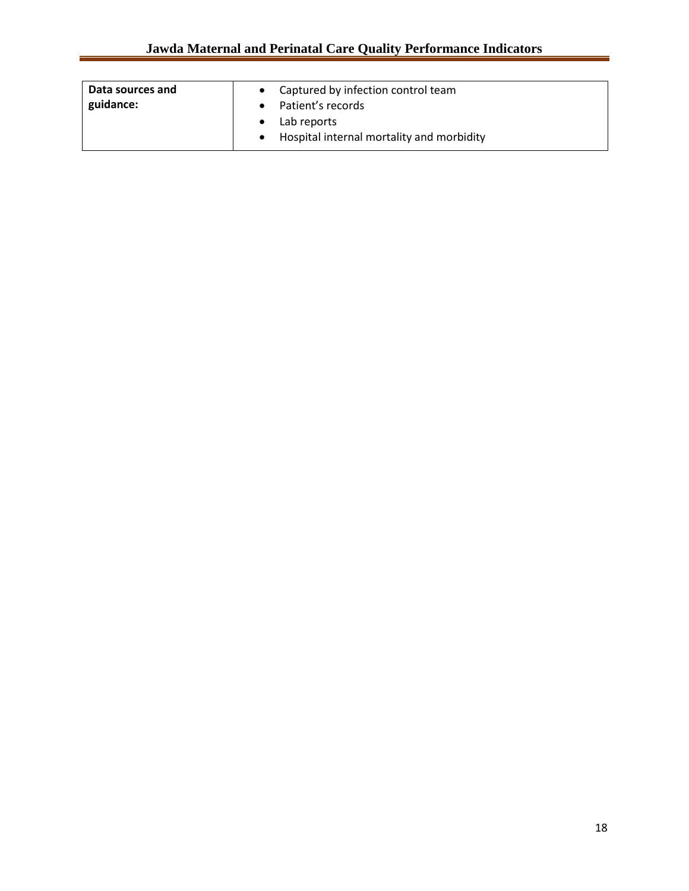| Data sources and guidance: | <ul><li>Captured by infection control team</li><li>Patient's records</li><li>Lab reports</li><li>Hospital internal mortality and morbidity</li></ul> |
|---|---|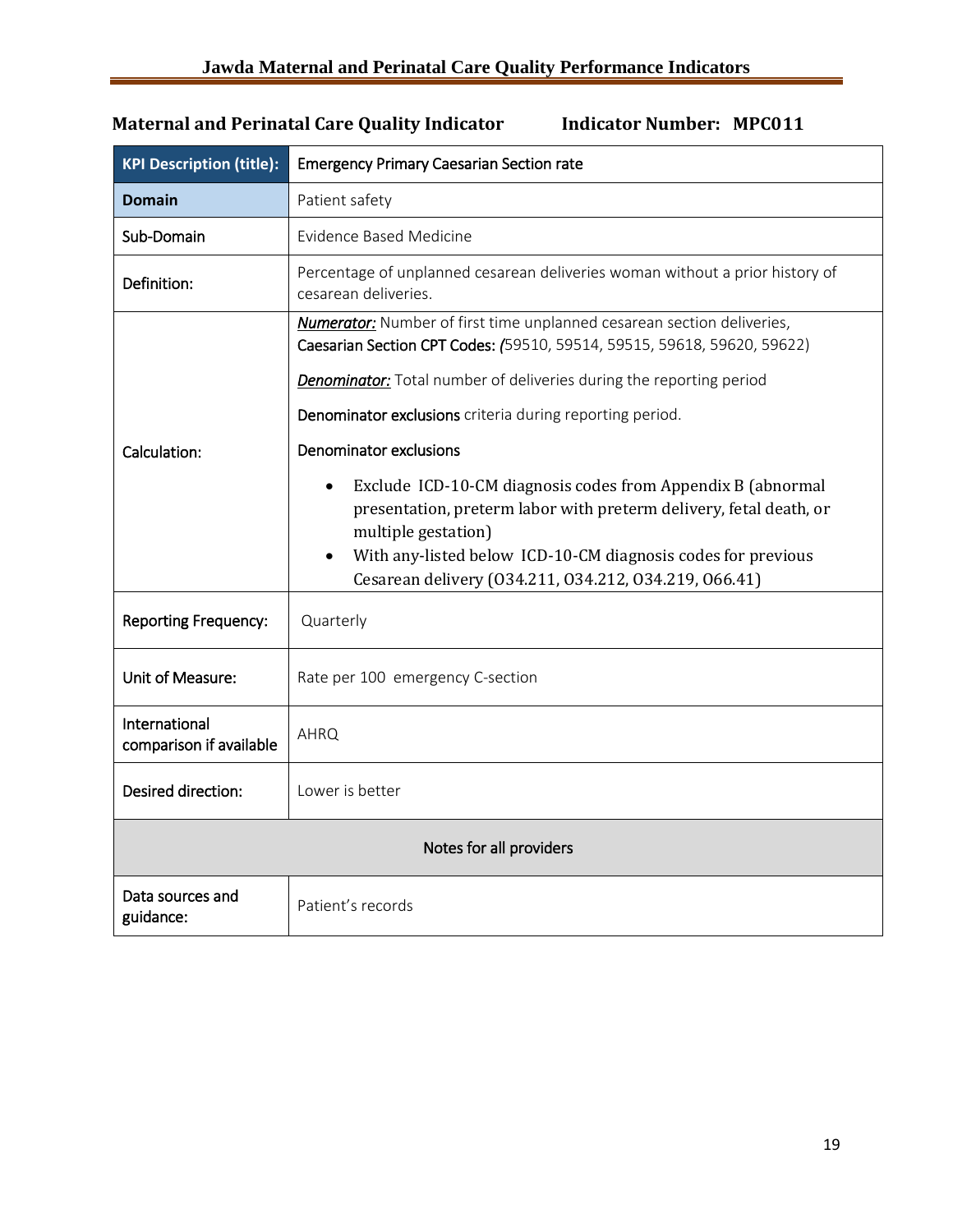**Maternal and Perinatal Care Quality Indicator** **Indicator Number: MPC011**

| KPI Description (title): | Emergency Primary Caesarian Section rate |
|---|---|
| **Domain** | Patient safety |
| Sub-Domain | Evidence Based Medicine |
| Definition: | Percentage of unplanned cesarean deliveries woman without a prior history of cesarean deliveries. |
| Calculation: | ***Numerator:*** Number of first time unplanned cesarean section deliveries, Caesarian Section CPT Codes: *(*59510, 59514, 59515, 59618, 59620, 59622)<br><br>***Denominator:*** Total number of deliveries during the reporting period<br><br>Denominator exclusions criteria during reporting period.<br><br>Denominator exclusions<br><br>• Exclude ICD-10-CM diagnosis codes from Appendix B (abnormal presentation, preterm labor with preterm delivery, fetal death, or multiple gestation)<br>• With any-listed below ICD-10-CM diagnosis codes for previous Cesarean delivery (O34.211, O34.212, O34.219, O66.41) |
| Reporting Frequency: | Quarterly |
| Unit of Measure: | Rate per 100 emergency C-section |
| International comparison if available | AHRQ |
| Desired direction: | Lower is better |
| Notes for all providers | |
| Data sources and guidance: | Patient's records |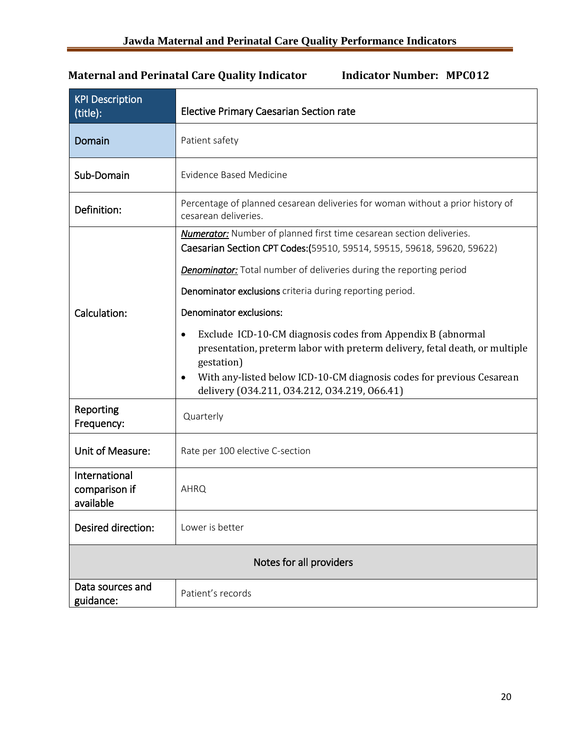**Maternal and Perinatal Care Quality Indicator** **Indicator Number: MPC012**

| KPI Description (title): | Elective Primary Caesarian Section rate |
| --- | --- |
| Domain | Patient safety |
| Sub-Domain | Evidence Based Medicine |
| Definition: | Percentage of planned cesarean deliveries for woman without a prior history of cesarean deliveries. |
| Calculation: | ***Numerator:*** Number of planned first time cesarean section deliveries.<br>Caesarian Section CPT Codes:(59510, 59514, 59515, 59618, 59620, 59622)<br><br>***Denominator:*** Total number of deliveries during the reporting period<br><br>Denominator exclusions criteria during reporting period.<br><br>Denominator exclusions:<br>• Exclude ICD-10-CM diagnosis codes from Appendix B (abnormal presentation, preterm labor with preterm delivery, fetal death, or multiple gestation)<br>• With any-listed below ICD-10-CM diagnosis codes for previous Cesarean delivery (O34.211, O34.212, O34.219, O66.41) |
| Reporting Frequency: | Quarterly |
| Unit of Measure: | Rate per 100 elective C-section |
| International comparison if available | AHRQ |
| Desired direction: | Lower is better |
| **Notes for all providers** | |
| Data sources and guidance: | Patient's records |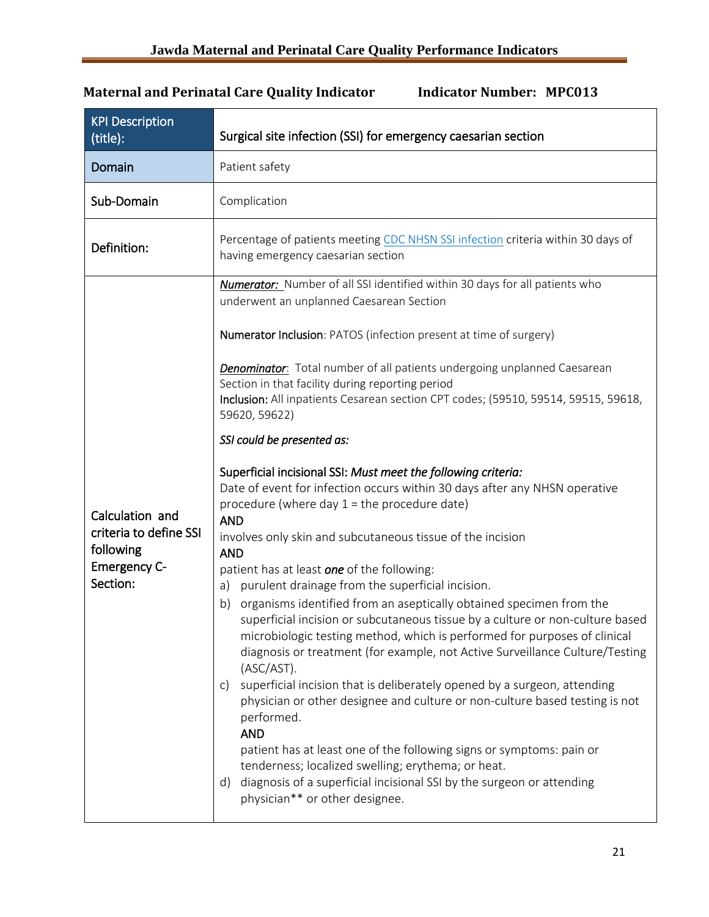**Maternal and Perinatal Care Quality Indicator** **Indicator Number: MPC013**

| KPI Description (title): | Surgical site infection (SSI) for emergency caesarian section |
|---|---|
| Domain | Patient safety |
| Sub-Domain | Complication |
| Definition: | Percentage of patients meeting CDC NHSN SSI infection criteria within 30 days of having emergency caesarian section |
| Calculation and criteria to define SSI following Emergency C-Section: | ***Numerator:*** Number of all SSI identified within 30 days for all patients who underwent an unplanned Caesarean Section<br><br>**Numerator Inclusion**: PATOS (infection present at time of surgery)<br><br>***Denominator***: Total number of all patients undergoing unplanned Caesarean Section in that facility during reporting period<br>**Inclusion:** All inpatients Cesarean section CPT codes; (59510, 59514, 59515, 59618, 59620, 59622)<br><br>*SSI could be presented as:*<br><br>Superficial incisional SSI: *Must meet the following criteria:*<br>Date of event for infection occurs within 30 days after any NHSN operative procedure (where day 1 = the procedure date)<br>**AND**<br>involves only skin and subcutaneous tissue of the incision<br>**AND**<br>patient has at least ***one*** of the following:<br>a) purulent drainage from the superficial incision.<br>b) organisms identified from an aseptically obtained specimen from the superficial incision or subcutaneous tissue by a culture or non-culture based microbiologic testing method, which is performed for purposes of clinical diagnosis or treatment (for example, not Active Surveillance Culture/Testing (ASC/AST).<br>c) superficial incision that is deliberately opened by a surgeon, attending physician or other designee and culture or non-culture based testing is not performed.<br>**AND**<br>patient has at least one of the following signs or symptoms: pain or tenderness; localized swelling; erythema; or heat.<br>d) diagnosis of a superficial incisional SSI by the surgeon or attending physician** or other designee. |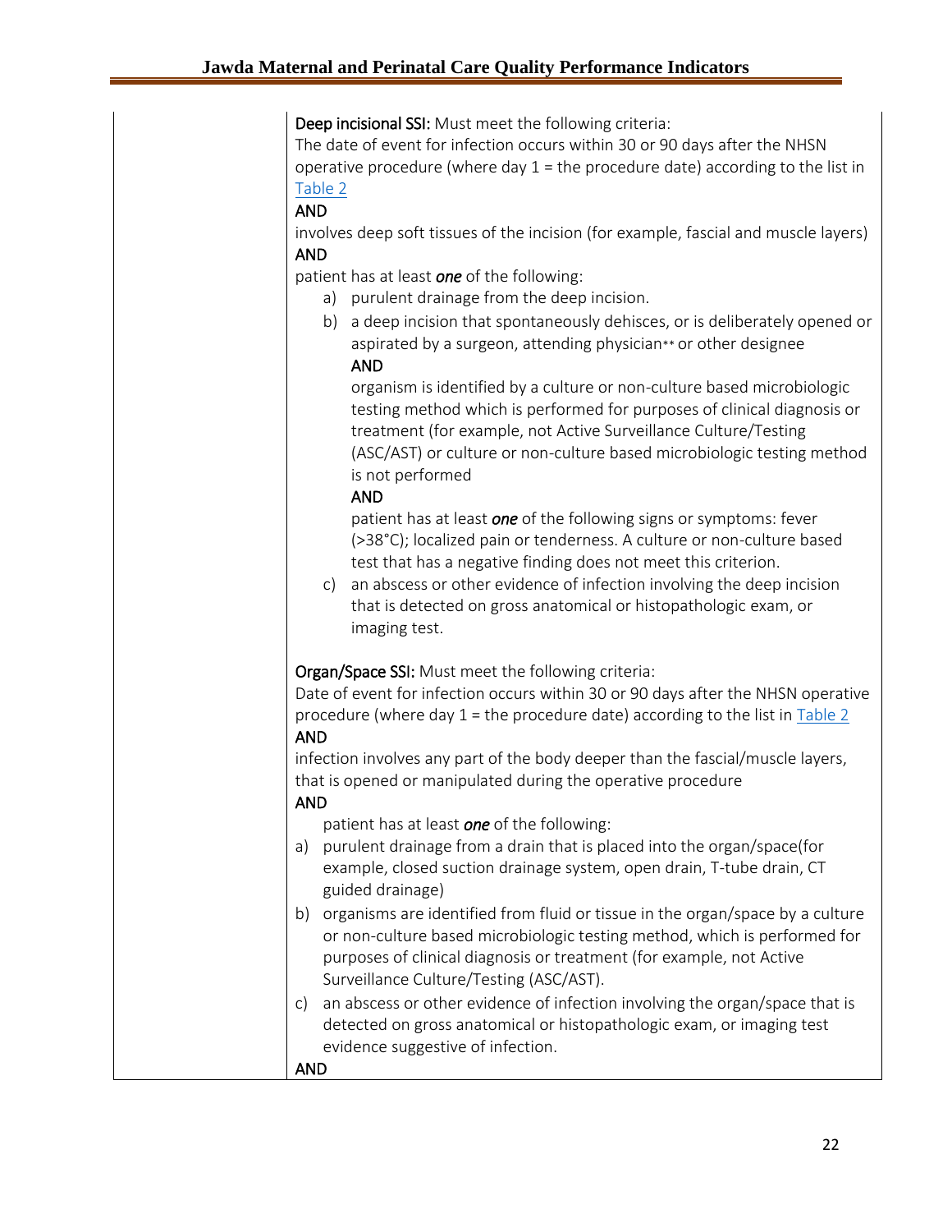| | |
|---|---|
| | **Deep incisional SSI:** Must meet the following criteria:<br>The date of event for infection occurs within 30 or 90 days after the NHSN operative procedure (where day 1 = the procedure date) according to the list in Table 2<br>**AND**<br>involves deep soft tissues of the incision (for example, fascial and muscle layers)<br>**AND**<br>patient has at least ***one*** of the following:<br>a) purulent drainage from the deep incision.<br>b) a deep incision that spontaneously dehisces, or is deliberately opened or aspirated by a surgeon, attending physician** or other designee<br>**AND**<br>organism is identified by a culture or non-culture based microbiologic testing method which is performed for purposes of clinical diagnosis or treatment (for example, not Active Surveillance Culture/Testing (ASC/AST) or culture or non-culture based microbiologic testing method is not performed<br>**AND**<br>patient has at least ***one*** of the following signs or symptoms: fever (>38°C); localized pain or tenderness. A culture or non-culture based test that has a negative finding does not meet this criterion.<br>c) an abscess or other evidence of infection involving the deep incision that is detected on gross anatomical or histopathologic exam, or imaging test.<br><br>**Organ/Space SSI:** Must meet the following criteria:<br>Date of event for infection occurs within 30 or 90 days after the NHSN operative procedure (where day 1 = the procedure date) according to the list in Table 2<br>**AND**<br>infection involves any part of the body deeper than the fascial/muscle layers, that is opened or manipulated during the operative procedure<br>**AND**<br>patient has at least ***one*** of the following:<br>a) purulent drainage from a drain that is placed into the organ/space(for example, closed suction drainage system, open drain, T-tube drain, CT guided drainage)<br>b) organisms are identified from fluid or tissue in the organ/space by a culture or non-culture based microbiologic testing method, which is performed for purposes of clinical diagnosis or treatment (for example, not Active Surveillance Culture/Testing (ASC/AST).<br>c) an abscess or other evidence of infection involving the organ/space that is detected on gross anatomical or histopathologic exam, or imaging test evidence suggestive of infection.<br>**AND** |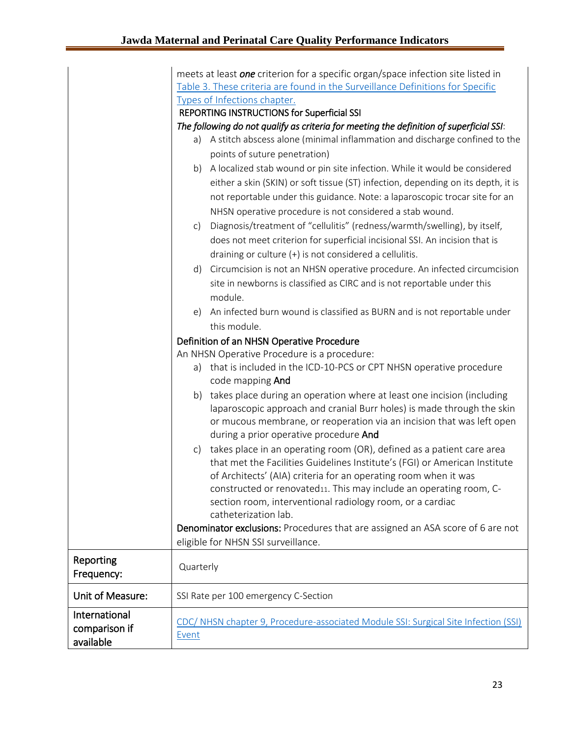| | |
|---|---|
| | meets at least ***one*** criterion for a specific organ/space infection site listed in [Table 3. These criteria are found in the Surveillance Definitions for Specific Types of Infections chapter.](#)<br>**REPORTING INSTRUCTIONS for Superficial SSI**<br>***The following do not qualify as criteria for meeting the definition of superficial SSI***:<br>a) A stitch abscess alone (minimal inflammation and discharge confined to the points of suture penetration)<br>b) A localized stab wound or pin site infection. While it would be considered either a skin (SKIN) or soft tissue (ST) infection, depending on its depth, it is not reportable under this guidance. Note: a laparoscopic trocar site for an NHSN operative procedure is not considered a stab wound.<br>c) Diagnosis/treatment of "cellulitis" (redness/warmth/swelling), by itself, does not meet criterion for superficial incisional SSI. An incision that is draining or culture (+) is not considered a cellulitis.<br>d) Circumcision is not an NHSN operative procedure. An infected circumcision site in newborns is classified as CIRC and is not reportable under this module.<br>e) An infected burn wound is classified as BURN and is not reportable under this module.<br>**Definition of an NHSN Operative Procedure**<br>An NHSN Operative Procedure is a procedure:<br>a) that is included in the ICD-10-PCS or CPT NHSN operative procedure code mapping **And**<br>b) takes place during an operation where at least one incision (including laparoscopic approach and cranial Burr holes) is made through the skin or mucous membrane, or reoperation via an incision that was left open during a prior operative procedure **And**<br>c) takes place in an operating room (OR), defined as a patient care area that met the Facilities Guidelines Institute's (FGI) or American Institute of Architects' (AIA) criteria for an operating room when it was constructed or renovated[11]. This may include an operating room, C-section room, interventional radiology room, or a cardiac catheterization lab.<br>**Denominator exclusions:** Procedures that are assigned an ASA score of 6 are not eligible for NHSN SSI surveillance. |
| Reporting Frequency: | Quarterly |
| Unit of Measure: | SSI Rate per 100 emergency C-Section |
| International comparison if available | [CDC/ NHSN chapter 9, Procedure-associated Module SSI: Surgical Site Infection (SSI) Event](#) |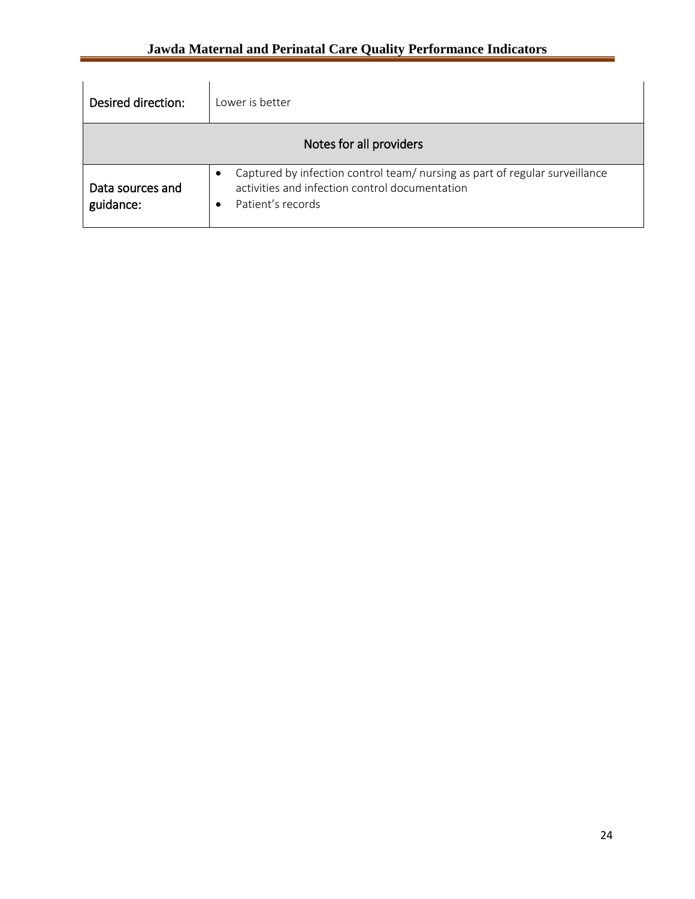| Desired direction: | Lower is better |
|---|---|
| **Notes for all providers** | |
| Data sources and guidance: | • Captured by infection control team/ nursing as part of regular surveillance activities and infection control documentation<br>• Patient's records |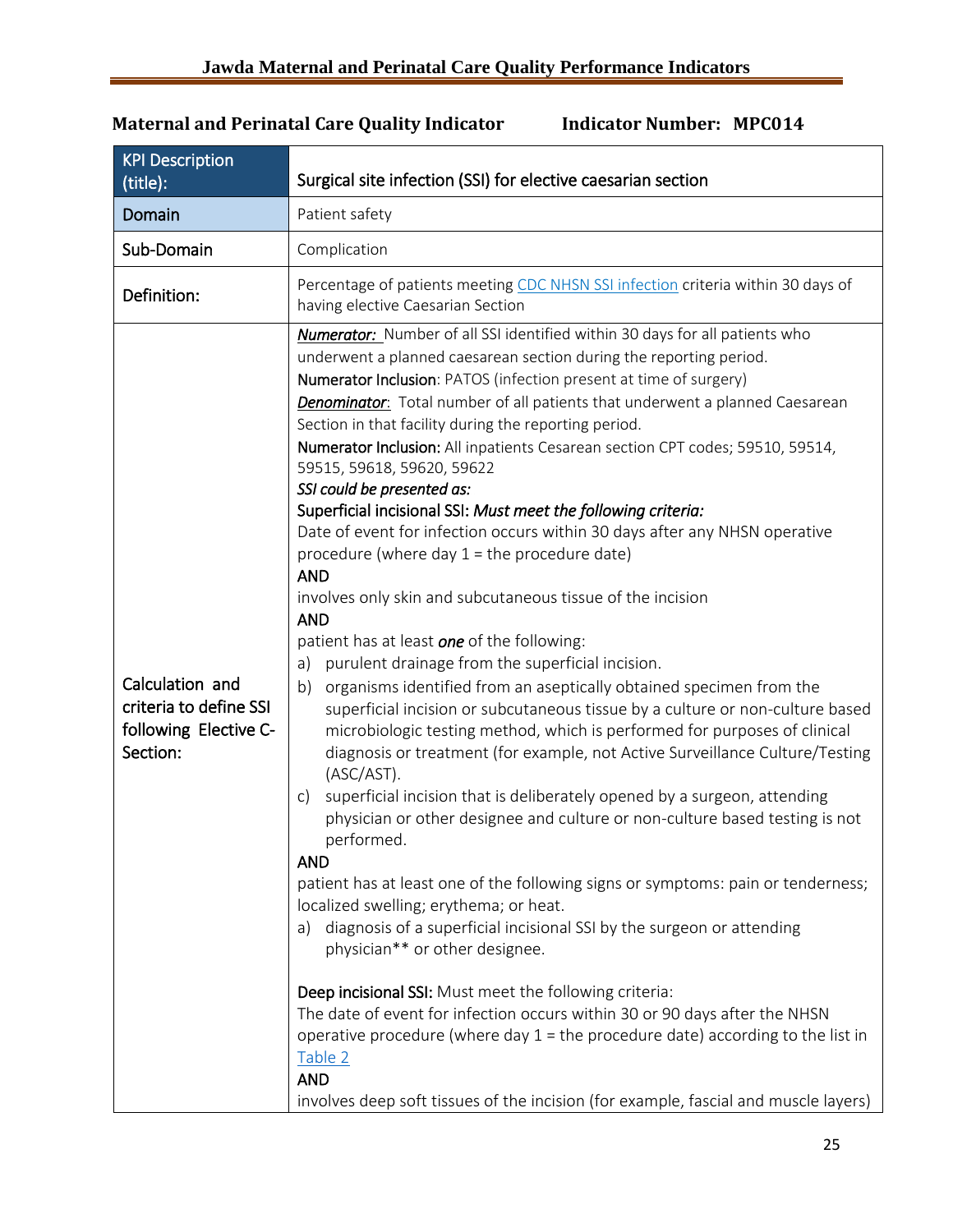**Maternal and Perinatal Care Quality Indicator** **Indicator Number: MPC014**

| KPI Description (title): | Surgical site infection (SSI) for elective caesarian section |
|---|---|
| Domain | Patient safety |
| Sub-Domain | Complication |
| Definition: | Percentage of patients meeting CDC NHSN SSI infection criteria within 30 days of having elective Caesarian Section |
| Calculation and criteria to define SSI following Elective C-Section: | ***Numerator:*** Number of all SSI identified within 30 days for all patients who underwent a planned caesarean section during the reporting period.<br>**Numerator Inclusion**: PATOS (infection present at time of surgery)<br>***Denominator***: Total number of all patients that underwent a planned Caesarean Section in that facility during the reporting period.<br>**Numerator Inclusion:** All inpatients Cesarean section CPT codes; 59510, 59514, 59515, 59618, 59620, 59622<br>***SSI could be presented as:***<br>**Superficial incisional SSI**: ***Must meet the following criteria:***<br>Date of event for infection occurs within 30 days after any NHSN operative procedure (where day 1 = the procedure date)<br>**AND**<br>involves only skin and subcutaneous tissue of the incision<br>**AND**<br>patient has at least ***one*** of the following:<br>a) purulent drainage from the superficial incision.<br>b) organisms identified from an aseptically obtained specimen from the superficial incision or subcutaneous tissue by a culture or non-culture based microbiologic testing method, which is performed for purposes of clinical diagnosis or treatment (for example, not Active Surveillance Culture/Testing (ASC/AST).<br>c) superficial incision that is deliberately opened by a surgeon, attending physician or other designee and culture or non-culture based testing is not performed.<br>**AND**<br>patient has at least one of the following signs or symptoms: pain or tenderness; localized swelling; erythema; or heat.<br>a) diagnosis of a superficial incisional SSI by the surgeon or attending physician** or other designee.<br><br>**Deep incisional SSI:** Must meet the following criteria:<br>The date of event for infection occurs within 30 or 90 days after the NHSN operative procedure (where day 1 = the procedure date) according to the list in Table 2<br>**AND**<br>involves deep soft tissues of the incision (for example, fascial and muscle layers) |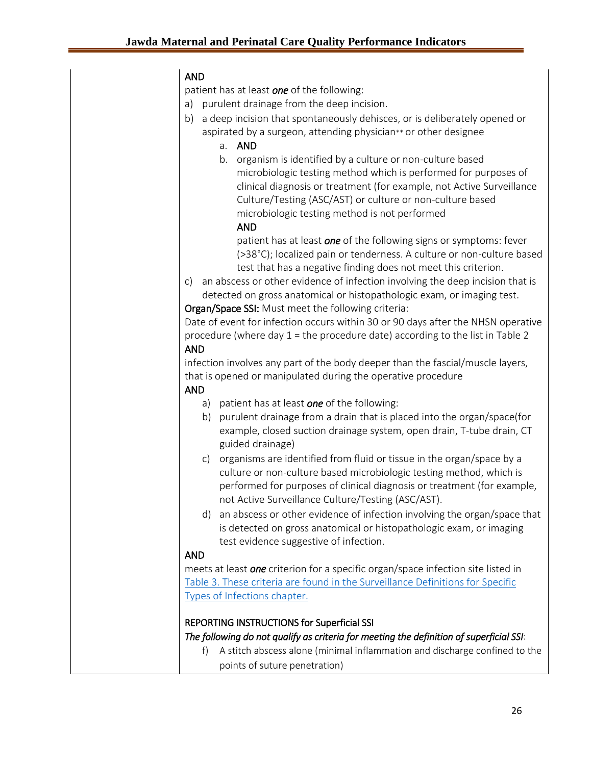| | AND<br>patient has at least ***one*** of the following:<br>a) purulent drainage from the deep incision.<br>b) a deep incision that spontaneously dehisces, or is deliberately opened or aspirated by a surgeon, attending physician** or other designee<br>&nbsp;&nbsp;&nbsp;&nbsp;a. AND<br>&nbsp;&nbsp;&nbsp;&nbsp;b. organism is identified by a culture or non-culture based microbiologic testing method which is performed for purposes of clinical diagnosis or treatment (for example, not Active Surveillance Culture/Testing (ASC/AST) or culture or non-culture based microbiologic testing method is not performed<br>&nbsp;&nbsp;&nbsp;&nbsp;AND<br>&nbsp;&nbsp;&nbsp;&nbsp;patient has at least ***one*** of the following signs or symptoms: fever (>38°C); localized pain or tenderness. A culture or non-culture based test that has a negative finding does not meet this criterion.<br>c) an abscess or other evidence of infection involving the deep incision that is detected on gross anatomical or histopathologic exam, or imaging test.<br>Organ/Space SSI: Must meet the following criteria:<br>Date of event for infection occurs within 30 or 90 days after the NHSN operative procedure (where day 1 = the procedure date) according to the list in Table 2<br>AND<br>infection involves any part of the body deeper than the fascial/muscle layers, that is opened or manipulated during the operative procedure<br>AND<br>a) patient has at least ***one*** of the following:<br>b) purulent drainage from a drain that is placed into the organ/space(for example, closed suction drainage system, open drain, T-tube drain, CT guided drainage)<br>c) organisms are identified from fluid or tissue in the organ/space by a culture or non-culture based microbiologic testing method, which is performed for purposes of clinical diagnosis or treatment (for example, not Active Surveillance Culture/Testing (ASC/AST).<br>d) an abscess or other evidence of infection involving the organ/space that is detected on gross anatomical or histopathologic exam, or imaging test evidence suggestive of infection.<br>AND<br>meets at least ***one*** criterion for a specific organ/space infection site listed in Table 3. These criteria are found in the Surveillance Definitions for Specific Types of Infections chapter.<br><br>REPORTING INSTRUCTIONS for Superficial SSI<br>*The following do not qualify as criteria for meeting the definition of superficial SSI*:<br>f) A stitch abscess alone (minimal inflammation and discharge confined to the points of suture penetration) |
|---|---|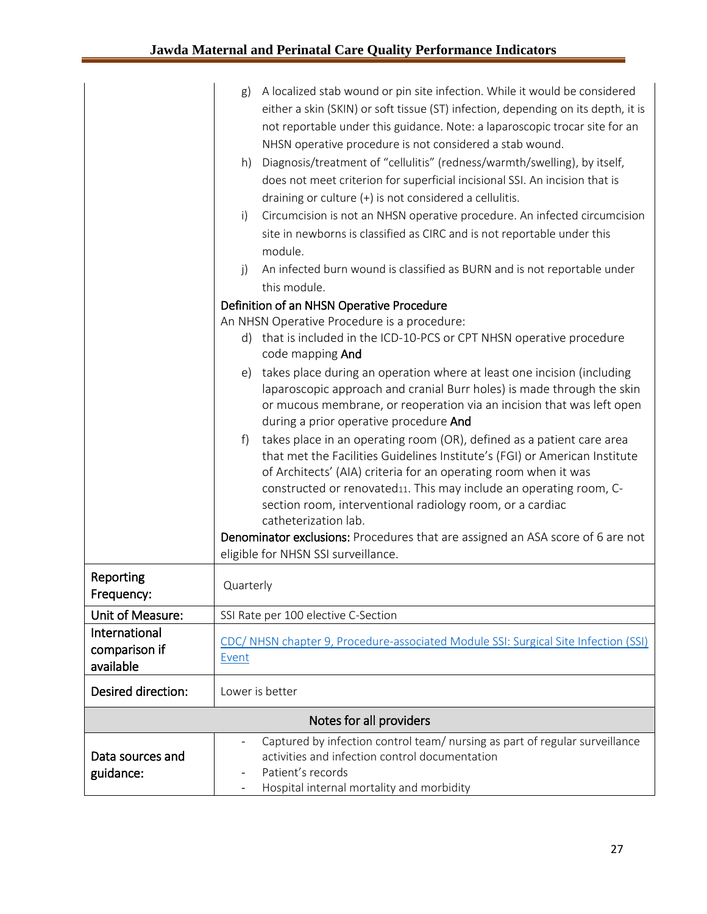| | |
|---|---|
| | g) A localized stab wound or pin site infection. While it would be considered either a skin (SKIN) or soft tissue (ST) infection, depending on its depth, it is not reportable under this guidance. Note: a laparoscopic trocar site for an NHSN operative procedure is not considered a stab wound.<br>h) Diagnosis/treatment of "cellulitis" (redness/warmth/swelling), by itself, does not meet criterion for superficial incisional SSI. An incision that is draining or culture (+) is not considered a cellulitis.<br>i) Circumcision is not an NHSN operative procedure. An infected circumcision site in newborns is classified as CIRC and is not reportable under this module.<br>j) An infected burn wound is classified as BURN and is not reportable under this module.<br>**Definition of an NHSN Operative Procedure**<br>An NHSN Operative Procedure is a procedure:<br>d) that is included in the ICD-10-PCS or CPT NHSN operative procedure code mapping **And**<br>e) takes place during an operation where at least one incision (including laparoscopic approach and cranial Burr holes) is made through the skin or mucous membrane, or reoperation via an incision that was left open during a prior operative procedure **And**<br>f) takes place in an operating room (OR), defined as a patient care area that met the Facilities Guidelines Institute's (FGI) or American Institute of Architects' (AIA) criteria for an operating room when it was constructed or renovated[11]. This may include an operating room, C-section room, interventional radiology room, or a cardiac catheterization lab.<br>**Denominator exclusions:** Procedures that are assigned an ASA score of 6 are not eligible for NHSN SSI surveillance. |
| Reporting Frequency: | Quarterly |
| Unit of Measure: | SSI Rate per 100 elective C-Section |
| International comparison if available | CDC/ NHSN chapter 9, Procedure-associated Module SSI: Surgical Site Infection (SSI) Event |
| Desired direction: | Lower is better |
| **Notes for all providers** | |
| Data sources and guidance: | - Captured by infection control team/ nursing as part of regular surveillance activities and infection control documentation<br>- Patient's records<br>- Hospital internal mortality and morbidity |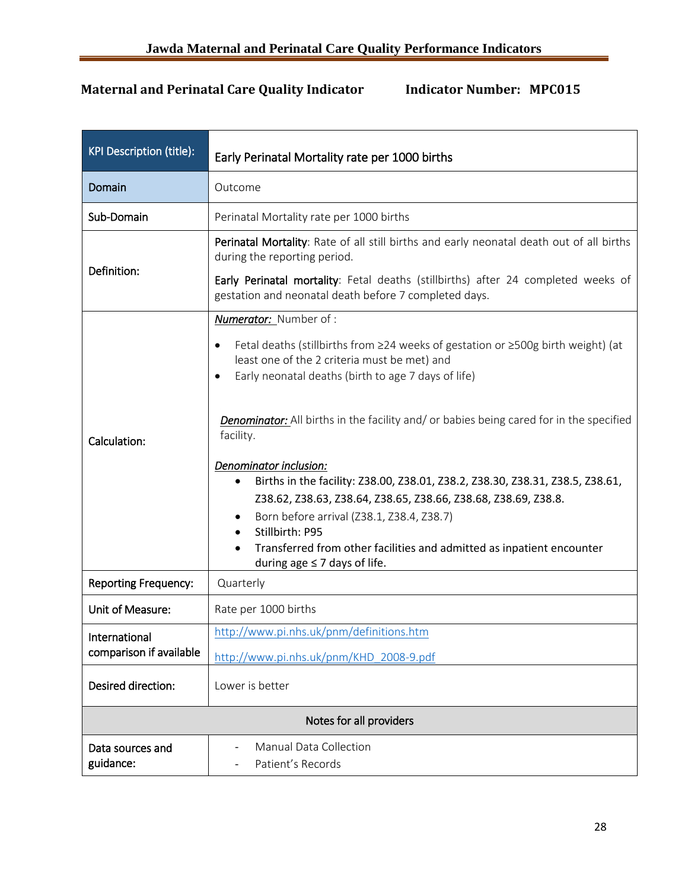**Maternal and Perinatal Care Quality Indicator** **Indicator Number: MPC015**

| KPI Description (title): | Early Perinatal Mortality rate per 1000 births |
|---|---|
| Domain | Outcome |
| Sub-Domain | Perinatal Mortality rate per 1000 births |
| Definition: | **Perinatal Mortality**: Rate of all still births and early neonatal death out of all births during the reporting period. <br><br> **Early Perinatal mortality**: Fetal deaths (stillbirths) after 24 completed weeks of gestation and neonatal death before 7 completed days. |
| Calculation: | ***Numerator:*** Number of : <br> • Fetal deaths (stillbirths from ≥24 weeks of gestation or ≥500g birth weight) (at least one of the 2 criteria must be met) and <br> • Early neonatal deaths (birth to age 7 days of life) <br><br> ***Denominator:*** All births in the facility and/ or babies being cared for in the specified facility. <br><br> ***Denominator inclusion:*** <br> • Births in the facility: Z38.00, Z38.01, Z38.2, Z38.30, Z38.31, Z38.5, Z38.61, Z38.62, Z38.63, Z38.64, Z38.65, Z38.66, Z38.68, Z38.69, Z38.8. <br> • Born before arrival (Z38.1, Z38.4, Z38.7) <br> • Stillbirth: P95 <br> • Transferred from other facilities and admitted as inpatient encounter during age ≤ 7 days of life. |
| Reporting Frequency: | Quarterly |
| Unit of Measure: | Rate per 1000 births |
| International comparison if available | http://www.pi.nhs.uk/pnm/definitions.htm <br><br> http://www.pi.nhs.uk/pnm/KHD_2008-9.pdf |
| Desired direction: | Lower is better |
| **Notes for all providers** | |
| Data sources and guidance: | - Manual Data Collection <br> - Patient's Records |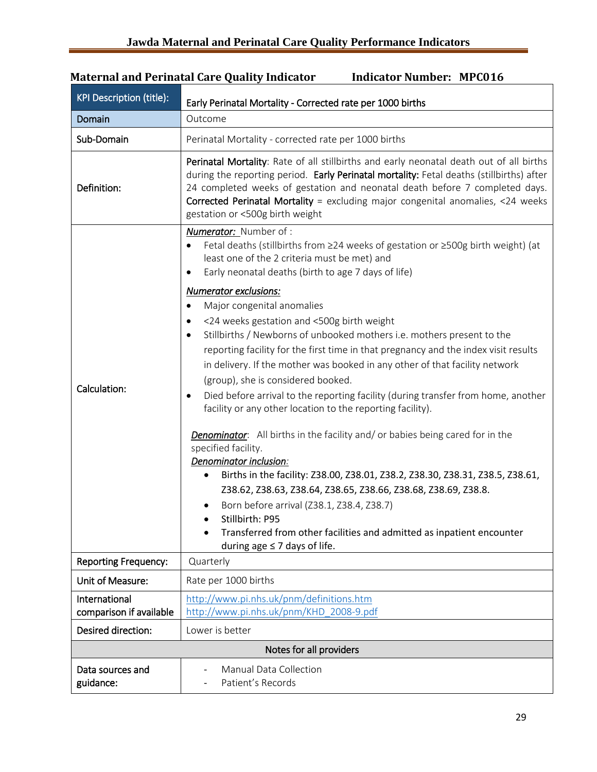### Maternal and Perinatal Care Quality Indicator Indicator Number: MPC016

| KPI Description (title): | Early Perinatal Mortality - Corrected rate per 1000 births |
|---|---|
| Domain | Outcome |
| Sub-Domain | Perinatal Mortality - corrected rate per 1000 births |
| Definition: | **Perinatal Mortality**: Rate of all stillbirths and early neonatal death out of all births during the reporting period. **Early Perinatal mortality:** Fetal deaths (stillbirths) after 24 completed weeks of gestation and neonatal death before 7 completed days. **Corrected Perinatal Mortality** = excluding major congenital anomalies, <24 weeks gestation or <500g birth weight |
| Calculation: | ***Numerator:*** Number of :<br>• Fetal deaths (stillbirths from ≥24 weeks of gestation or ≥500g birth weight) (at least one of the 2 criteria must be met) and<br>• Early neonatal deaths (birth to age 7 days of life)<br><br>***Numerator exclusions:***<br>• Major congenital anomalies<br>• <24 weeks gestation and <500g birth weight<br>• Stillbirths / Newborns of unbooked mothers i.e. mothers present to the reporting facility for the first time in that pregnancy and the index visit results in delivery. If the mother was booked in any other of that facility network (group), she is considered booked.<br>• Died before arrival to the reporting facility (during transfer from home, another facility or any other location to the reporting facility).<br><br>***Denominator***: All births in the facility and/ or babies being cared for in the specified facility.<br>***Denominator inclusion:***<br>• Births in the facility: Z38.00, Z38.01, Z38.2, Z38.30, Z38.31, Z38.5, Z38.61, Z38.62, Z38.63, Z38.64, Z38.65, Z38.66, Z38.68, Z38.69, Z38.8.<br>• Born before arrival (Z38.1, Z38.4, Z38.7)<br>• Stillbirth: P95<br>• Transferred from other facilities and admitted as inpatient encounter during age ≤ 7 days of life. |
| Reporting Frequency: | Quarterly |
| Unit of Measure: | Rate per 1000 births |
| International comparison if available | http://www.pi.nhs.uk/pnm/definitions.htm<br>http://www.pi.nhs.uk/pnm/KHD_2008-9.pdf |
| Desired direction: | Lower is better |
| **Notes for all providers** | |
| Data sources and guidance: | - Manual Data Collection<br>- Patient's Records |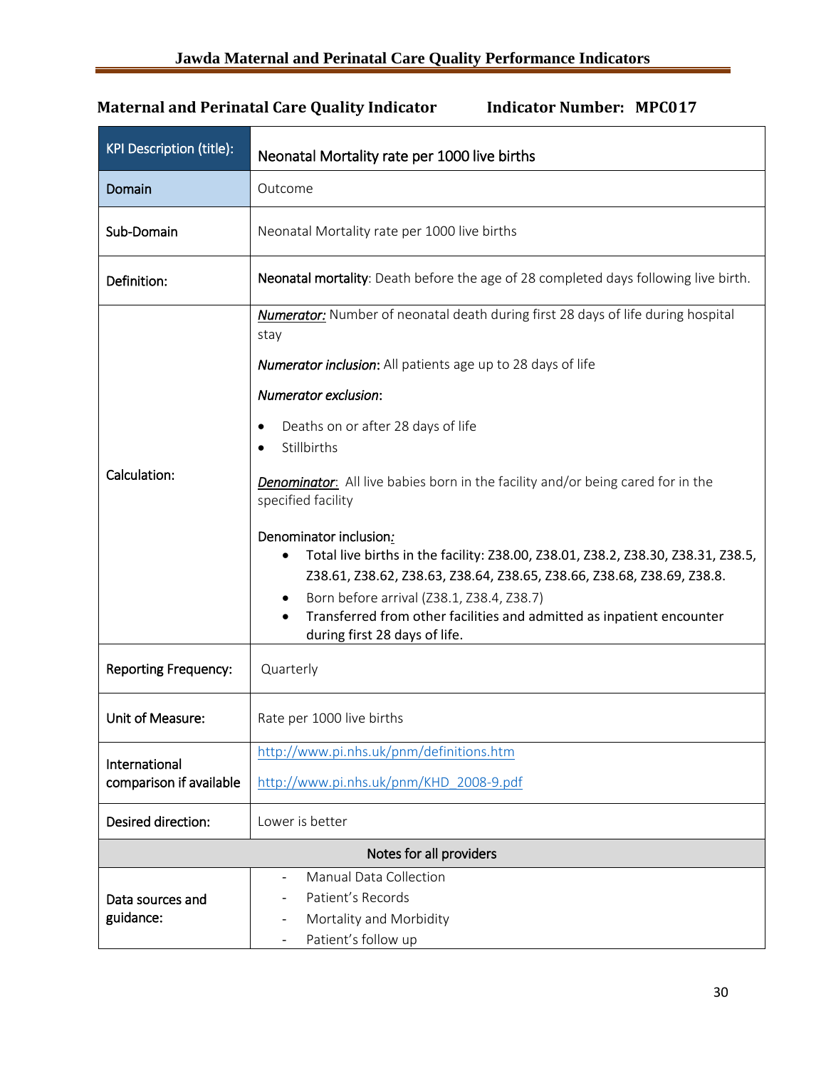**Maternal and Perinatal Care Quality Indicator** **Indicator Number: MPC017**

| KPI Description (title): | Neonatal Mortality rate per 1000 live births |
|---|---|
| Domain | Outcome |
| Sub-Domain | Neonatal Mortality rate per 1000 live births |
| Definition: | **Neonatal mortality**: Death before the age of 28 completed days following live birth. |
| Calculation: | ***Numerator:*** Number of neonatal death during first 28 days of life during hospital stay<br><br>***Numerator inclusion***: All patients age up to 28 days of life<br><br>***Numerator exclusion***:<br>• Deaths on or after 28 days of life<br>• Stillbirths<br><br>***Denominator***: All live babies born in the facility and/or being cared for in the specified facility<br><br>Denominator inclusion*:*<br>• Total live births in the facility: Z38.00, Z38.01, Z38.2, Z38.30, Z38.31, Z38.5, Z38.61, Z38.62, Z38.63, Z38.64, Z38.65, Z38.66, Z38.68, Z38.69, Z38.8.<br>• Born before arrival (Z38.1, Z38.4, Z38.7)<br>• Transferred from other facilities and admitted as inpatient encounter during first 28 days of life. |
| Reporting Frequency: | Quarterly |
| Unit of Measure: | Rate per 1000 live births |
| International comparison if available | http://www.pi.nhs.uk/pnm/definitions.htm<br><br>http://www.pi.nhs.uk/pnm/KHD_2008-9.pdf |
| Desired direction: | Lower is better |
| **Notes for all providers** | |
| Data sources and guidance: | - Manual Data Collection<br>- Patient's Records<br>- Mortality and Morbidity<br>- Patient's follow up |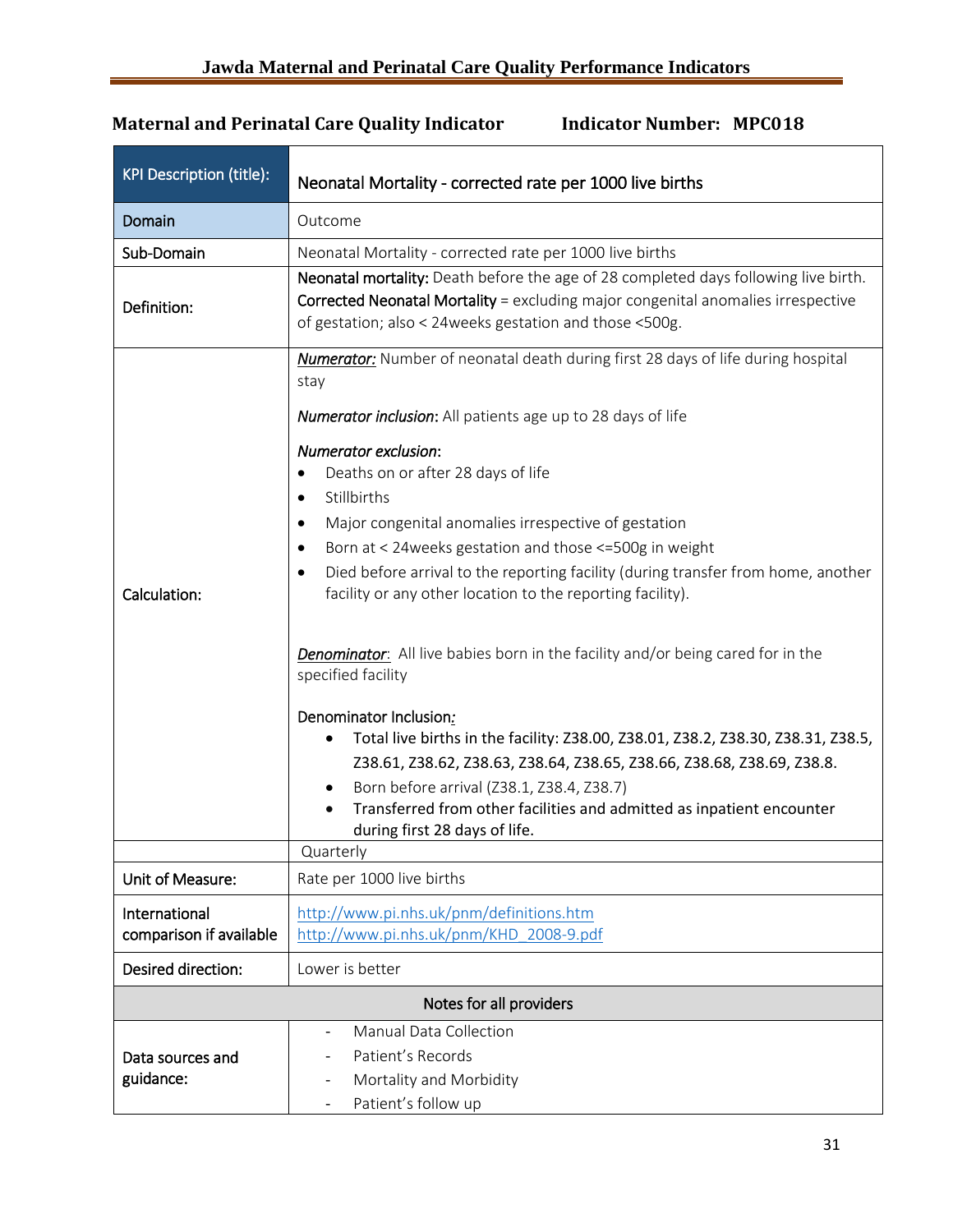**Maternal and Perinatal Care Quality Indicator** **Indicator Number: MPC018**

| KPI Description (title): | Neonatal Mortality - corrected rate per 1000 live births |
|---|---|
| Domain | Outcome |
| Sub-Domain | Neonatal Mortality - corrected rate per 1000 live births |
| Definition: | **Neonatal mortality:** Death before the age of 28 completed days following live birth. **Corrected Neonatal Mortality** = excluding major congenital anomalies irrespective of gestation; also < 24weeks gestation and those <500g. |
| Calculation: | ***Numerator:*** Number of neonatal death during first 28 days of life during hospital stay<br><br>***Numerator inclusion***: All patients age up to 28 days of life<br><br>***Numerator exclusion***:<br>• Deaths on or after 28 days of life<br>• Stillbirths<br>• Major congenital anomalies irrespective of gestation<br>• Born at < 24weeks gestation and those <=500g in weight<br>• Died before arrival to the reporting facility (during transfer from home, another facility or any other location to the reporting facility).<br><br>***Denominator***: All live babies born in the facility and/or being cared for in the specified facility<br><br>Denominator Inclusion*:*<br>• Total live births in the facility: Z38.00, Z38.01, Z38.2, Z38.30, Z38.31, Z38.5, Z38.61, Z38.62, Z38.63, Z38.64, Z38.65, Z38.66, Z38.68, Z38.69, Z38.8.<br>• Born before arrival (Z38.1, Z38.4, Z38.7)<br>• Transferred from other facilities and admitted as inpatient encounter during first 28 days of life. |
| | Quarterly |
| Unit of Measure: | Rate per 1000 live births |
| International comparison if available | http://www.pi.nhs.uk/pnm/definitions.htm<br>http://www.pi.nhs.uk/pnm/KHD_2008-9.pdf |
| Desired direction: | Lower is better |
| **Notes for all providers** | |
| Data sources and guidance: | - Manual Data Collection<br>- Patient's Records<br>- Mortality and Morbidity<br>- Patient's follow up |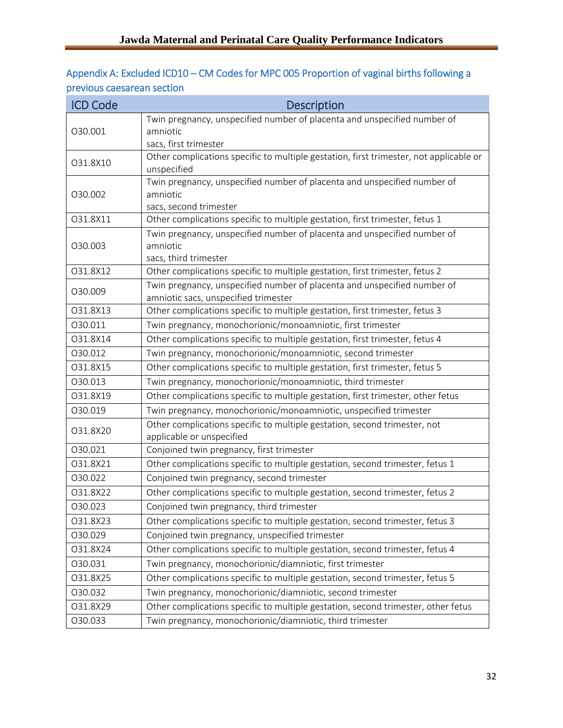## Appendix A: Excluded ICD10 – CM Codes for MPC 005 Proportion of vaginal births following a previous caesarean section

| ICD Code | Description |
|---|---|
| O30.001 | Twin pregnancy, unspecified number of placenta and unspecified number of amniotic sacs, first trimester |
| O31.8X10 | Other complications specific to multiple gestation, first trimester, not applicable or unspecified |
| O30.002 | Twin pregnancy, unspecified number of placenta and unspecified number of amniotic sacs, second trimester |
| O31.8X11 | Other complications specific to multiple gestation, first trimester, fetus 1 |
| O30.003 | Twin pregnancy, unspecified number of placenta and unspecified number of amniotic sacs, third trimester |
| O31.8X12 | Other complications specific to multiple gestation, first trimester, fetus 2 |
| O30.009 | Twin pregnancy, unspecified number of placenta and unspecified number of amniotic sacs, unspecified trimester |
| O31.8X13 | Other complications specific to multiple gestation, first trimester, fetus 3 |
| O30.011 | Twin pregnancy, monochorionic/monoamniotic, first trimester |
| O31.8X14 | Other complications specific to multiple gestation, first trimester, fetus 4 |
| O30.012 | Twin pregnancy, monochorionic/monoamniotic, second trimester |
| O31.8X15 | Other complications specific to multiple gestation, first trimester, fetus 5 |
| O30.013 | Twin pregnancy, monochorionic/monoamniotic, third trimester |
| O31.8X19 | Other complications specific to multiple gestation, first trimester, other fetus |
| O30.019 | Twin pregnancy, monochorionic/monoamniotic, unspecified trimester |
| O31.8X20 | Other complications specific to multiple gestation, second trimester, not applicable or unspecified |
| O30.021 | Conjoined twin pregnancy, first trimester |
| O31.8X21 | Other complications specific to multiple gestation, second trimester, fetus 1 |
| O30.022 | Conjoined twin pregnancy, second trimester |
| O31.8X22 | Other complications specific to multiple gestation, second trimester, fetus 2 |
| O30.023 | Conjoined twin pregnancy, third trimester |
| O31.8X23 | Other complications specific to multiple gestation, second trimester, fetus 3 |
| O30.029 | Conjoined twin pregnancy, unspecified trimester |
| O31.8X24 | Other complications specific to multiple gestation, second trimester, fetus 4 |
| O30.031 | Twin pregnancy, monochorionic/diamniotic, first trimester |
| O31.8X25 | Other complications specific to multiple gestation, second trimester, fetus 5 |
| O30.032 | Twin pregnancy, monochorionic/diamniotic, second trimester |
| O31.8X29 | Other complications specific to multiple gestation, second trimester, other fetus |
| O30.033 | Twin pregnancy, monochorionic/diamniotic, third trimester |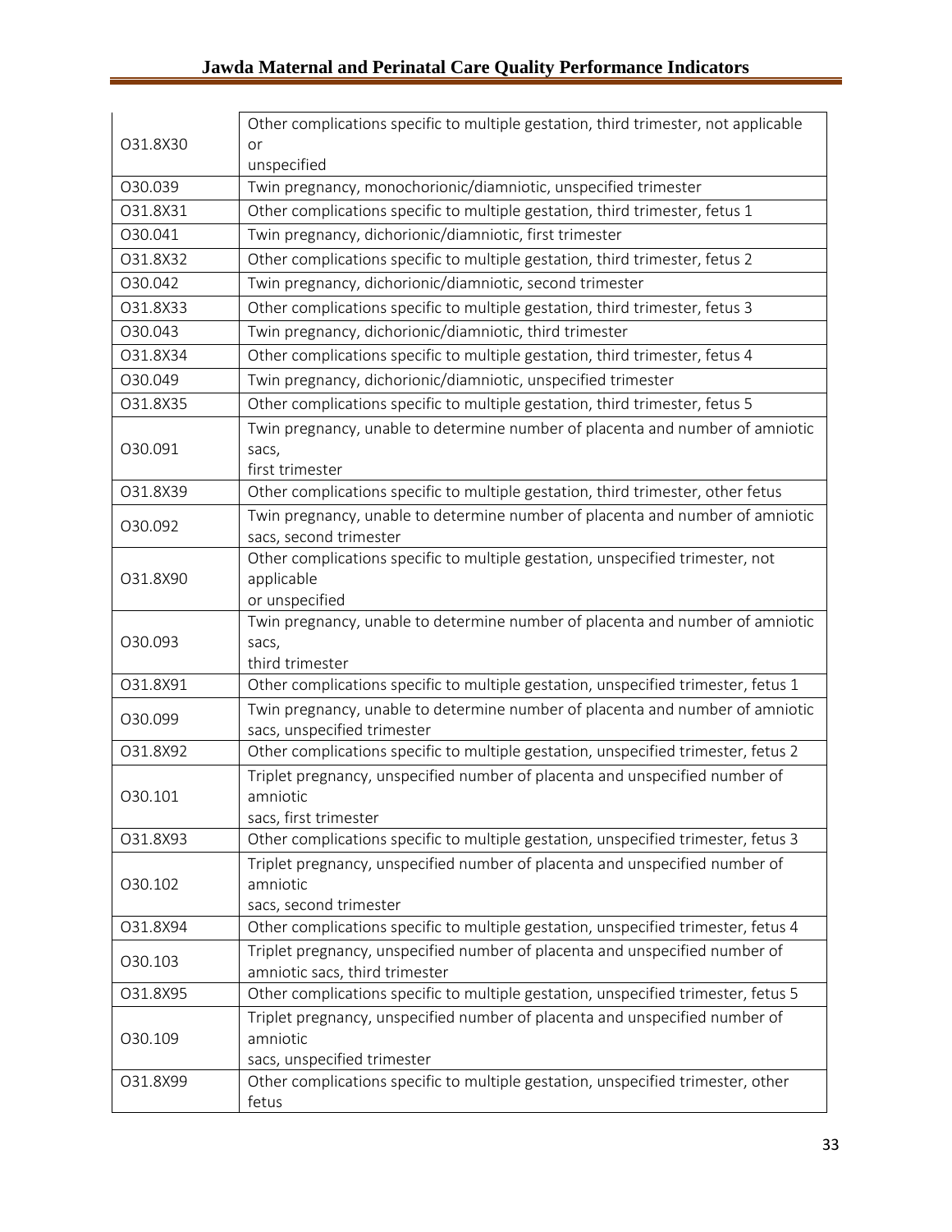| O31.8X30 | Other complications specific to multiple gestation, third trimester, not applicable or unspecified |
|---|---|
| O30.039 | Twin pregnancy, monochorionic/diamniotic, unspecified trimester |
| O31.8X31 | Other complications specific to multiple gestation, third trimester, fetus 1 |
| O30.041 | Twin pregnancy, dichorionic/diamniotic, first trimester |
| O31.8X32 | Other complications specific to multiple gestation, third trimester, fetus 2 |
| O30.042 | Twin pregnancy, dichorionic/diamniotic, second trimester |
| O31.8X33 | Other complications specific to multiple gestation, third trimester, fetus 3 |
| O30.043 | Twin pregnancy, dichorionic/diamniotic, third trimester |
| O31.8X34 | Other complications specific to multiple gestation, third trimester, fetus 4 |
| O30.049 | Twin pregnancy, dichorionic/diamniotic, unspecified trimester |
| O31.8X35 | Other complications specific to multiple gestation, third trimester, fetus 5 |
| O30.091 | Twin pregnancy, unable to determine number of placenta and number of amniotic sacs, first trimester |
| O31.8X39 | Other complications specific to multiple gestation, third trimester, other fetus |
| O30.092 | Twin pregnancy, unable to determine number of placenta and number of amniotic sacs, second trimester |
| O31.8X90 | Other complications specific to multiple gestation, unspecified trimester, not applicable or unspecified |
| O30.093 | Twin pregnancy, unable to determine number of placenta and number of amniotic sacs, third trimester |
| O31.8X91 | Other complications specific to multiple gestation, unspecified trimester, fetus 1 |
| O30.099 | Twin pregnancy, unable to determine number of placenta and number of amniotic sacs, unspecified trimester |
| O31.8X92 | Other complications specific to multiple gestation, unspecified trimester, fetus 2 |
| O30.101 | Triplet pregnancy, unspecified number of placenta and unspecified number of amniotic sacs, first trimester |
| O31.8X93 | Other complications specific to multiple gestation, unspecified trimester, fetus 3 |
| O30.102 | Triplet pregnancy, unspecified number of placenta and unspecified number of amniotic sacs, second trimester |
| O31.8X94 | Other complications specific to multiple gestation, unspecified trimester, fetus 4 |
| O30.103 | Triplet pregnancy, unspecified number of placenta and unspecified number of amniotic sacs, third trimester |
| O31.8X95 | Other complications specific to multiple gestation, unspecified trimester, fetus 5 |
| O30.109 | Triplet pregnancy, unspecified number of placenta and unspecified number of amniotic sacs, unspecified trimester |
| O31.8X99 | Other complications specific to multiple gestation, unspecified trimester, other fetus |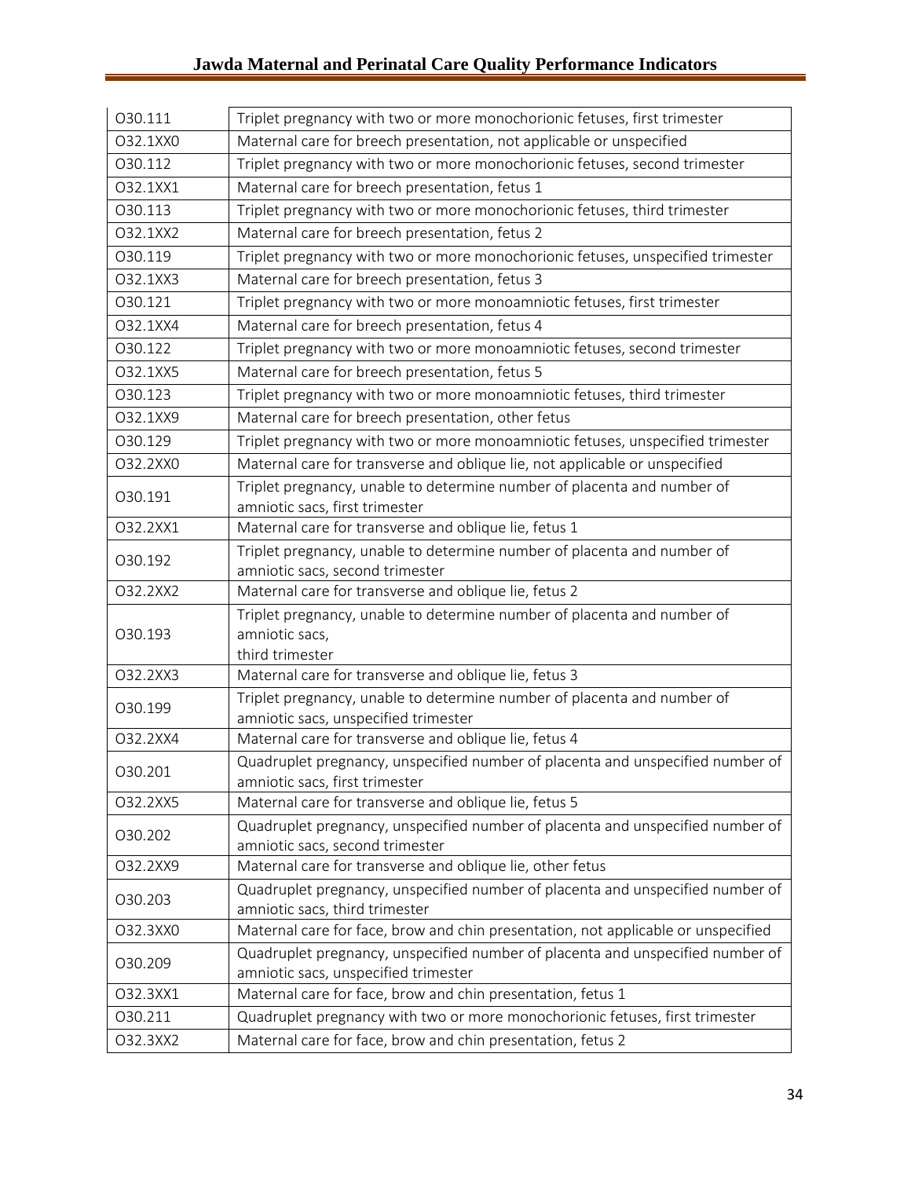| O30.111 | Triplet pregnancy with two or more monochorionic fetuses, first trimester |
|---|---|
| O32.1XX0 | Maternal care for breech presentation, not applicable or unspecified |
| O30.112 | Triplet pregnancy with two or more monochorionic fetuses, second trimester |
| O32.1XX1 | Maternal care for breech presentation, fetus 1 |
| O30.113 | Triplet pregnancy with two or more monochorionic fetuses, third trimester |
| O32.1XX2 | Maternal care for breech presentation, fetus 2 |
| O30.119 | Triplet pregnancy with two or more monochorionic fetuses, unspecified trimester |
| O32.1XX3 | Maternal care for breech presentation, fetus 3 |
| O30.121 | Triplet pregnancy with two or more monoamniotic fetuses, first trimester |
| O32.1XX4 | Maternal care for breech presentation, fetus 4 |
| O30.122 | Triplet pregnancy with two or more monoamniotic fetuses, second trimester |
| O32.1XX5 | Maternal care for breech presentation, fetus 5 |
| O30.123 | Triplet pregnancy with two or more monoamniotic fetuses, third trimester |
| O32.1XX9 | Maternal care for breech presentation, other fetus |
| O30.129 | Triplet pregnancy with two or more monoamniotic fetuses, unspecified trimester |
| O32.2XX0 | Maternal care for transverse and oblique lie, not applicable or unspecified |
| O30.191 | Triplet pregnancy, unable to determine number of placenta and number of amniotic sacs, first trimester |
| O32.2XX1 | Maternal care for transverse and oblique lie, fetus 1 |
| O30.192 | Triplet pregnancy, unable to determine number of placenta and number of amniotic sacs, second trimester |
| O32.2XX2 | Maternal care for transverse and oblique lie, fetus 2 |
| O30.193 | Triplet pregnancy, unable to determine number of placenta and number of amniotic sacs, third trimester |
| O32.2XX3 | Maternal care for transverse and oblique lie, fetus 3 |
| O30.199 | Triplet pregnancy, unable to determine number of placenta and number of amniotic sacs, unspecified trimester |
| O32.2XX4 | Maternal care for transverse and oblique lie, fetus 4 |
| O30.201 | Quadruplet pregnancy, unspecified number of placenta and unspecified number of amniotic sacs, first trimester |
| O32.2XX5 | Maternal care for transverse and oblique lie, fetus 5 |
| O30.202 | Quadruplet pregnancy, unspecified number of placenta and unspecified number of amniotic sacs, second trimester |
| O32.2XX9 | Maternal care for transverse and oblique lie, other fetus |
| O30.203 | Quadruplet pregnancy, unspecified number of placenta and unspecified number of amniotic sacs, third trimester |
| O32.3XX0 | Maternal care for face, brow and chin presentation, not applicable or unspecified |
| O30.209 | Quadruplet pregnancy, unspecified number of placenta and unspecified number of amniotic sacs, unspecified trimester |
| O32.3XX1 | Maternal care for face, brow and chin presentation, fetus 1 |
| O30.211 | Quadruplet pregnancy with two or more monochorionic fetuses, first trimester |
| O32.3XX2 | Maternal care for face, brow and chin presentation, fetus 2 |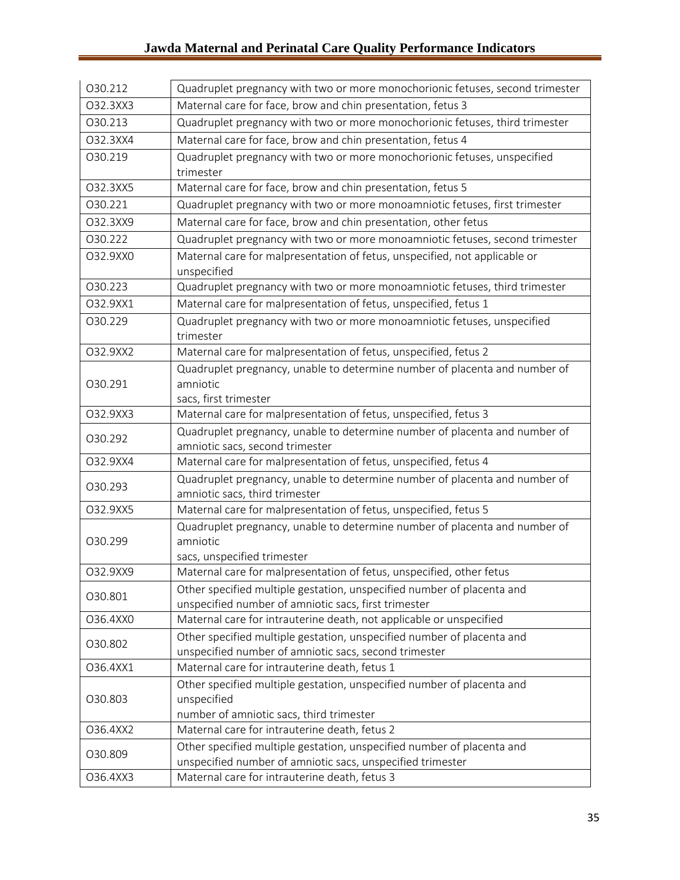| O30.212 | Quadruplet pregnancy with two or more monochorionic fetuses, second trimester |
|---|---|
| O32.3XX3 | Maternal care for face, brow and chin presentation, fetus 3 |
| O30.213 | Quadruplet pregnancy with two or more monochorionic fetuses, third trimester |
| O32.3XX4 | Maternal care for face, brow and chin presentation, fetus 4 |
| O30.219 | Quadruplet pregnancy with two or more monochorionic fetuses, unspecified trimester |
| O32.3XX5 | Maternal care for face, brow and chin presentation, fetus 5 |
| O30.221 | Quadruplet pregnancy with two or more monoamniotic fetuses, first trimester |
| O32.3XX9 | Maternal care for face, brow and chin presentation, other fetus |
| O30.222 | Quadruplet pregnancy with two or more monoamniotic fetuses, second trimester |
| O32.9XX0 | Maternal care for malpresentation of fetus, unspecified, not applicable or unspecified |
| O30.223 | Quadruplet pregnancy with two or more monoamniotic fetuses, third trimester |
| O32.9XX1 | Maternal care for malpresentation of fetus, unspecified, fetus 1 |
| O30.229 | Quadruplet pregnancy with two or more monoamniotic fetuses, unspecified trimester |
| O32.9XX2 | Maternal care for malpresentation of fetus, unspecified, fetus 2 |
| O30.291 | Quadruplet pregnancy, unable to determine number of placenta and number of amniotic sacs, first trimester |
| O32.9XX3 | Maternal care for malpresentation of fetus, unspecified, fetus 3 |
| O30.292 | Quadruplet pregnancy, unable to determine number of placenta and number of amniotic sacs, second trimester |
| O32.9XX4 | Maternal care for malpresentation of fetus, unspecified, fetus 4 |
| O30.293 | Quadruplet pregnancy, unable to determine number of placenta and number of amniotic sacs, third trimester |
| O32.9XX5 | Maternal care for malpresentation of fetus, unspecified, fetus 5 |
| O30.299 | Quadruplet pregnancy, unable to determine number of placenta and number of amniotic sacs, unspecified trimester |
| O32.9XX9 | Maternal care for malpresentation of fetus, unspecified, other fetus |
| O30.801 | Other specified multiple gestation, unspecified number of placenta and unspecified number of amniotic sacs, first trimester |
| O36.4XX0 | Maternal care for intrauterine death, not applicable or unspecified |
| O30.802 | Other specified multiple gestation, unspecified number of placenta and unspecified number of amniotic sacs, second trimester |
| O36.4XX1 | Maternal care for intrauterine death, fetus 1 |
| O30.803 | Other specified multiple gestation, unspecified number of placenta and unspecified number of amniotic sacs, third trimester |
| O36.4XX2 | Maternal care for intrauterine death, fetus 2 |
| O30.809 | Other specified multiple gestation, unspecified number of placenta and unspecified number of amniotic sacs, unspecified trimester |
| O36.4XX3 | Maternal care for intrauterine death, fetus 3 |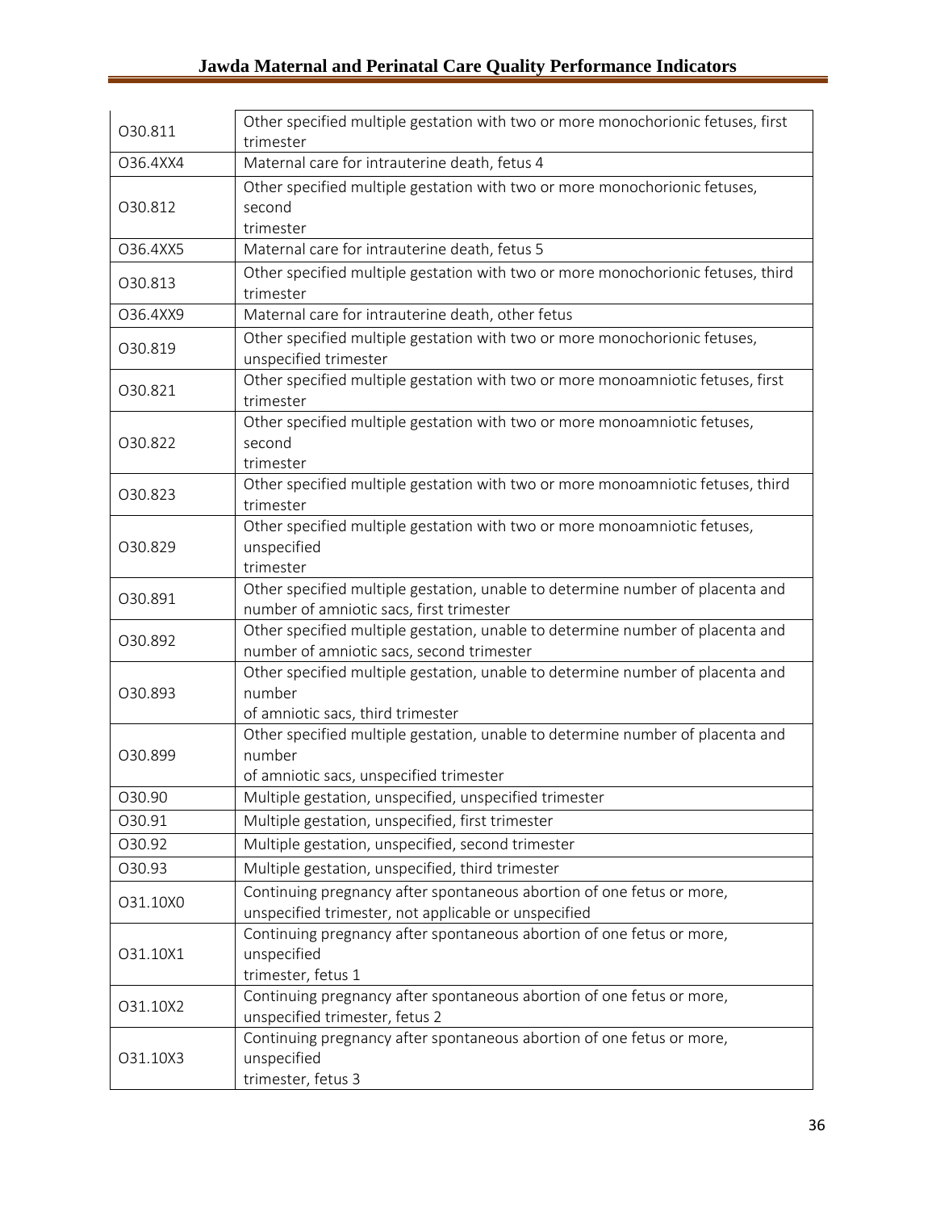| O30.811 | Other specified multiple gestation with two or more monochorionic fetuses, first trimester |
|---|---|
| O36.4XX4 | Maternal care for intrauterine death, fetus 4 |
| O30.812 | Other specified multiple gestation with two or more monochorionic fetuses, second trimester |
| O36.4XX5 | Maternal care for intrauterine death, fetus 5 |
| O30.813 | Other specified multiple gestation with two or more monochorionic fetuses, third trimester |
| O36.4XX9 | Maternal care for intrauterine death, other fetus |
| O30.819 | Other specified multiple gestation with two or more monochorionic fetuses, unspecified trimester |
| O30.821 | Other specified multiple gestation with two or more monoamniotic fetuses, first trimester |
| O30.822 | Other specified multiple gestation with two or more monoamniotic fetuses, second trimester |
| O30.823 | Other specified multiple gestation with two or more monoamniotic fetuses, third trimester |
| O30.829 | Other specified multiple gestation with two or more monoamniotic fetuses, unspecified trimester |
| O30.891 | Other specified multiple gestation, unable to determine number of placenta and number of amniotic sacs, first trimester |
| O30.892 | Other specified multiple gestation, unable to determine number of placenta and number of amniotic sacs, second trimester |
| O30.893 | Other specified multiple gestation, unable to determine number of placenta and number of amniotic sacs, third trimester |
| O30.899 | Other specified multiple gestation, unable to determine number of placenta and number of amniotic sacs, unspecified trimester |
| O30.90 | Multiple gestation, unspecified, unspecified trimester |
| O30.91 | Multiple gestation, unspecified, first trimester |
| O30.92 | Multiple gestation, unspecified, second trimester |
| O30.93 | Multiple gestation, unspecified, third trimester |
| O31.10X0 | Continuing pregnancy after spontaneous abortion of one fetus or more, unspecified trimester, not applicable or unspecified |
| O31.10X1 | Continuing pregnancy after spontaneous abortion of one fetus or more, unspecified trimester, fetus 1 |
| O31.10X2 | Continuing pregnancy after spontaneous abortion of one fetus or more, unspecified trimester, fetus 2 |
| O31.10X3 | Continuing pregnancy after spontaneous abortion of one fetus or more, unspecified trimester, fetus 3 |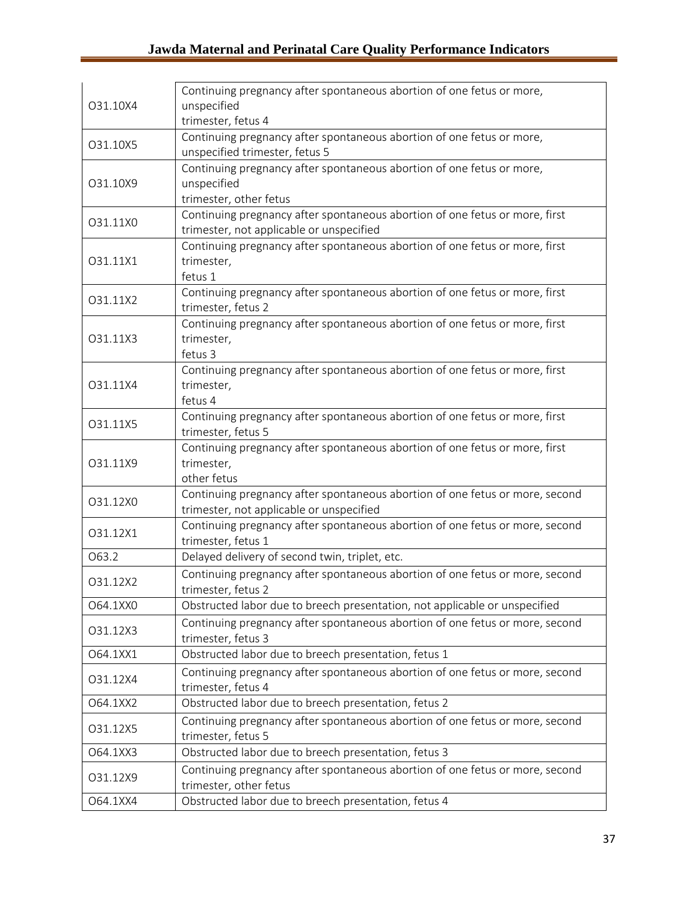| O31.10X4 | Continuing pregnancy after spontaneous abortion of one fetus or more, unspecified trimester, fetus 4 |
|---|---|
| O31.10X5 | Continuing pregnancy after spontaneous abortion of one fetus or more, unspecified trimester, fetus 5 |
| O31.10X9 | Continuing pregnancy after spontaneous abortion of one fetus or more, unspecified trimester, other fetus |
| O31.11X0 | Continuing pregnancy after spontaneous abortion of one fetus or more, first trimester, not applicable or unspecified |
| O31.11X1 | Continuing pregnancy after spontaneous abortion of one fetus or more, first trimester, fetus 1 |
| O31.11X2 | Continuing pregnancy after spontaneous abortion of one fetus or more, first trimester, fetus 2 |
| O31.11X3 | Continuing pregnancy after spontaneous abortion of one fetus or more, first trimester, fetus 3 |
| O31.11X4 | Continuing pregnancy after spontaneous abortion of one fetus or more, first trimester, fetus 4 |
| O31.11X5 | Continuing pregnancy after spontaneous abortion of one fetus or more, first trimester, fetus 5 |
| O31.11X9 | Continuing pregnancy after spontaneous abortion of one fetus or more, first trimester, other fetus |
| O31.12X0 | Continuing pregnancy after spontaneous abortion of one fetus or more, second trimester, not applicable or unspecified |
| O31.12X1 | Continuing pregnancy after spontaneous abortion of one fetus or more, second trimester, fetus 1 |
| O63.2 | Delayed delivery of second twin, triplet, etc. |
| O31.12X2 | Continuing pregnancy after spontaneous abortion of one fetus or more, second trimester, fetus 2 |
| O64.1XX0 | Obstructed labor due to breech presentation, not applicable or unspecified |
| O31.12X3 | Continuing pregnancy after spontaneous abortion of one fetus or more, second trimester, fetus 3 |
| O64.1XX1 | Obstructed labor due to breech presentation, fetus 1 |
| O31.12X4 | Continuing pregnancy after spontaneous abortion of one fetus or more, second trimester, fetus 4 |
| O64.1XX2 | Obstructed labor due to breech presentation, fetus 2 |
| O31.12X5 | Continuing pregnancy after spontaneous abortion of one fetus or more, second trimester, fetus 5 |
| O64.1XX3 | Obstructed labor due to breech presentation, fetus 3 |
| O31.12X9 | Continuing pregnancy after spontaneous abortion of one fetus or more, second trimester, other fetus |
| O64.1XX4 | Obstructed labor due to breech presentation, fetus 4 |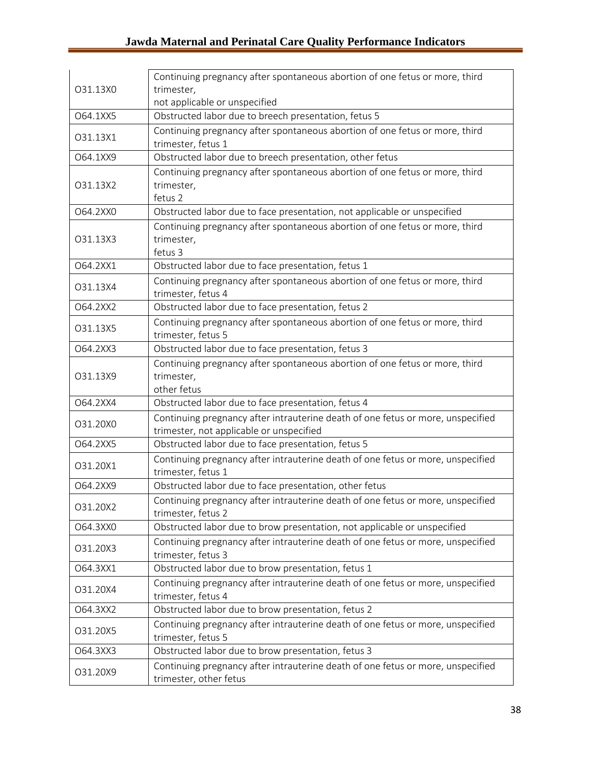| | |
|---|---|
| O31.13X0 | Continuing pregnancy after spontaneous abortion of one fetus or more, third trimester, not applicable or unspecified |
| O64.1XX5 | Obstructed labor due to breech presentation, fetus 5 |
| O31.13X1 | Continuing pregnancy after spontaneous abortion of one fetus or more, third trimester, fetus 1 |
| O64.1XX9 | Obstructed labor due to breech presentation, other fetus |
| O31.13X2 | Continuing pregnancy after spontaneous abortion of one fetus or more, third trimester, fetus 2 |
| O64.2XX0 | Obstructed labor due to face presentation, not applicable or unspecified |
| O31.13X3 | Continuing pregnancy after spontaneous abortion of one fetus or more, third trimester, fetus 3 |
| O64.2XX1 | Obstructed labor due to face presentation, fetus 1 |
| O31.13X4 | Continuing pregnancy after spontaneous abortion of one fetus or more, third trimester, fetus 4 |
| O64.2XX2 | Obstructed labor due to face presentation, fetus 2 |
| O31.13X5 | Continuing pregnancy after spontaneous abortion of one fetus or more, third trimester, fetus 5 |
| O64.2XX3 | Obstructed labor due to face presentation, fetus 3 |
| O31.13X9 | Continuing pregnancy after spontaneous abortion of one fetus or more, third trimester, other fetus |
| O64.2XX4 | Obstructed labor due to face presentation, fetus 4 |
| O31.20X0 | Continuing pregnancy after intrauterine death of one fetus or more, unspecified trimester, not applicable or unspecified |
| O64.2XX5 | Obstructed labor due to face presentation, fetus 5 |
| O31.20X1 | Continuing pregnancy after intrauterine death of one fetus or more, unspecified trimester, fetus 1 |
| O64.2XX9 | Obstructed labor due to face presentation, other fetus |
| O31.20X2 | Continuing pregnancy after intrauterine death of one fetus or more, unspecified trimester, fetus 2 |
| O64.3XX0 | Obstructed labor due to brow presentation, not applicable or unspecified |
| O31.20X3 | Continuing pregnancy after intrauterine death of one fetus or more, unspecified trimester, fetus 3 |
| O64.3XX1 | Obstructed labor due to brow presentation, fetus 1 |
| O31.20X4 | Continuing pregnancy after intrauterine death of one fetus or more, unspecified trimester, fetus 4 |
| O64.3XX2 | Obstructed labor due to brow presentation, fetus 2 |
| O31.20X5 | Continuing pregnancy after intrauterine death of one fetus or more, unspecified trimester, fetus 5 |
| O64.3XX3 | Obstructed labor due to brow presentation, fetus 3 |
| O31.20X9 | Continuing pregnancy after intrauterine death of one fetus or more, unspecified trimester, other fetus |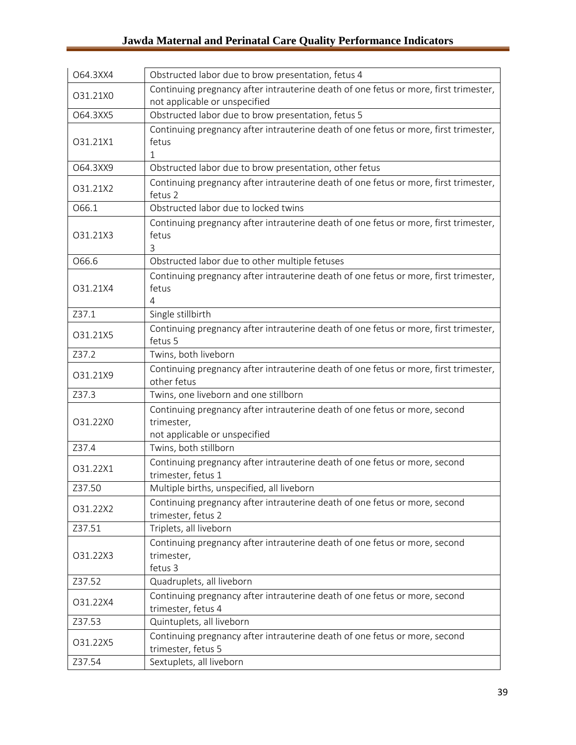| O64.3XX4 | Obstructed labor due to brow presentation, fetus 4 |
|---|---|
| O31.21X0 | Continuing pregnancy after intrauterine death of one fetus or more, first trimester, not applicable or unspecified |
| O64.3XX5 | Obstructed labor due to brow presentation, fetus 5 |
| O31.21X1 | Continuing pregnancy after intrauterine death of one fetus or more, first trimester, fetus 1 |
| O64.3XX9 | Obstructed labor due to brow presentation, other fetus |
| O31.21X2 | Continuing pregnancy after intrauterine death of one fetus or more, first trimester, fetus 2 |
| O66.1 | Obstructed labor due to locked twins |
| O31.21X3 | Continuing pregnancy after intrauterine death of one fetus or more, first trimester, fetus 3 |
| O66.6 | Obstructed labor due to other multiple fetuses |
| O31.21X4 | Continuing pregnancy after intrauterine death of one fetus or more, first trimester, fetus 4 |
| Z37.1 | Single stillbirth |
| O31.21X5 | Continuing pregnancy after intrauterine death of one fetus or more, first trimester, fetus 5 |
| Z37.2 | Twins, both liveborn |
| O31.21X9 | Continuing pregnancy after intrauterine death of one fetus or more, first trimester, other fetus |
| Z37.3 | Twins, one liveborn and one stillborn |
| O31.22X0 | Continuing pregnancy after intrauterine death of one fetus or more, second trimester, not applicable or unspecified |
| Z37.4 | Twins, both stillborn |
| O31.22X1 | Continuing pregnancy after intrauterine death of one fetus or more, second trimester, fetus 1 |
| Z37.50 | Multiple births, unspecified, all liveborn |
| O31.22X2 | Continuing pregnancy after intrauterine death of one fetus or more, second trimester, fetus 2 |
| Z37.51 | Triplets, all liveborn |
| O31.22X3 | Continuing pregnancy after intrauterine death of one fetus or more, second trimester, fetus 3 |
| Z37.52 | Quadruplets, all liveborn |
| O31.22X4 | Continuing pregnancy after intrauterine death of one fetus or more, second trimester, fetus 4 |
| Z37.53 | Quintuplets, all liveborn |
| O31.22X5 | Continuing pregnancy after intrauterine death of one fetus or more, second trimester, fetus 5 |
| Z37.54 | Sextuplets, all liveborn |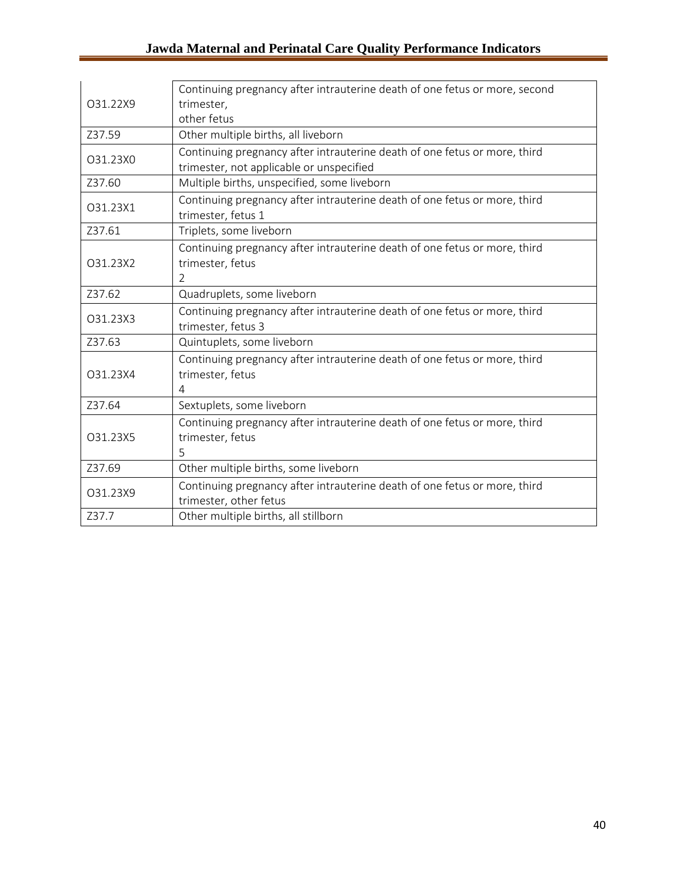| O31.22X9 | Continuing pregnancy after intrauterine death of one fetus or more, second trimester, other fetus |
|---|---|
| Z37.59 | Other multiple births, all liveborn |
| O31.23X0 | Continuing pregnancy after intrauterine death of one fetus or more, third trimester, not applicable or unspecified |
| Z37.60 | Multiple births, unspecified, some liveborn |
| O31.23X1 | Continuing pregnancy after intrauterine death of one fetus or more, third trimester, fetus 1 |
| Z37.61 | Triplets, some liveborn |
| O31.23X2 | Continuing pregnancy after intrauterine death of one fetus or more, third trimester, fetus 2 |
| Z37.62 | Quadruplets, some liveborn |
| O31.23X3 | Continuing pregnancy after intrauterine death of one fetus or more, third trimester, fetus 3 |
| Z37.63 | Quintuplets, some liveborn |
| O31.23X4 | Continuing pregnancy after intrauterine death of one fetus or more, third trimester, fetus 4 |
| Z37.64 | Sextuplets, some liveborn |
| O31.23X5 | Continuing pregnancy after intrauterine death of one fetus or more, third trimester, fetus 5 |
| Z37.69 | Other multiple births, some liveborn |
| O31.23X9 | Continuing pregnancy after intrauterine death of one fetus or more, third trimester, other fetus |
| Z37.7 | Other multiple births, all stillborn |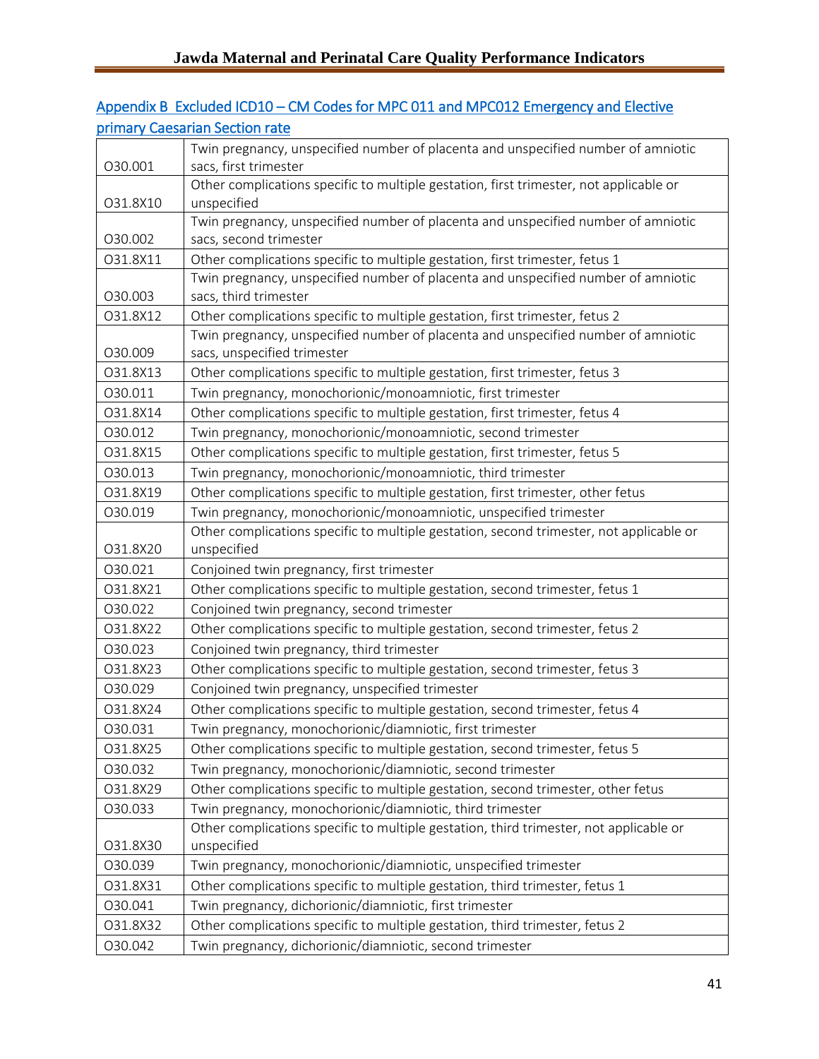## Appendix B Excluded ICD10 – CM Codes for MPC 011 and MPC012 Emergency and Elective primary Caesarian Section rate

| | |
|---|---|
| O30.001 | Twin pregnancy, unspecified number of placenta and unspecified number of amniotic sacs, first trimester |
| O31.8X10 | Other complications specific to multiple gestation, first trimester, not applicable or unspecified |
| O30.002 | Twin pregnancy, unspecified number of placenta and unspecified number of amniotic sacs, second trimester |
| O31.8X11 | Other complications specific to multiple gestation, first trimester, fetus 1 |
| O30.003 | Twin pregnancy, unspecified number of placenta and unspecified number of amniotic sacs, third trimester |
| O31.8X12 | Other complications specific to multiple gestation, first trimester, fetus 2 |
| O30.009 | Twin pregnancy, unspecified number of placenta and unspecified number of amniotic sacs, unspecified trimester |
| O31.8X13 | Other complications specific to multiple gestation, first trimester, fetus 3 |
| O30.011 | Twin pregnancy, monochorionic/monoamniotic, first trimester |
| O31.8X14 | Other complications specific to multiple gestation, first trimester, fetus 4 |
| O30.012 | Twin pregnancy, monochorionic/monoamniotic, second trimester |
| O31.8X15 | Other complications specific to multiple gestation, first trimester, fetus 5 |
| O30.013 | Twin pregnancy, monochorionic/monoamniotic, third trimester |
| O31.8X19 | Other complications specific to multiple gestation, first trimester, other fetus |
| O30.019 | Twin pregnancy, monochorionic/monoamniotic, unspecified trimester |
| O31.8X20 | Other complications specific to multiple gestation, second trimester, not applicable or unspecified |
| O30.021 | Conjoined twin pregnancy, first trimester |
| O31.8X21 | Other complications specific to multiple gestation, second trimester, fetus 1 |
| O30.022 | Conjoined twin pregnancy, second trimester |
| O31.8X22 | Other complications specific to multiple gestation, second trimester, fetus 2 |
| O30.023 | Conjoined twin pregnancy, third trimester |
| O31.8X23 | Other complications specific to multiple gestation, second trimester, fetus 3 |
| O30.029 | Conjoined twin pregnancy, unspecified trimester |
| O31.8X24 | Other complications specific to multiple gestation, second trimester, fetus 4 |
| O30.031 | Twin pregnancy, monochorionic/diamniotic, first trimester |
| O31.8X25 | Other complications specific to multiple gestation, second trimester, fetus 5 |
| O30.032 | Twin pregnancy, monochorionic/diamniotic, second trimester |
| O31.8X29 | Other complications specific to multiple gestation, second trimester, other fetus |
| O30.033 | Twin pregnancy, monochorionic/diamniotic, third trimester |
| O31.8X30 | Other complications specific to multiple gestation, third trimester, not applicable or unspecified |
| O30.039 | Twin pregnancy, monochorionic/diamniotic, unspecified trimester |
| O31.8X31 | Other complications specific to multiple gestation, third trimester, fetus 1 |
| O30.041 | Twin pregnancy, dichorionic/diamniotic, first trimester |
| O31.8X32 | Other complications specific to multiple gestation, third trimester, fetus 2 |
| O30.042 | Twin pregnancy, dichorionic/diamniotic, second trimester |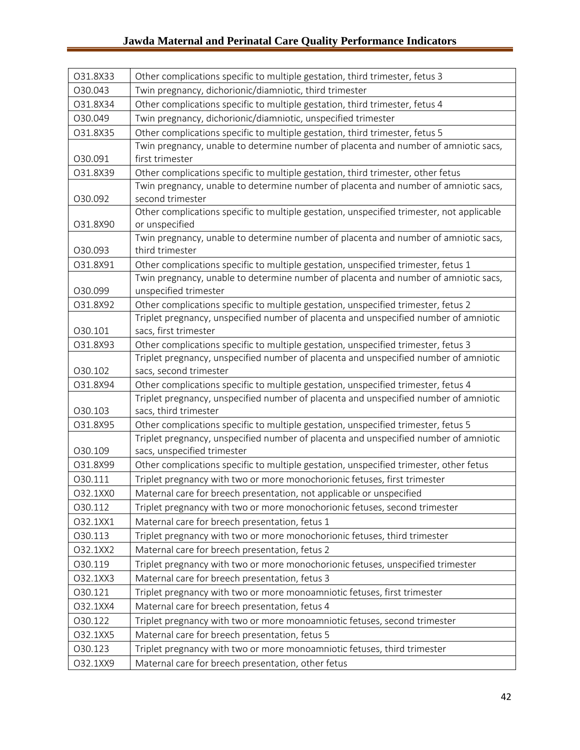| O31.8X33 | Other complications specific to multiple gestation, third trimester, fetus 3 |
|---|---|
| O30.043 | Twin pregnancy, dichorionic/diamniotic, third trimester |
| O31.8X34 | Other complications specific to multiple gestation, third trimester, fetus 4 |
| O30.049 | Twin pregnancy, dichorionic/diamniotic, unspecified trimester |
| O31.8X35 | Other complications specific to multiple gestation, third trimester, fetus 5 |
| O30.091 | Twin pregnancy, unable to determine number of placenta and number of amniotic sacs, first trimester |
| O31.8X39 | Other complications specific to multiple gestation, third trimester, other fetus |
| O30.092 | Twin pregnancy, unable to determine number of placenta and number of amniotic sacs, second trimester |
| O31.8X90 | Other complications specific to multiple gestation, unspecified trimester, not applicable or unspecified |
| O30.093 | Twin pregnancy, unable to determine number of placenta and number of amniotic sacs, third trimester |
| O31.8X91 | Other complications specific to multiple gestation, unspecified trimester, fetus 1 |
| O30.099 | Twin pregnancy, unable to determine number of placenta and number of amniotic sacs, unspecified trimester |
| O31.8X92 | Other complications specific to multiple gestation, unspecified trimester, fetus 2 |
| O30.101 | Triplet pregnancy, unspecified number of placenta and unspecified number of amniotic sacs, first trimester |
| O31.8X93 | Other complications specific to multiple gestation, unspecified trimester, fetus 3 |
| O30.102 | Triplet pregnancy, unspecified number of placenta and unspecified number of amniotic sacs, second trimester |
| O31.8X94 | Other complications specific to multiple gestation, unspecified trimester, fetus 4 |
| O30.103 | Triplet pregnancy, unspecified number of placenta and unspecified number of amniotic sacs, third trimester |
| O31.8X95 | Other complications specific to multiple gestation, unspecified trimester, fetus 5 |
| O30.109 | Triplet pregnancy, unspecified number of placenta and unspecified number of amniotic sacs, unspecified trimester |
| O31.8X99 | Other complications specific to multiple gestation, unspecified trimester, other fetus |
| O30.111 | Triplet pregnancy with two or more monochorionic fetuses, first trimester |
| O32.1XX0 | Maternal care for breech presentation, not applicable or unspecified |
| O30.112 | Triplet pregnancy with two or more monochorionic fetuses, second trimester |
| O32.1XX1 | Maternal care for breech presentation, fetus 1 |
| O30.113 | Triplet pregnancy with two or more monochorionic fetuses, third trimester |
| O32.1XX2 | Maternal care for breech presentation, fetus 2 |
| O30.119 | Triplet pregnancy with two or more monochorionic fetuses, unspecified trimester |
| O32.1XX3 | Maternal care for breech presentation, fetus 3 |
| O30.121 | Triplet pregnancy with two or more monoamniotic fetuses, first trimester |
| O32.1XX4 | Maternal care for breech presentation, fetus 4 |
| O30.122 | Triplet pregnancy with two or more monoamniotic fetuses, second trimester |
| O32.1XX5 | Maternal care for breech presentation, fetus 5 |
| O30.123 | Triplet pregnancy with two or more monoamniotic fetuses, third trimester |
| O32.1XX9 | Maternal care for breech presentation, other fetus |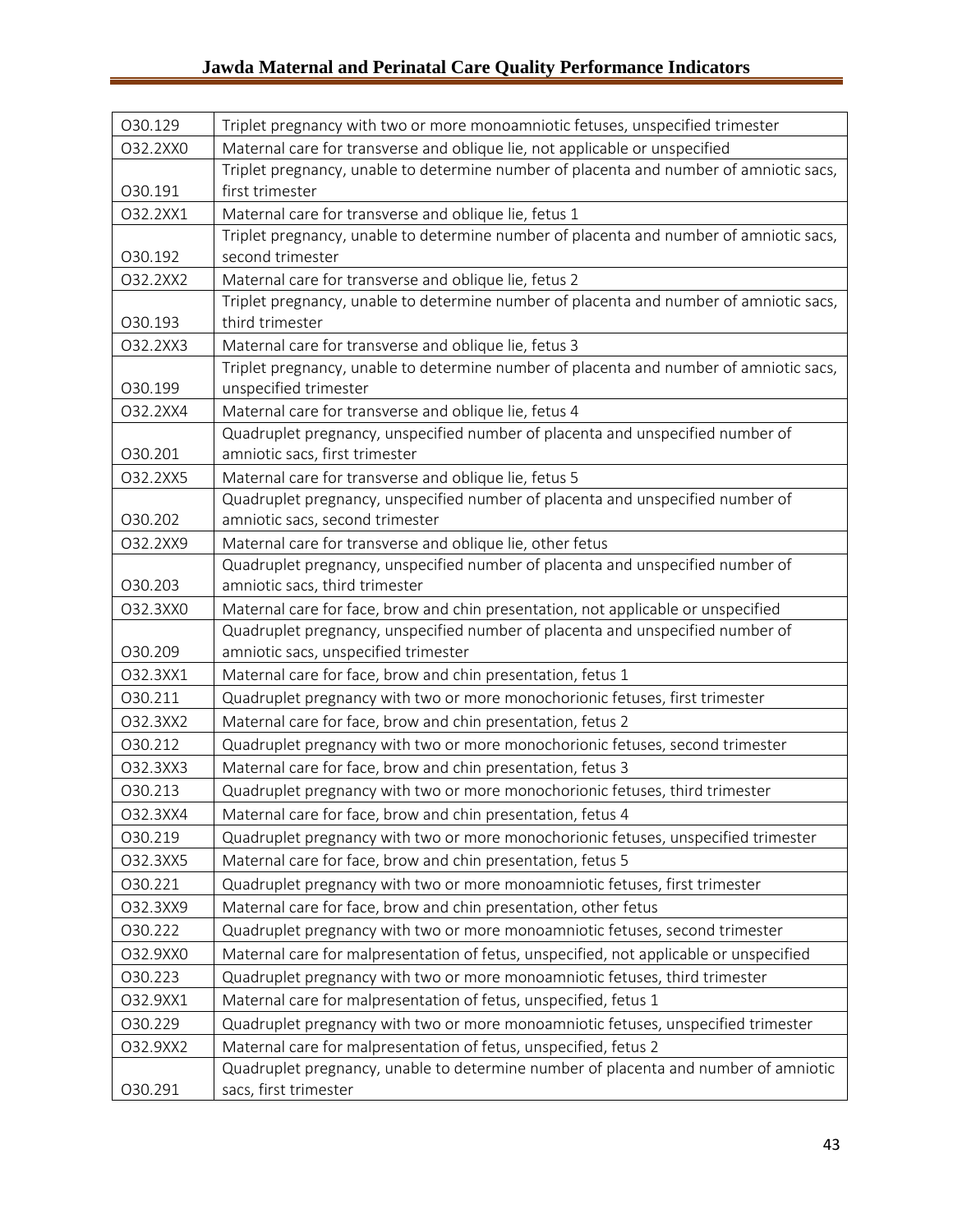| | |
|---|---|
| O30.129 | Triplet pregnancy with two or more monoamniotic fetuses, unspecified trimester |
| O32.2XX0 | Maternal care for transverse and oblique lie, not applicable or unspecified |
| O30.191 | Triplet pregnancy, unable to determine number of placenta and number of amniotic sacs, first trimester |
| O32.2XX1 | Maternal care for transverse and oblique lie, fetus 1 |
| O30.192 | Triplet pregnancy, unable to determine number of placenta and number of amniotic sacs, second trimester |
| O32.2XX2 | Maternal care for transverse and oblique lie, fetus 2 |
| O30.193 | Triplet pregnancy, unable to determine number of placenta and number of amniotic sacs, third trimester |
| O32.2XX3 | Maternal care for transverse and oblique lie, fetus 3 |
| O30.199 | Triplet pregnancy, unable to determine number of placenta and number of amniotic sacs, unspecified trimester |
| O32.2XX4 | Maternal care for transverse and oblique lie, fetus 4 |
| O30.201 | Quadruplet pregnancy, unspecified number of placenta and unspecified number of amniotic sacs, first trimester |
| O32.2XX5 | Maternal care for transverse and oblique lie, fetus 5 |
| O30.202 | Quadruplet pregnancy, unspecified number of placenta and unspecified number of amniotic sacs, second trimester |
| O32.2XX9 | Maternal care for transverse and oblique lie, other fetus |
| O30.203 | Quadruplet pregnancy, unspecified number of placenta and unspecified number of amniotic sacs, third trimester |
| O32.3XX0 | Maternal care for face, brow and chin presentation, not applicable or unspecified |
| O30.209 | Quadruplet pregnancy, unspecified number of placenta and unspecified number of amniotic sacs, unspecified trimester |
| O32.3XX1 | Maternal care for face, brow and chin presentation, fetus 1 |
| O30.211 | Quadruplet pregnancy with two or more monochorionic fetuses, first trimester |
| O32.3XX2 | Maternal care for face, brow and chin presentation, fetus 2 |
| O30.212 | Quadruplet pregnancy with two or more monochorionic fetuses, second trimester |
| O32.3XX3 | Maternal care for face, brow and chin presentation, fetus 3 |
| O30.213 | Quadruplet pregnancy with two or more monochorionic fetuses, third trimester |
| O32.3XX4 | Maternal care for face, brow and chin presentation, fetus 4 |
| O30.219 | Quadruplet pregnancy with two or more monochorionic fetuses, unspecified trimester |
| O32.3XX5 | Maternal care for face, brow and chin presentation, fetus 5 |
| O30.221 | Quadruplet pregnancy with two or more monoamniotic fetuses, first trimester |
| O32.3XX9 | Maternal care for face, brow and chin presentation, other fetus |
| O30.222 | Quadruplet pregnancy with two or more monoamniotic fetuses, second trimester |
| O32.9XX0 | Maternal care for malpresentation of fetus, unspecified, not applicable or unspecified |
| O30.223 | Quadruplet pregnancy with two or more monoamniotic fetuses, third trimester |
| O32.9XX1 | Maternal care for malpresentation of fetus, unspecified, fetus 1 |
| O30.229 | Quadruplet pregnancy with two or more monoamniotic fetuses, unspecified trimester |
| O32.9XX2 | Maternal care for malpresentation of fetus, unspecified, fetus 2 |
| O30.291 | Quadruplet pregnancy, unable to determine number of placenta and number of amniotic sacs, first trimester |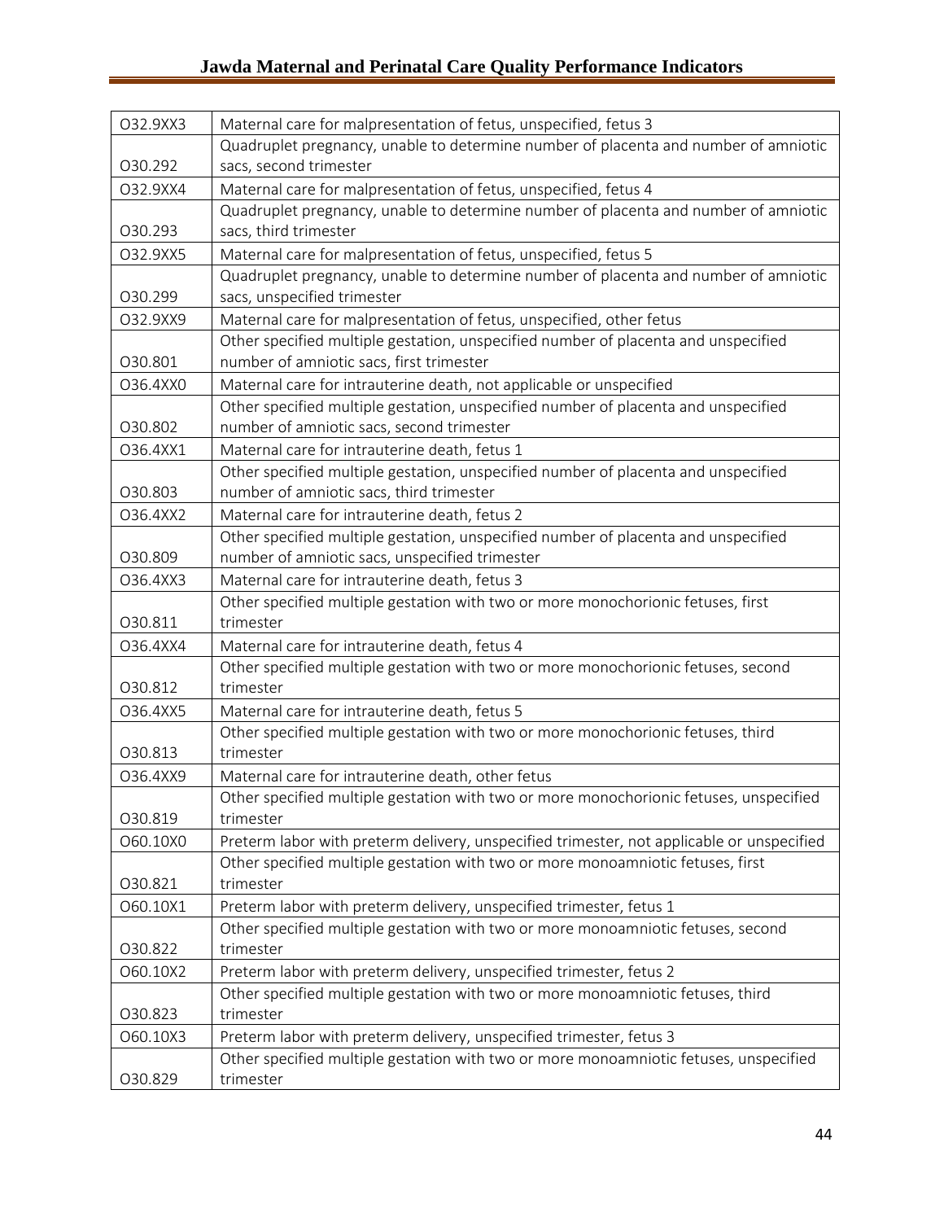| O32.9XX3 | Maternal care for malpresentation of fetus, unspecified, fetus 3 |
|---|---|
| O30.292 | Quadruplet pregnancy, unable to determine number of placenta and number of amniotic sacs, second trimester |
| O32.9XX4 | Maternal care for malpresentation of fetus, unspecified, fetus 4 |
| O30.293 | Quadruplet pregnancy, unable to determine number of placenta and number of amniotic sacs, third trimester |
| O32.9XX5 | Maternal care for malpresentation of fetus, unspecified, fetus 5 |
| O30.299 | Quadruplet pregnancy, unable to determine number of placenta and number of amniotic sacs, unspecified trimester |
| O32.9XX9 | Maternal care for malpresentation of fetus, unspecified, other fetus |
| O30.801 | Other specified multiple gestation, unspecified number of placenta and unspecified number of amniotic sacs, first trimester |
| O36.4XX0 | Maternal care for intrauterine death, not applicable or unspecified |
| O30.802 | Other specified multiple gestation, unspecified number of placenta and unspecified number of amniotic sacs, second trimester |
| O36.4XX1 | Maternal care for intrauterine death, fetus 1 |
| O30.803 | Other specified multiple gestation, unspecified number of placenta and unspecified number of amniotic sacs, third trimester |
| O36.4XX2 | Maternal care for intrauterine death, fetus 2 |
| O30.809 | Other specified multiple gestation, unspecified number of placenta and unspecified number of amniotic sacs, unspecified trimester |
| O36.4XX3 | Maternal care for intrauterine death, fetus 3 |
| O30.811 | Other specified multiple gestation with two or more monochorionic fetuses, first trimester |
| O36.4XX4 | Maternal care for intrauterine death, fetus 4 |
| O30.812 | Other specified multiple gestation with two or more monochorionic fetuses, second trimester |
| O36.4XX5 | Maternal care for intrauterine death, fetus 5 |
| O30.813 | Other specified multiple gestation with two or more monochorionic fetuses, third trimester |
| O36.4XX9 | Maternal care for intrauterine death, other fetus |
| O30.819 | Other specified multiple gestation with two or more monochorionic fetuses, unspecified trimester |
| O60.10X0 | Preterm labor with preterm delivery, unspecified trimester, not applicable or unspecified |
| O30.821 | Other specified multiple gestation with two or more monoamniotic fetuses, first trimester |
| O60.10X1 | Preterm labor with preterm delivery, unspecified trimester, fetus 1 |
| O30.822 | Other specified multiple gestation with two or more monoamniotic fetuses, second trimester |
| O60.10X2 | Preterm labor with preterm delivery, unspecified trimester, fetus 2 |
| O30.823 | Other specified multiple gestation with two or more monoamniotic fetuses, third trimester |
| O60.10X3 | Preterm labor with preterm delivery, unspecified trimester, fetus 3 |
| O30.829 | Other specified multiple gestation with two or more monoamniotic fetuses, unspecified trimester |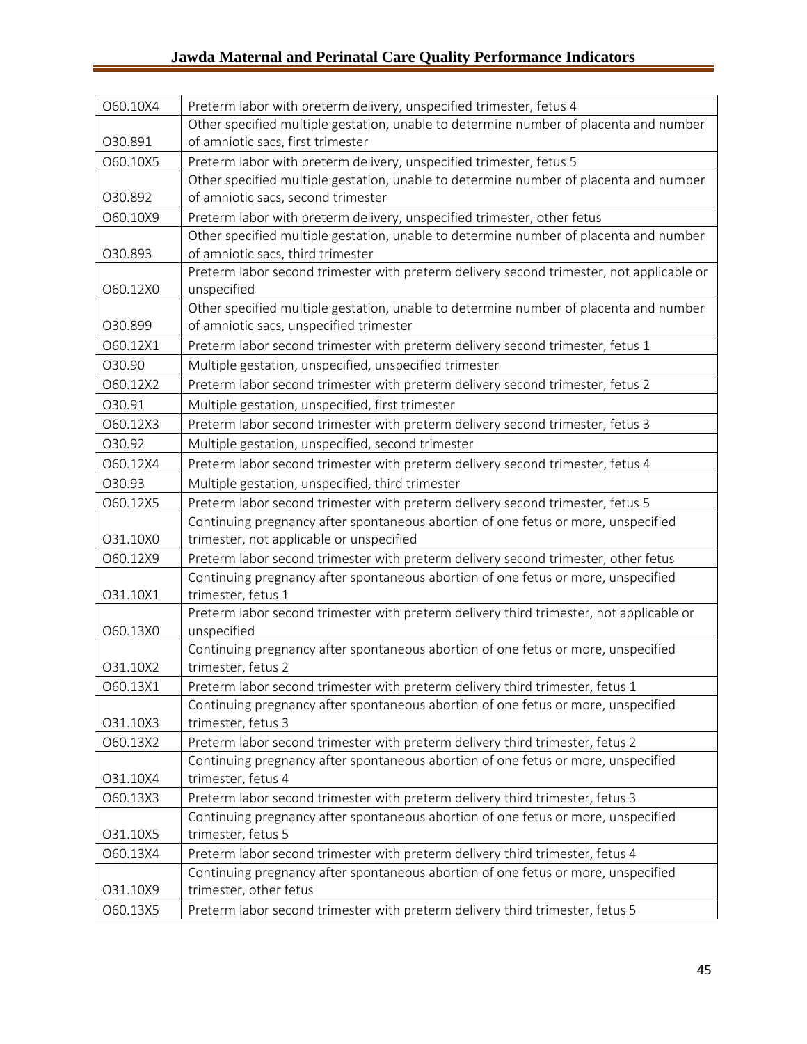| O60.10X4 | Preterm labor with preterm delivery, unspecified trimester, fetus 4 |
|---|---|
| O30.891 | Other specified multiple gestation, unable to determine number of placenta and number of amniotic sacs, first trimester |
| O60.10X5 | Preterm labor with preterm delivery, unspecified trimester, fetus 5 |
| O30.892 | Other specified multiple gestation, unable to determine number of placenta and number of amniotic sacs, second trimester |
| O60.10X9 | Preterm labor with preterm delivery, unspecified trimester, other fetus |
| O30.893 | Other specified multiple gestation, unable to determine number of placenta and number of amniotic sacs, third trimester |
| O60.12X0 | Preterm labor second trimester with preterm delivery second trimester, not applicable or unspecified |
| O30.899 | Other specified multiple gestation, unable to determine number of placenta and number of amniotic sacs, unspecified trimester |
| O60.12X1 | Preterm labor second trimester with preterm delivery second trimester, fetus 1 |
| O30.90 | Multiple gestation, unspecified, unspecified trimester |
| O60.12X2 | Preterm labor second trimester with preterm delivery second trimester, fetus 2 |
| O30.91 | Multiple gestation, unspecified, first trimester |
| O60.12X3 | Preterm labor second trimester with preterm delivery second trimester, fetus 3 |
| O30.92 | Multiple gestation, unspecified, second trimester |
| O60.12X4 | Preterm labor second trimester with preterm delivery second trimester, fetus 4 |
| O30.93 | Multiple gestation, unspecified, third trimester |
| O60.12X5 | Preterm labor second trimester with preterm delivery second trimester, fetus 5 |
| O31.10X0 | Continuing pregnancy after spontaneous abortion of one fetus or more, unspecified trimester, not applicable or unspecified |
| O60.12X9 | Preterm labor second trimester with preterm delivery second trimester, other fetus |
| O31.10X1 | Continuing pregnancy after spontaneous abortion of one fetus or more, unspecified trimester, fetus 1 |
| O60.13X0 | Preterm labor second trimester with preterm delivery third trimester, not applicable or unspecified |
| O31.10X2 | Continuing pregnancy after spontaneous abortion of one fetus or more, unspecified trimester, fetus 2 |
| O60.13X1 | Preterm labor second trimester with preterm delivery third trimester, fetus 1 |
| O31.10X3 | Continuing pregnancy after spontaneous abortion of one fetus or more, unspecified trimester, fetus 3 |
| O60.13X2 | Preterm labor second trimester with preterm delivery third trimester, fetus 2 |
| O31.10X4 | Continuing pregnancy after spontaneous abortion of one fetus or more, unspecified trimester, fetus 4 |
| O60.13X3 | Preterm labor second trimester with preterm delivery third trimester, fetus 3 |
| O31.10X5 | Continuing pregnancy after spontaneous abortion of one fetus or more, unspecified trimester, fetus 5 |
| O60.13X4 | Preterm labor second trimester with preterm delivery third trimester, fetus 4 |
| O31.10X9 | Continuing pregnancy after spontaneous abortion of one fetus or more, unspecified trimester, other fetus |
| O60.13X5 | Preterm labor second trimester with preterm delivery third trimester, fetus 5 |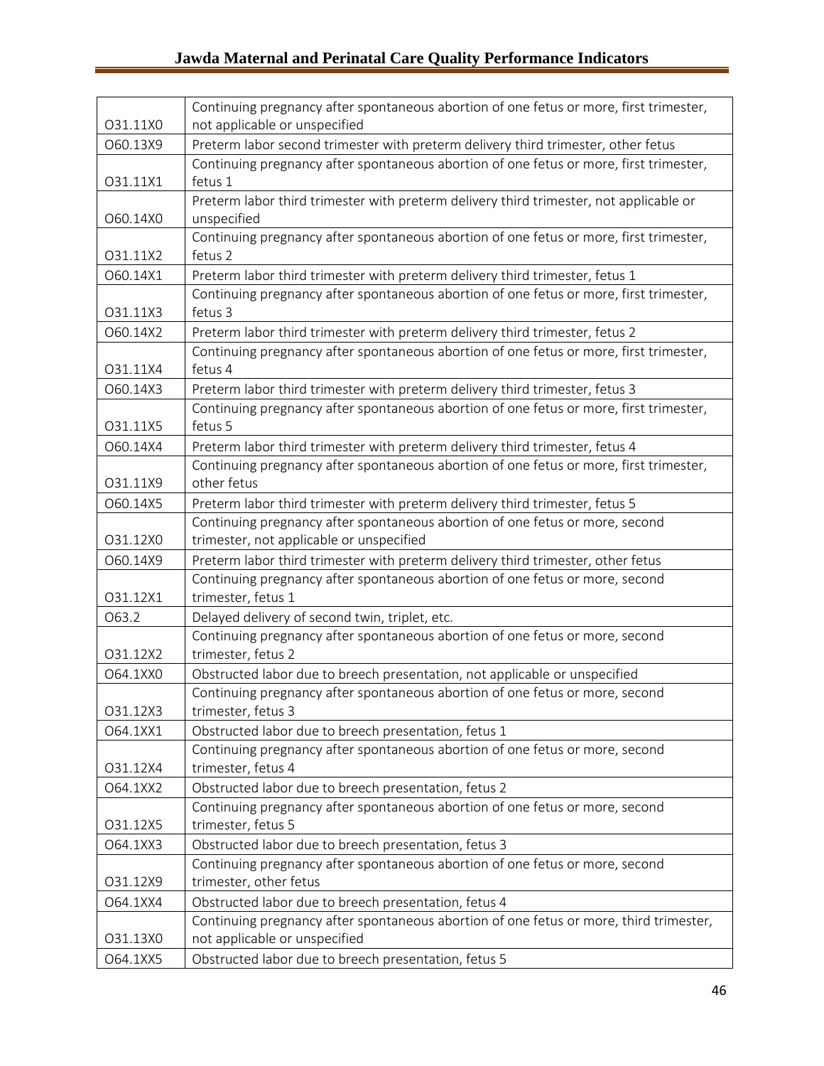| | |
|---|---|
| O31.11X0 | Continuing pregnancy after spontaneous abortion of one fetus or more, first trimester, not applicable or unspecified |
| O60.13X9 | Preterm labor second trimester with preterm delivery third trimester, other fetus |
| O31.11X1 | Continuing pregnancy after spontaneous abortion of one fetus or more, first trimester, fetus 1 |
| O60.14X0 | Preterm labor third trimester with preterm delivery third trimester, not applicable or unspecified |
| O31.11X2 | Continuing pregnancy after spontaneous abortion of one fetus or more, first trimester, fetus 2 |
| O60.14X1 | Preterm labor third trimester with preterm delivery third trimester, fetus 1 |
| O31.11X3 | Continuing pregnancy after spontaneous abortion of one fetus or more, first trimester, fetus 3 |
| O60.14X2 | Preterm labor third trimester with preterm delivery third trimester, fetus 2 |
| O31.11X4 | Continuing pregnancy after spontaneous abortion of one fetus or more, first trimester, fetus 4 |
| O60.14X3 | Preterm labor third trimester with preterm delivery third trimester, fetus 3 |
| O31.11X5 | Continuing pregnancy after spontaneous abortion of one fetus or more, first trimester, fetus 5 |
| O60.14X4 | Preterm labor third trimester with preterm delivery third trimester, fetus 4 |
| O31.11X9 | Continuing pregnancy after spontaneous abortion of one fetus or more, first trimester, other fetus |
| O60.14X5 | Preterm labor third trimester with preterm delivery third trimester, fetus 5 |
| O31.12X0 | Continuing pregnancy after spontaneous abortion of one fetus or more, second trimester, not applicable or unspecified |
| O60.14X9 | Preterm labor third trimester with preterm delivery third trimester, other fetus |
| O31.12X1 | Continuing pregnancy after spontaneous abortion of one fetus or more, second trimester, fetus 1 |
| O63.2 | Delayed delivery of second twin, triplet, etc. |
| O31.12X2 | Continuing pregnancy after spontaneous abortion of one fetus or more, second trimester, fetus 2 |
| O64.1XX0 | Obstructed labor due to breech presentation, not applicable or unspecified |
| O31.12X3 | Continuing pregnancy after spontaneous abortion of one fetus or more, second trimester, fetus 3 |
| O64.1XX1 | Obstructed labor due to breech presentation, fetus 1 |
| O31.12X4 | Continuing pregnancy after spontaneous abortion of one fetus or more, second trimester, fetus 4 |
| O64.1XX2 | Obstructed labor due to breech presentation, fetus 2 |
| O31.12X5 | Continuing pregnancy after spontaneous abortion of one fetus or more, second trimester, fetus 5 |
| O64.1XX3 | Obstructed labor due to breech presentation, fetus 3 |
| O31.12X9 | Continuing pregnancy after spontaneous abortion of one fetus or more, second trimester, other fetus |
| O64.1XX4 | Obstructed labor due to breech presentation, fetus 4 |
| O31.13X0 | Continuing pregnancy after spontaneous abortion of one fetus or more, third trimester, not applicable or unspecified |
| O64.1XX5 | Obstructed labor due to breech presentation, fetus 5 |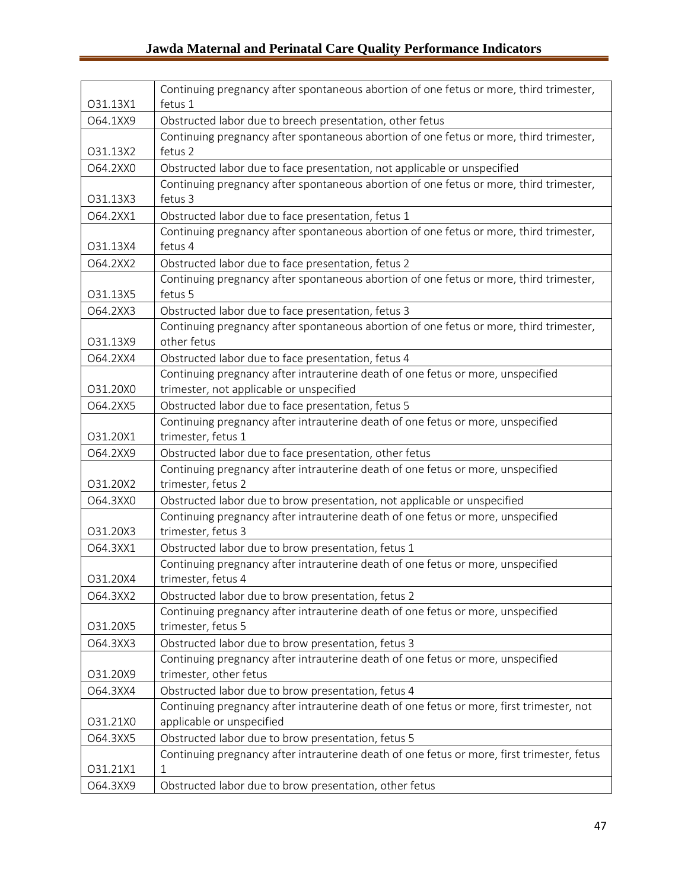| O31.13X1 | Continuing pregnancy after spontaneous abortion of one fetus or more, third trimester, fetus 1 |
|---|---|
| O64.1XX9 | Obstructed labor due to breech presentation, other fetus |
| O31.13X2 | Continuing pregnancy after spontaneous abortion of one fetus or more, third trimester, fetus 2 |
| O64.2XX0 | Obstructed labor due to face presentation, not applicable or unspecified |
| O31.13X3 | Continuing pregnancy after spontaneous abortion of one fetus or more, third trimester, fetus 3 |
| O64.2XX1 | Obstructed labor due to face presentation, fetus 1 |
| O31.13X4 | Continuing pregnancy after spontaneous abortion of one fetus or more, third trimester, fetus 4 |
| O64.2XX2 | Obstructed labor due to face presentation, fetus 2 |
| O31.13X5 | Continuing pregnancy after spontaneous abortion of one fetus or more, third trimester, fetus 5 |
| O64.2XX3 | Obstructed labor due to face presentation, fetus 3 |
| O31.13X9 | Continuing pregnancy after spontaneous abortion of one fetus or more, third trimester, other fetus |
| O64.2XX4 | Obstructed labor due to face presentation, fetus 4 |
| O31.20X0 | Continuing pregnancy after intrauterine death of one fetus or more, unspecified trimester, not applicable or unspecified |
| O64.2XX5 | Obstructed labor due to face presentation, fetus 5 |
| O31.20X1 | Continuing pregnancy after intrauterine death of one fetus or more, unspecified trimester, fetus 1 |
| O64.2XX9 | Obstructed labor due to face presentation, other fetus |
| O31.20X2 | Continuing pregnancy after intrauterine death of one fetus or more, unspecified trimester, fetus 2 |
| O64.3XX0 | Obstructed labor due to brow presentation, not applicable or unspecified |
| O31.20X3 | Continuing pregnancy after intrauterine death of one fetus or more, unspecified trimester, fetus 3 |
| O64.3XX1 | Obstructed labor due to brow presentation, fetus 1 |
| O31.20X4 | Continuing pregnancy after intrauterine death of one fetus or more, unspecified trimester, fetus 4 |
| O64.3XX2 | Obstructed labor due to brow presentation, fetus 2 |
| O31.20X5 | Continuing pregnancy after intrauterine death of one fetus or more, unspecified trimester, fetus 5 |
| O64.3XX3 | Obstructed labor due to brow presentation, fetus 3 |
| O31.20X9 | Continuing pregnancy after intrauterine death of one fetus or more, unspecified trimester, other fetus |
| O64.3XX4 | Obstructed labor due to brow presentation, fetus 4 |
| O31.21X0 | Continuing pregnancy after intrauterine death of one fetus or more, first trimester, not applicable or unspecified |
| O64.3XX5 | Obstructed labor due to brow presentation, fetus 5 |
| O31.21X1 | Continuing pregnancy after intrauterine death of one fetus or more, first trimester, fetus 1 |
| O64.3XX9 | Obstructed labor due to brow presentation, other fetus |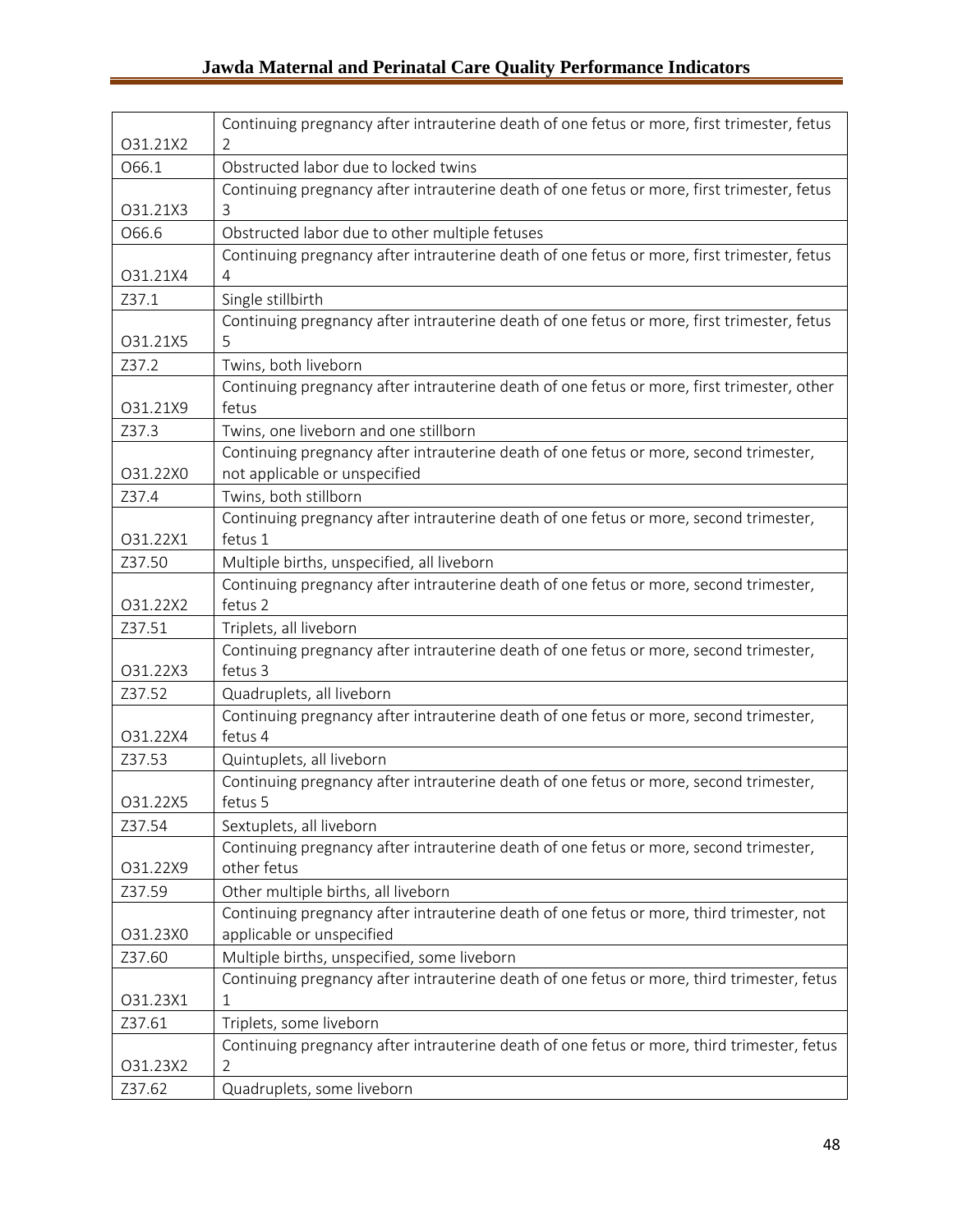| | |
|---|---|
| O31.21X2 | Continuing pregnancy after intrauterine death of one fetus or more, first trimester, fetus 2 |
| O66.1 | Obstructed labor due to locked twins |
| O31.21X3 | Continuing pregnancy after intrauterine death of one fetus or more, first trimester, fetus 3 |
| O66.6 | Obstructed labor due to other multiple fetuses |
| O31.21X4 | Continuing pregnancy after intrauterine death of one fetus or more, first trimester, fetus 4 |
| Z37.1 | Single stillbirth |
| O31.21X5 | Continuing pregnancy after intrauterine death of one fetus or more, first trimester, fetus 5 |
| Z37.2 | Twins, both liveborn |
| O31.21X9 | Continuing pregnancy after intrauterine death of one fetus or more, first trimester, other fetus |
| Z37.3 | Twins, one liveborn and one stillborn |
| O31.22X0 | Continuing pregnancy after intrauterine death of one fetus or more, second trimester, not applicable or unspecified |
| Z37.4 | Twins, both stillborn |
| O31.22X1 | Continuing pregnancy after intrauterine death of one fetus or more, second trimester, fetus 1 |
| Z37.50 | Multiple births, unspecified, all liveborn |
| O31.22X2 | Continuing pregnancy after intrauterine death of one fetus or more, second trimester, fetus 2 |
| Z37.51 | Triplets, all liveborn |
| O31.22X3 | Continuing pregnancy after intrauterine death of one fetus or more, second trimester, fetus 3 |
| Z37.52 | Quadruplets, all liveborn |
| O31.22X4 | Continuing pregnancy after intrauterine death of one fetus or more, second trimester, fetus 4 |
| Z37.53 | Quintuplets, all liveborn |
| O31.22X5 | Continuing pregnancy after intrauterine death of one fetus or more, second trimester, fetus 5 |
| Z37.54 | Sextuplets, all liveborn |
| O31.22X9 | Continuing pregnancy after intrauterine death of one fetus or more, second trimester, other fetus |
| Z37.59 | Other multiple births, all liveborn |
| O31.23X0 | Continuing pregnancy after intrauterine death of one fetus or more, third trimester, not applicable or unspecified |
| Z37.60 | Multiple births, unspecified, some liveborn |
| O31.23X1 | Continuing pregnancy after intrauterine death of one fetus or more, third trimester, fetus 1 |
| Z37.61 | Triplets, some liveborn |
| O31.23X2 | Continuing pregnancy after intrauterine death of one fetus or more, third trimester, fetus 2 |
| Z37.62 | Quadruplets, some liveborn |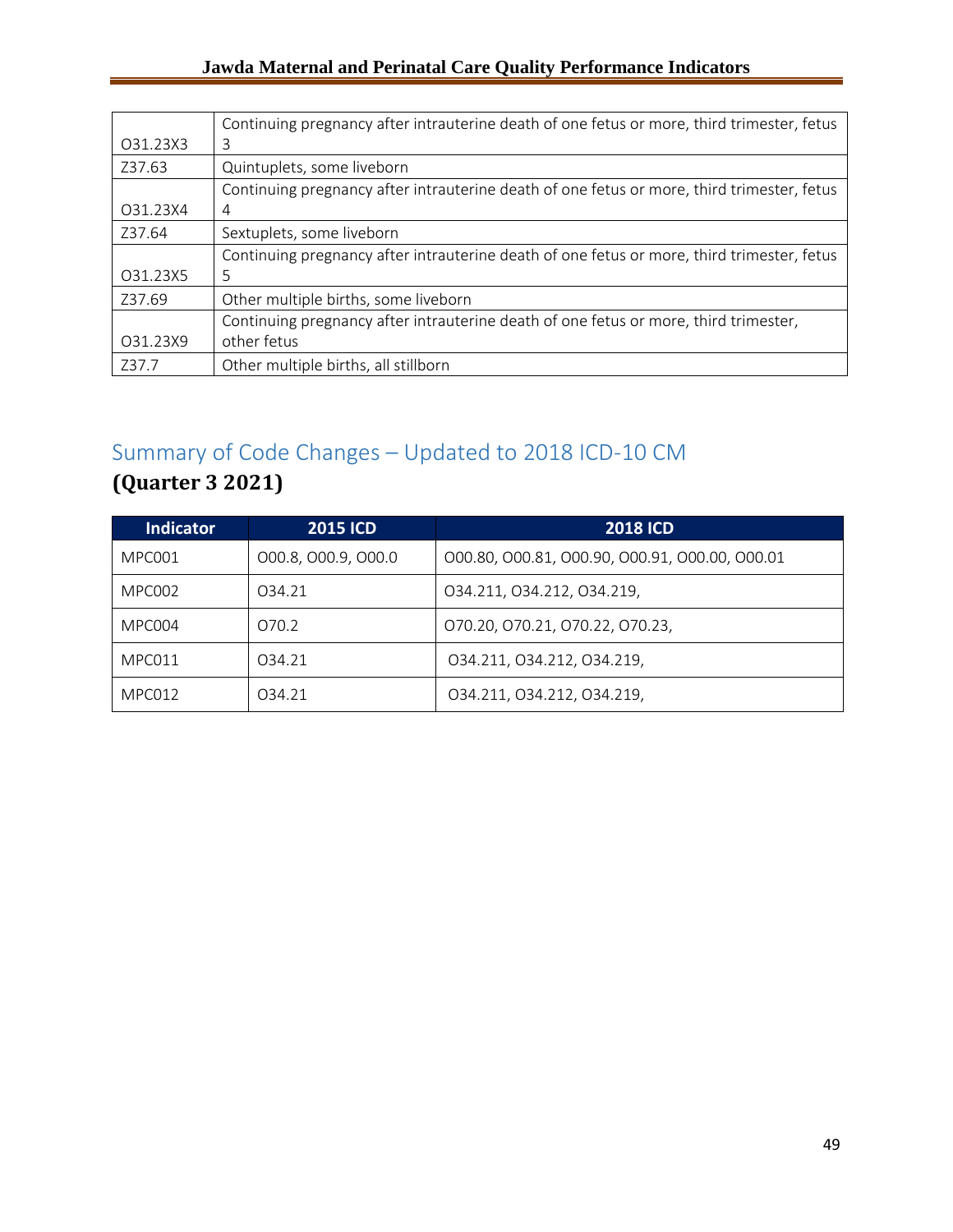| | |
|---|---|
| O31.23X3 | Continuing pregnancy after intrauterine death of one fetus or more, third trimester, fetus 3 |
| Z37.63 | Quintuplets, some liveborn |
| O31.23X4 | Continuing pregnancy after intrauterine death of one fetus or more, third trimester, fetus 4 |
| Z37.64 | Sextuplets, some liveborn |
| O31.23X5 | Continuing pregnancy after intrauterine death of one fetus or more, third trimester, fetus 5 |
| Z37.69 | Other multiple births, some liveborn |
| O31.23X9 | Continuing pregnancy after intrauterine death of one fetus or more, third trimester, other fetus |
| Z37.7 | Other multiple births, all stillborn |

## Summary of Code Changes – Updated to 2018 ICD-10 CM

**(Quarter 3 2021)**

| Indicator | 2015 ICD | 2018 ICD |
|---|---|---|
| MPC001 | O00.8, O00.9, O00.0 | O00.80, O00.81, O00.90, O00.91, O00.00, O00.01 |
| MPC002 | O34.21 | O34.211, O34.212, O34.219, |
| MPC004 | O70.2 | O70.20, O70.21, O70.22, O70.23, |
| MPC011 | O34.21 | O34.211, O34.212, O34.219, |
| MPC012 | O34.21 | O34.211, O34.212, O34.219, |